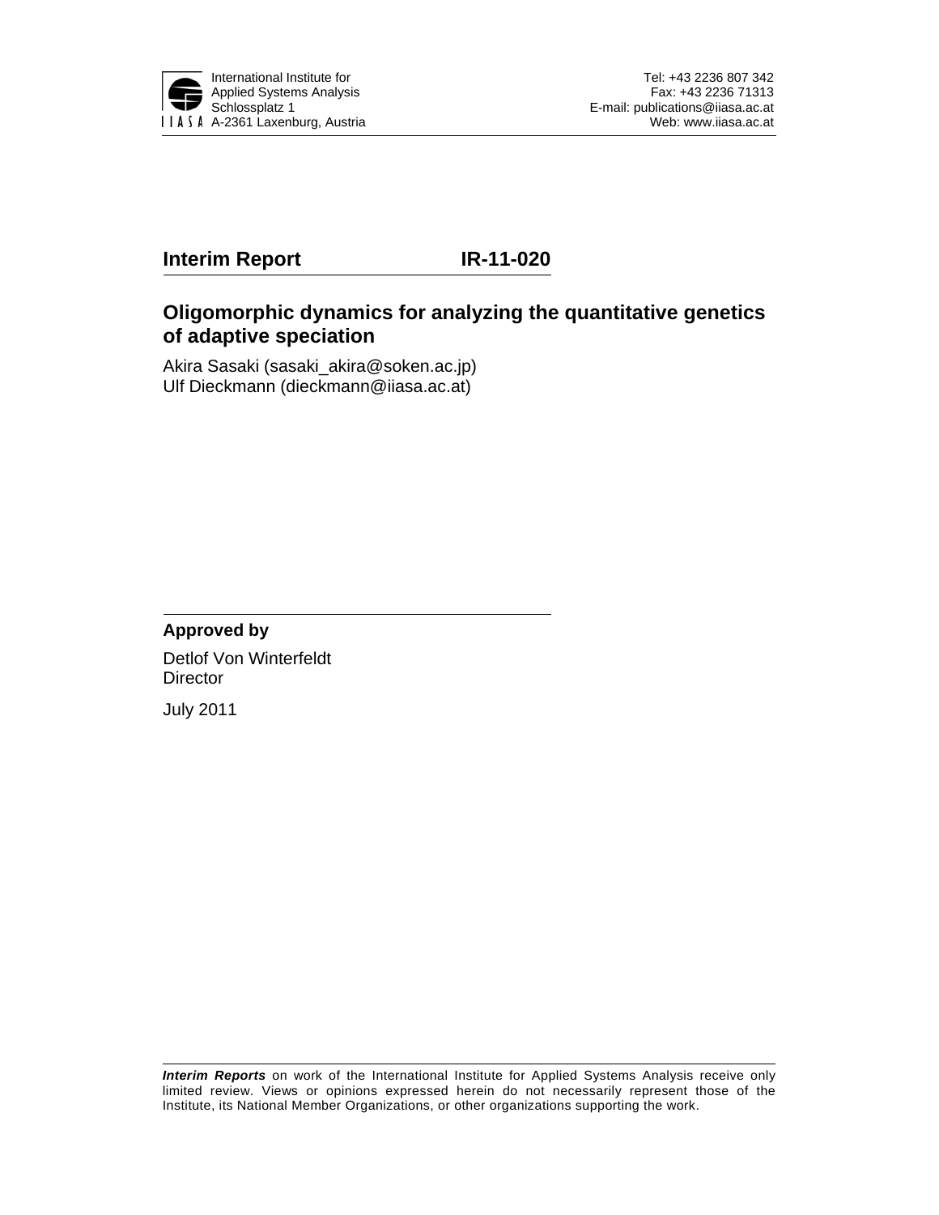International Institute for
Applied Systems Analysis
Schlossplatz 1
A-2361 Laxenburg, Austria

Tel: +43 2236 807 342
Fax: +43 2236 71313
E-mail: publications@iiasa.ac.at
Web: www.iiasa.ac.at

**Interim Report** **IR-11-020**

# Oligomorphic dynamics for analyzing the quantitative genetics of adaptive speciation

Akira Sasaki (sasaki_akira@soken.ac.jp)
Ulf Dieckmann (dieckmann@iiasa.ac.at)

**Approved by**

Detlof Von Winterfeldt
Director

July 2011

***Interim Reports*** on work of the International Institute for Applied Systems Analysis receive only limited review. Views or opinions expressed herein do not necessarily represent those of the Institute, its National Member Organizations, or other organizations supporting the work.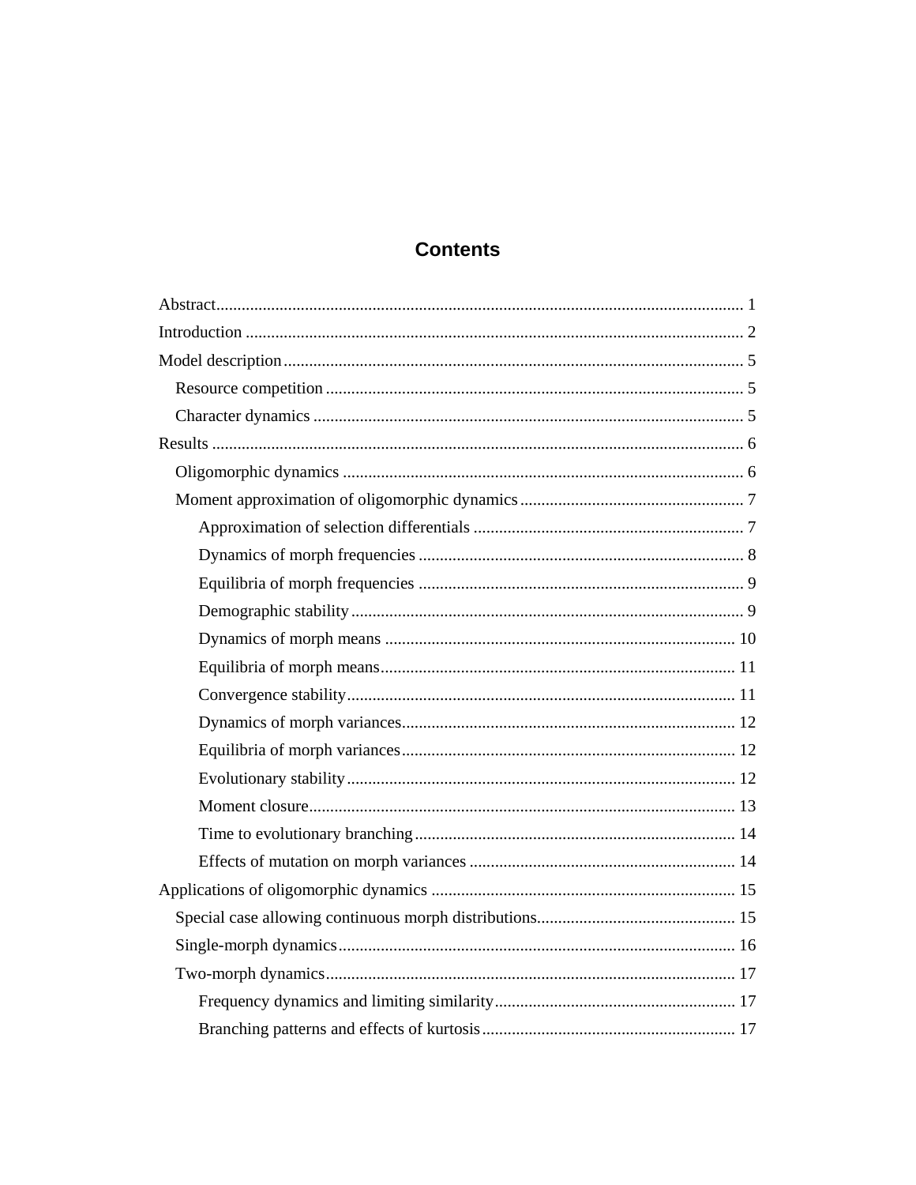# Contents

Abstract ........ 1

Introduction ........ 2

Model description ........ 5

- Resource competition ........ 5
- Character dynamics ........ 5

Results ........ 6

- Oligomorphic dynamics ........ 6
- Moment approximation of oligomorphic dynamics ........ 7
  - Approximation of selection differentials ........ 7
  - Dynamics of morph frequencies ........ 8
  - Equilibria of morph frequencies ........ 9
  - Demographic stability ........ 9
  - Dynamics of morph means ........ 10
  - Equilibria of morph means ........ 11
  - Convergence stability ........ 11
  - Dynamics of morph variances ........ 12
  - Equilibria of morph variances ........ 12
  - Evolutionary stability ........ 12
  - Moment closure ........ 13
  - Time to evolutionary branching ........ 14
  - Effects of mutation on morph variances ........ 14

Applications of oligomorphic dynamics ........ 15

- Special case allowing continuous morph distributions ........ 15
- Single-morph dynamics ........ 16
- Two-morph dynamics ........ 17
  - Frequency dynamics and limiting similarity ........ 17
  - Branching patterns and effects of kurtosis ........ 17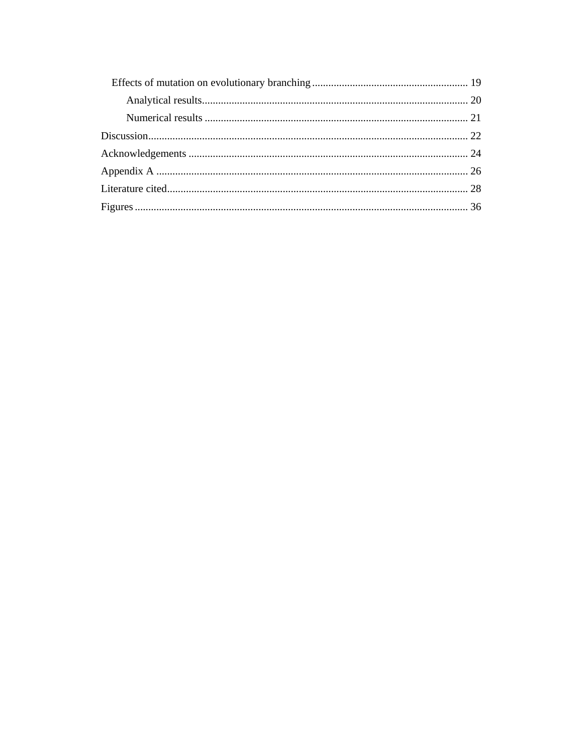Effects of mutation on evolutionary branching ........................................................ 19

Analytical results.................................................................................................. 20

Numerical results .................................................................................................. 21

Discussion...................................................................................................................... 22

Acknowledgements ...................................................................................................... 24

Appendix A .................................................................................................................. 26

Literature cited.............................................................................................................. 28

Figures .......................................................................................................................... 36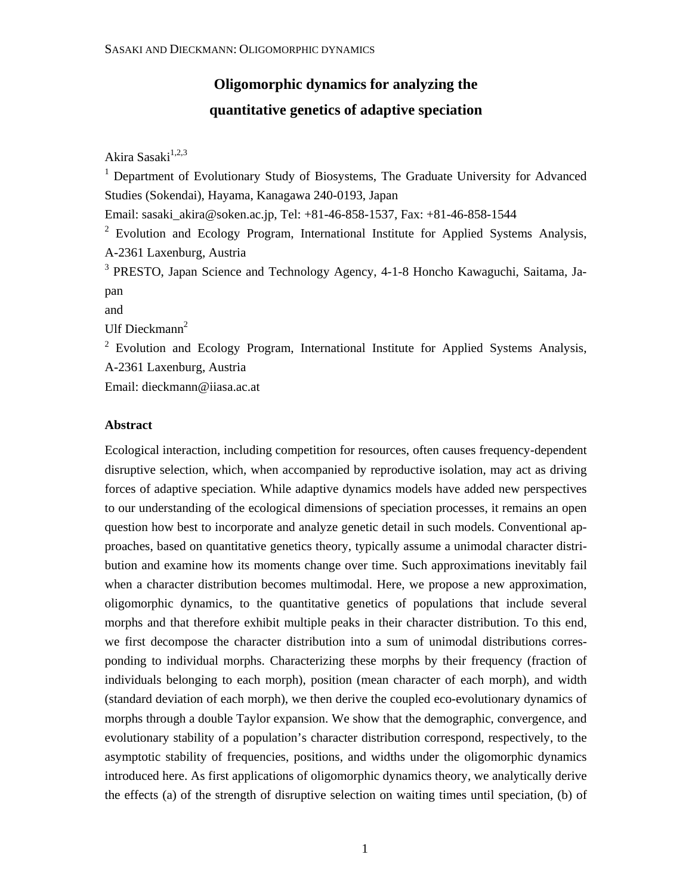# Oligomorphic dynamics for analyzing the quantitative genetics of adaptive speciation

Akira Sasaki[1,2,3]

[1] Department of Evolutionary Study of Biosystems, The Graduate University for Advanced Studies (Sokendai), Hayama, Kanagawa 240-0193, Japan

Email: sasaki_akira@soken.ac.jp, Tel: +81-46-858-1537, Fax: +81-46-858-1544

[2] Evolution and Ecology Program, International Institute for Applied Systems Analysis, A-2361 Laxenburg, Austria

[3] PRESTO, Japan Science and Technology Agency, 4-1-8 Honcho Kawaguchi, Saitama, Japan

and

Ulf Dieckmann[2]

[2] Evolution and Ecology Program, International Institute for Applied Systems Analysis, A-2361 Laxenburg, Austria

Email: dieckmann@iiasa.ac.at

### Abstract

Ecological interaction, including competition for resources, often causes frequency-dependent disruptive selection, which, when accompanied by reproductive isolation, may act as driving forces of adaptive speciation. While adaptive dynamics models have added new perspectives to our understanding of the ecological dimensions of speciation processes, it remains an open question how best to incorporate and analyze genetic detail in such models. Conventional approaches, based on quantitative genetics theory, typically assume a unimodal character distribution and examine how its moments change over time. Such approximations inevitably fail when a character distribution becomes multimodal. Here, we propose a new approximation, oligomorphic dynamics, to the quantitative genetics of populations that include several morphs and that therefore exhibit multiple peaks in their character distribution. To this end, we first decompose the character distribution into a sum of unimodal distributions corresponding to individual morphs. Characterizing these morphs by their frequency (fraction of individuals belonging to each morph), position (mean character of each morph), and width (standard deviation of each morph), we then derive the coupled eco-evolutionary dynamics of morphs through a double Taylor expansion. We show that the demographic, convergence, and evolutionary stability of a population's character distribution correspond, respectively, to the asymptotic stability of frequencies, positions, and widths under the oligomorphic dynamics introduced here. As first applications of oligomorphic dynamics theory, we analytically derive the effects (a) of the strength of disruptive selection on waiting times until speciation, (b) of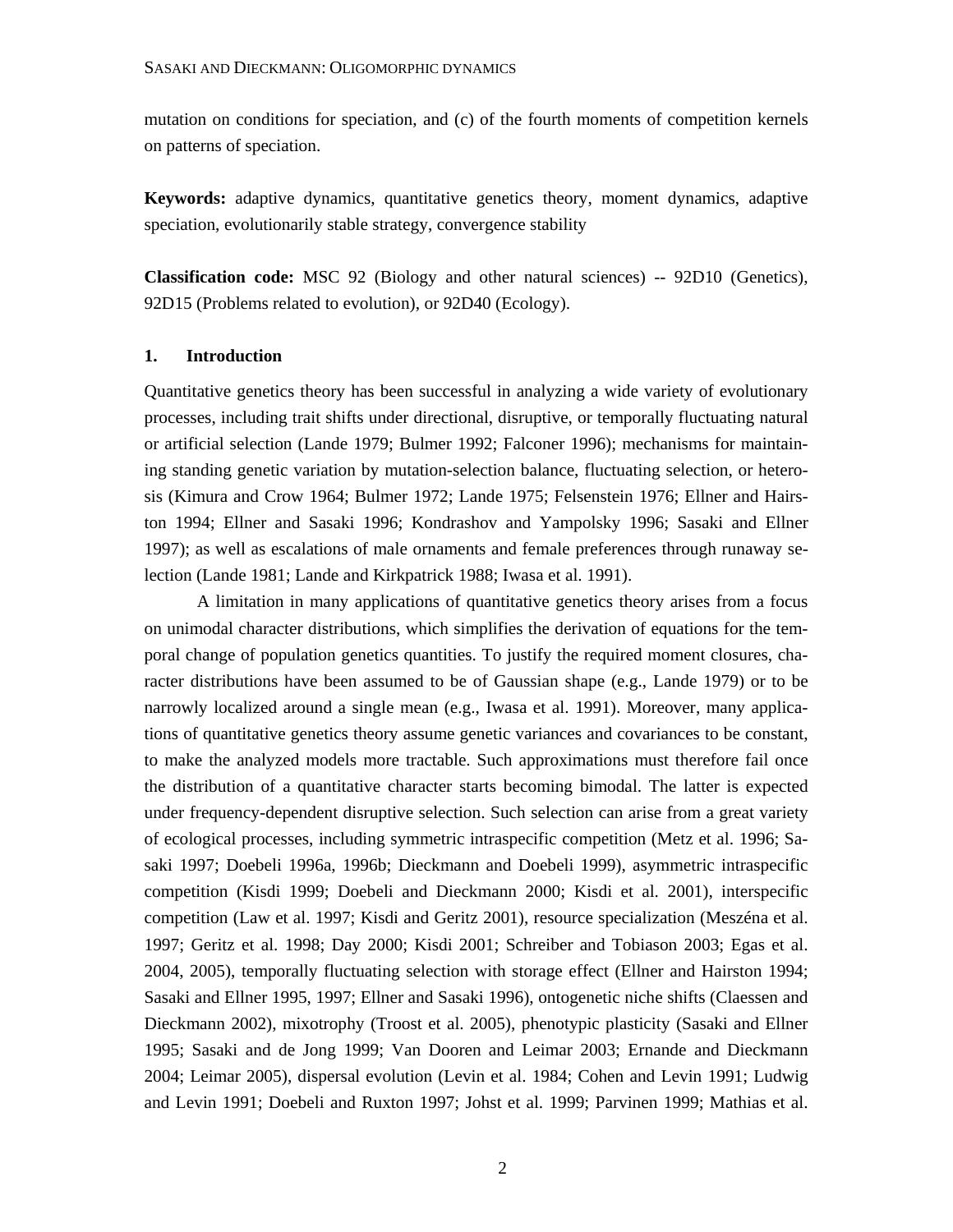mutation on conditions for speciation, and (c) of the fourth moments of competition kernels on patterns of speciation.

**Keywords:** adaptive dynamics, quantitative genetics theory, moment dynamics, adaptive speciation, evolutionarily stable strategy, convergence stability

**Classification code:** MSC 92 (Biology and other natural sciences) -- 92D10 (Genetics), 92D15 (Problems related to evolution), or 92D40 (Ecology).

## 1. Introduction

Quantitative genetics theory has been successful in analyzing a wide variety of evolutionary processes, including trait shifts under directional, disruptive, or temporally fluctuating natural or artificial selection (Lande 1979; Bulmer 1992; Falconer 1996); mechanisms for maintaining standing genetic variation by mutation-selection balance, fluctuating selection, or heterosis (Kimura and Crow 1964; Bulmer 1972; Lande 1975; Felsenstein 1976; Ellner and Hairston 1994; Ellner and Sasaki 1996; Kondrashov and Yampolsky 1996; Sasaki and Ellner 1997); as well as escalations of male ornaments and female preferences through runaway selection (Lande 1981; Lande and Kirkpatrick 1988; Iwasa et al. 1991).

A limitation in many applications of quantitative genetics theory arises from a focus on unimodal character distributions, which simplifies the derivation of equations for the temporal change of population genetics quantities. To justify the required moment closures, character distributions have been assumed to be of Gaussian shape (e.g., Lande 1979) or to be narrowly localized around a single mean (e.g., Iwasa et al. 1991). Moreover, many applications of quantitative genetics theory assume genetic variances and covariances to be constant, to make the analyzed models more tractable. Such approximations must therefore fail once the distribution of a quantitative character starts becoming bimodal. The latter is expected under frequency-dependent disruptive selection. Such selection can arise from a great variety of ecological processes, including symmetric intraspecific competition (Metz et al. 1996; Sasaki 1997; Doebeli 1996a, 1996b; Dieckmann and Doebeli 1999), asymmetric intraspecific competition (Kisdi 1999; Doebeli and Dieckmann 2000; Kisdi et al. 2001), interspecific competition (Law et al. 1997; Kisdi and Geritz 2001), resource specialization (Meszéna et al. 1997; Geritz et al. 1998; Day 2000; Kisdi 2001; Schreiber and Tobiason 2003; Egas et al. 2004, 2005), temporally fluctuating selection with storage effect (Ellner and Hairston 1994; Sasaki and Ellner 1995, 1997; Ellner and Sasaki 1996), ontogenetic niche shifts (Claessen and Dieckmann 2002), mixotrophy (Troost et al. 2005), phenotypic plasticity (Sasaki and Ellner 1995; Sasaki and de Jong 1999; Van Dooren and Leimar 2003; Ernande and Dieckmann 2004; Leimar 2005), dispersal evolution (Levin et al. 1984; Cohen and Levin 1991; Ludwig and Levin 1991; Doebeli and Ruxton 1997; Johst et al. 1999; Parvinen 1999; Mathias et al.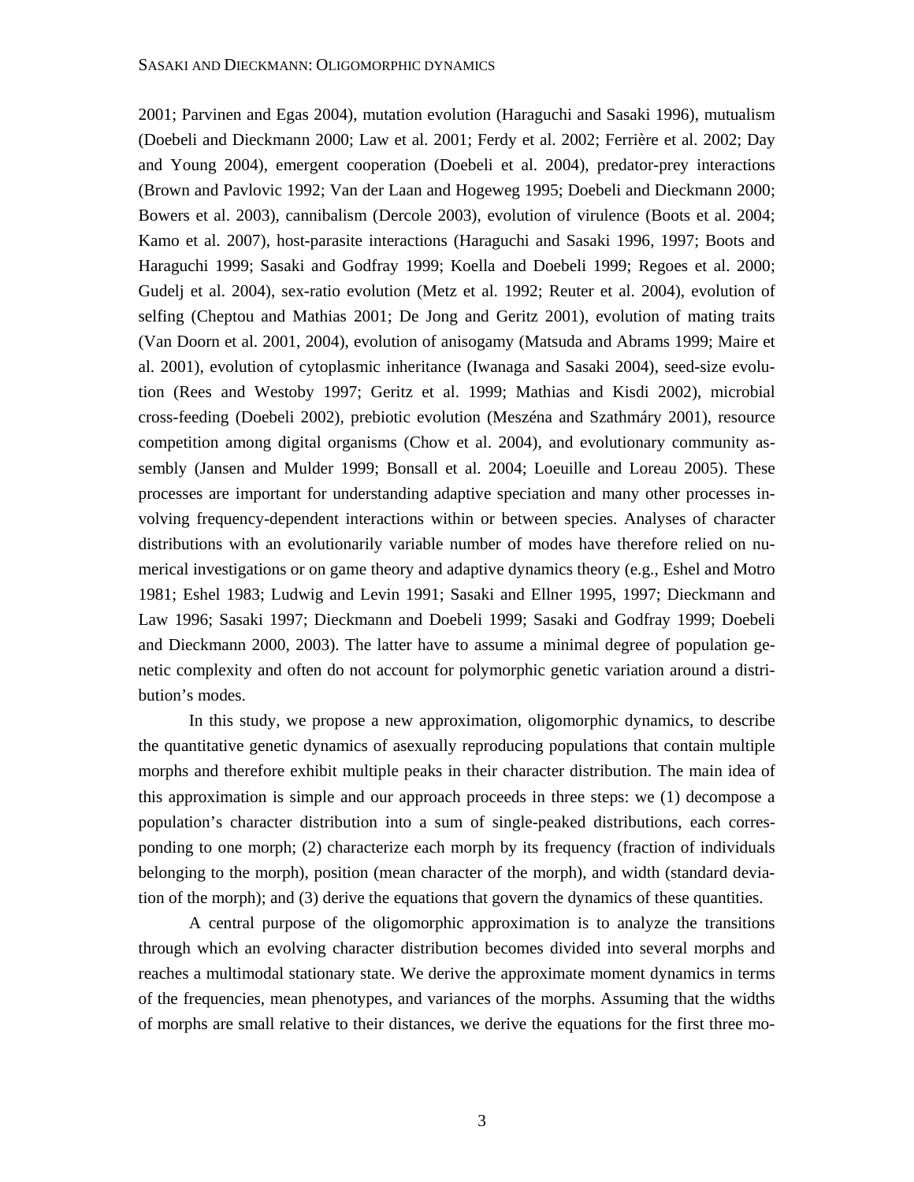2001; Parvinen and Egas 2004), mutation evolution (Haraguchi and Sasaki 1996), mutualism (Doebeli and Dieckmann 2000; Law et al. 2001; Ferdy et al. 2002; Ferrière et al. 2002; Day and Young 2004), emergent cooperation (Doebeli et al. 2004), predator-prey interactions (Brown and Pavlovic 1992; Van der Laan and Hogeweg 1995; Doebeli and Dieckmann 2000; Bowers et al. 2003), cannibalism (Dercole 2003), evolution of virulence (Boots et al. 2004; Kamo et al. 2007), host-parasite interactions (Haraguchi and Sasaki 1996, 1997; Boots and Haraguchi 1999; Sasaki and Godfray 1999; Koella and Doebeli 1999; Regoes et al. 2000; Gudelj et al. 2004), sex-ratio evolution (Metz et al. 1992; Reuter et al. 2004), evolution of selfing (Cheptou and Mathias 2001; De Jong and Geritz 2001), evolution of mating traits (Van Doorn et al. 2001, 2004), evolution of anisogamy (Matsuda and Abrams 1999; Maire et al. 2001), evolution of cytoplasmic inheritance (Iwanaga and Sasaki 2004), seed-size evolution (Rees and Westoby 1997; Geritz et al. 1999; Mathias and Kisdi 2002), microbial cross-feeding (Doebeli 2002), prebiotic evolution (Meszéna and Szathmáry 2001), resource competition among digital organisms (Chow et al. 2004), and evolutionary community assembly (Jansen and Mulder 1999; Bonsall et al. 2004; Loeuille and Loreau 2005). These processes are important for understanding adaptive speciation and many other processes involving frequency-dependent interactions within or between species. Analyses of character distributions with an evolutionarily variable number of modes have therefore relied on numerical investigations or on game theory and adaptive dynamics theory (e.g., Eshel and Motro 1981; Eshel 1983; Ludwig and Levin 1991; Sasaki and Ellner 1995, 1997; Dieckmann and Law 1996; Sasaki 1997; Dieckmann and Doebeli 1999; Sasaki and Godfray 1999; Doebeli and Dieckmann 2000, 2003). The latter have to assume a minimal degree of population genetic complexity and often do not account for polymorphic genetic variation around a distribution's modes.

In this study, we propose a new approximation, oligomorphic dynamics, to describe the quantitative genetic dynamics of asexually reproducing populations that contain multiple morphs and therefore exhibit multiple peaks in their character distribution. The main idea of this approximation is simple and our approach proceeds in three steps: we (1) decompose a population's character distribution into a sum of single-peaked distributions, each corresponding to one morph; (2) characterize each morph by its frequency (fraction of individuals belonging to the morph), position (mean character of the morph), and width (standard deviation of the morph); and (3) derive the equations that govern the dynamics of these quantities.

A central purpose of the oligomorphic approximation is to analyze the transitions through which an evolving character distribution becomes divided into several morphs and reaches a multimodal stationary state. We derive the approximate moment dynamics in terms of the frequencies, mean phenotypes, and variances of the morphs. Assuming that the widths of morphs are small relative to their distances, we derive the equations for the first three mo-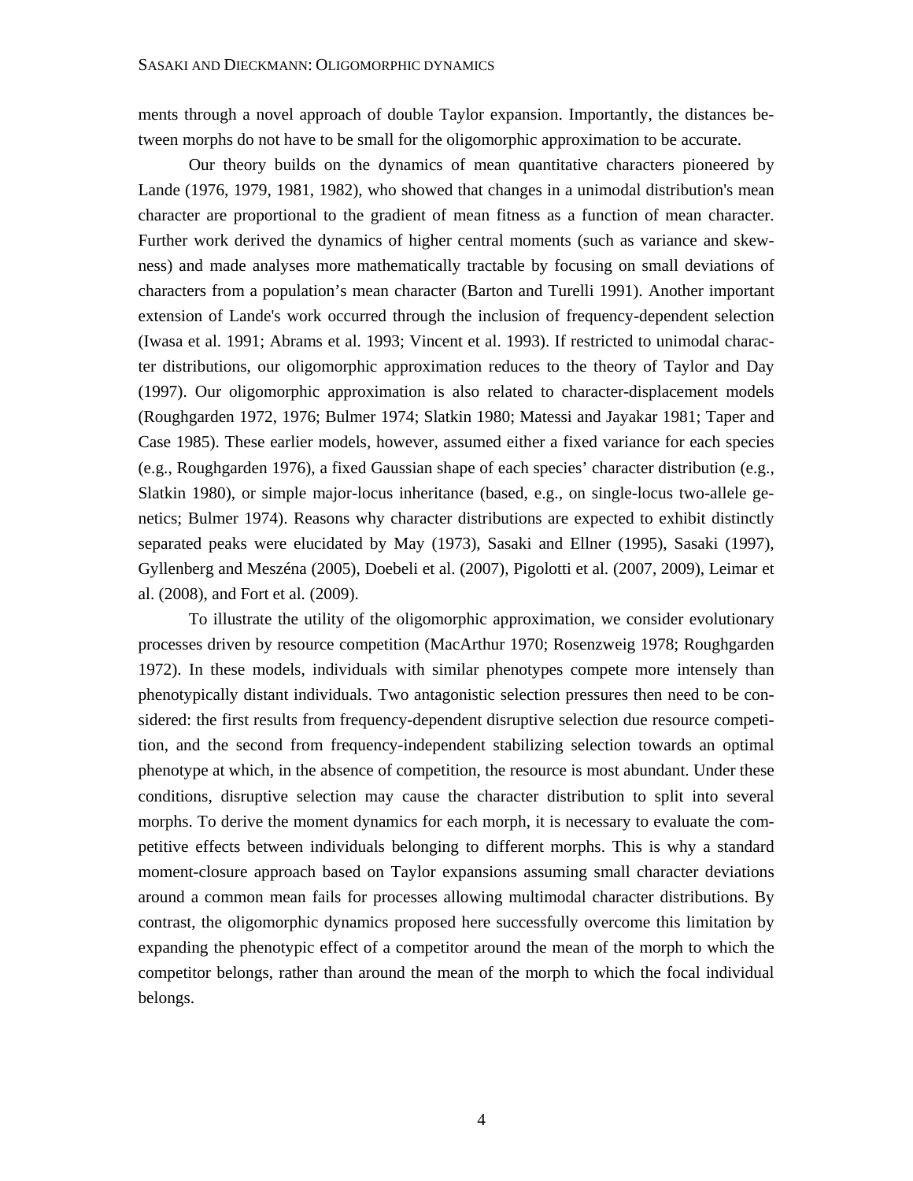ments through a novel approach of double Taylor expansion. Importantly, the distances between morphs do not have to be small for the oligomorphic approximation to be accurate.

Our theory builds on the dynamics of mean quantitative characters pioneered by Lande (1976, 1979, 1981, 1982), who showed that changes in a unimodal distribution's mean character are proportional to the gradient of mean fitness as a function of mean character. Further work derived the dynamics of higher central moments (such as variance and skewness) and made analyses more mathematically tractable by focusing on small deviations of characters from a population's mean character (Barton and Turelli 1991). Another important extension of Lande's work occurred through the inclusion of frequency-dependent selection (Iwasa et al. 1991; Abrams et al. 1993; Vincent et al. 1993). If restricted to unimodal character distributions, our oligomorphic approximation reduces to the theory of Taylor and Day (1997). Our oligomorphic approximation is also related to character-displacement models (Roughgarden 1972, 1976; Bulmer 1974; Slatkin 1980; Matessi and Jayakar 1981; Taper and Case 1985). These earlier models, however, assumed either a fixed variance for each species (e.g., Roughgarden 1976), a fixed Gaussian shape of each species' character distribution (e.g., Slatkin 1980), or simple major-locus inheritance (based, e.g., on single-locus two-allele genetics; Bulmer 1974). Reasons why character distributions are expected to exhibit distinctly separated peaks were elucidated by May (1973), Sasaki and Ellner (1995), Sasaki (1997), Gyllenberg and Meszéna (2005), Doebeli et al. (2007), Pigolotti et al. (2007, 2009), Leimar et al. (2008), and Fort et al. (2009).

To illustrate the utility of the oligomorphic approximation, we consider evolutionary processes driven by resource competition (MacArthur 1970; Rosenzweig 1978; Roughgarden 1972). In these models, individuals with similar phenotypes compete more intensely than phenotypically distant individuals. Two antagonistic selection pressures then need to be considered: the first results from frequency-dependent disruptive selection due resource competition, and the second from frequency-independent stabilizing selection towards an optimal phenotype at which, in the absence of competition, the resource is most abundant. Under these conditions, disruptive selection may cause the character distribution to split into several morphs. To derive the moment dynamics for each morph, it is necessary to evaluate the competitive effects between individuals belonging to different morphs. This is why a standard moment-closure approach based on Taylor expansions assuming small character deviations around a common mean fails for processes allowing multimodal character distributions. By contrast, the oligomorphic dynamics proposed here successfully overcome this limitation by expanding the phenotypic effect of a competitor around the mean of the morph to which the competitor belongs, rather than around the mean of the morph to which the focal individual belongs.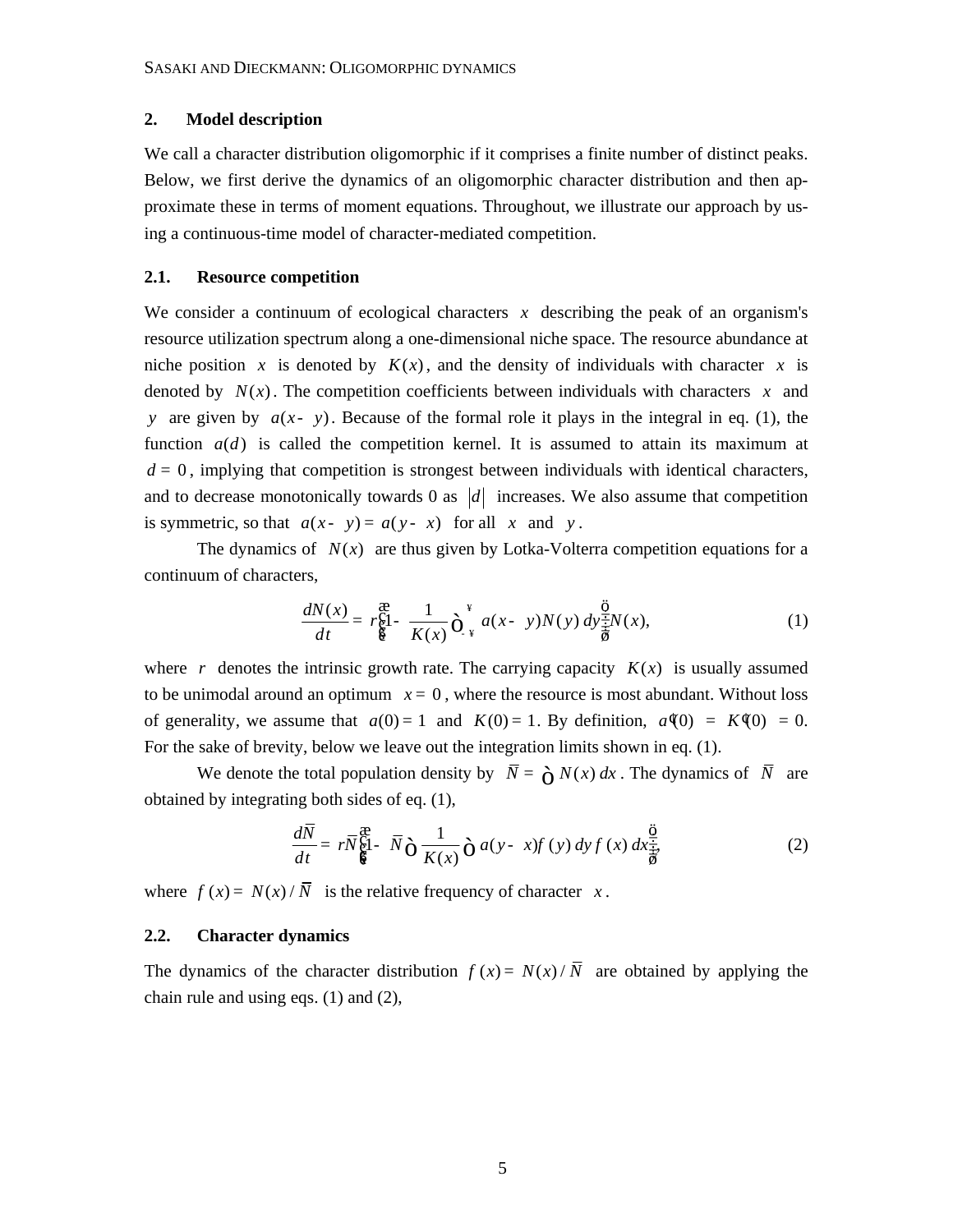## 2. Model description

We call a character distribution oligomorphic if it comprises a finite number of distinct peaks. Below, we first derive the dynamics of an oligomorphic character distribution and then approximate these in terms of moment equations. Throughout, we illustrate our approach by using a continuous-time model of character-mediated competition.

### 2.1. Resource competition

We consider a continuum of ecological characters $x$ describing the peak of an organism's resource utilization spectrum along a one-dimensional niche space. The resource abundance at niche position $x$ is denoted by $K(x)$, and the density of individuals with character $x$ is denoted by $N(x)$. The competition coefficients between individuals with characters $x$ and $y$ are given by $a(x-y)$. Because of the formal role it plays in the integral in eq. (1), the function $a(d)$ is called the competition kernel. It is assumed to attain its maximum at $d = 0$, implying that competition is strongest between individuals with identical characters, and to decrease monotonically towards 0 as $|d|$ increases. We also assume that competition is symmetric, so that $a(x-y) = a(y-x)$ for all $x$ and $y$.

The dynamics of $N(x)$ are thus given by Lotka-Volterra competition equations for a continuum of characters,

$$\frac{dN(x)}{dt} = r\left(1 - \frac{1}{K(x)}\int_{-\infty}^{\infty} a(x-y)N(y)\,dy\right)N(x), \tag{1}$$

where $r$ denotes the intrinsic growth rate. The carrying capacity $K(x)$ is usually assumed to be unimodal around an optimum $x = 0$, where the resource is most abundant. Without loss of generality, we assume that $a(0) = 1$ and $K(0) = 1$. By definition, $a'(0) = K'(0) = 0$. For the sake of brevity, below we leave out the integration limits shown in eq. (1).

We denote the total population density by $\bar{N} = \int N(x)\,dx$. The dynamics of $\bar{N}$ are obtained by integrating both sides of eq. (1),

$$\frac{d\bar{N}}{dt} = r\bar{N}\left(1 - \bar{N}\int \frac{1}{K(x)}\int a(y-x)f(y)\,dy\,f(x)\,dx\right), \tag{2}$$

where $f(x) = N(x)/\bar{N}$ is the relative frequency of character $x$.

### 2.2. Character dynamics

The dynamics of the character distribution $f(x) = N(x)/\bar{N}$ are obtained by applying the chain rule and using eqs. (1) and (2),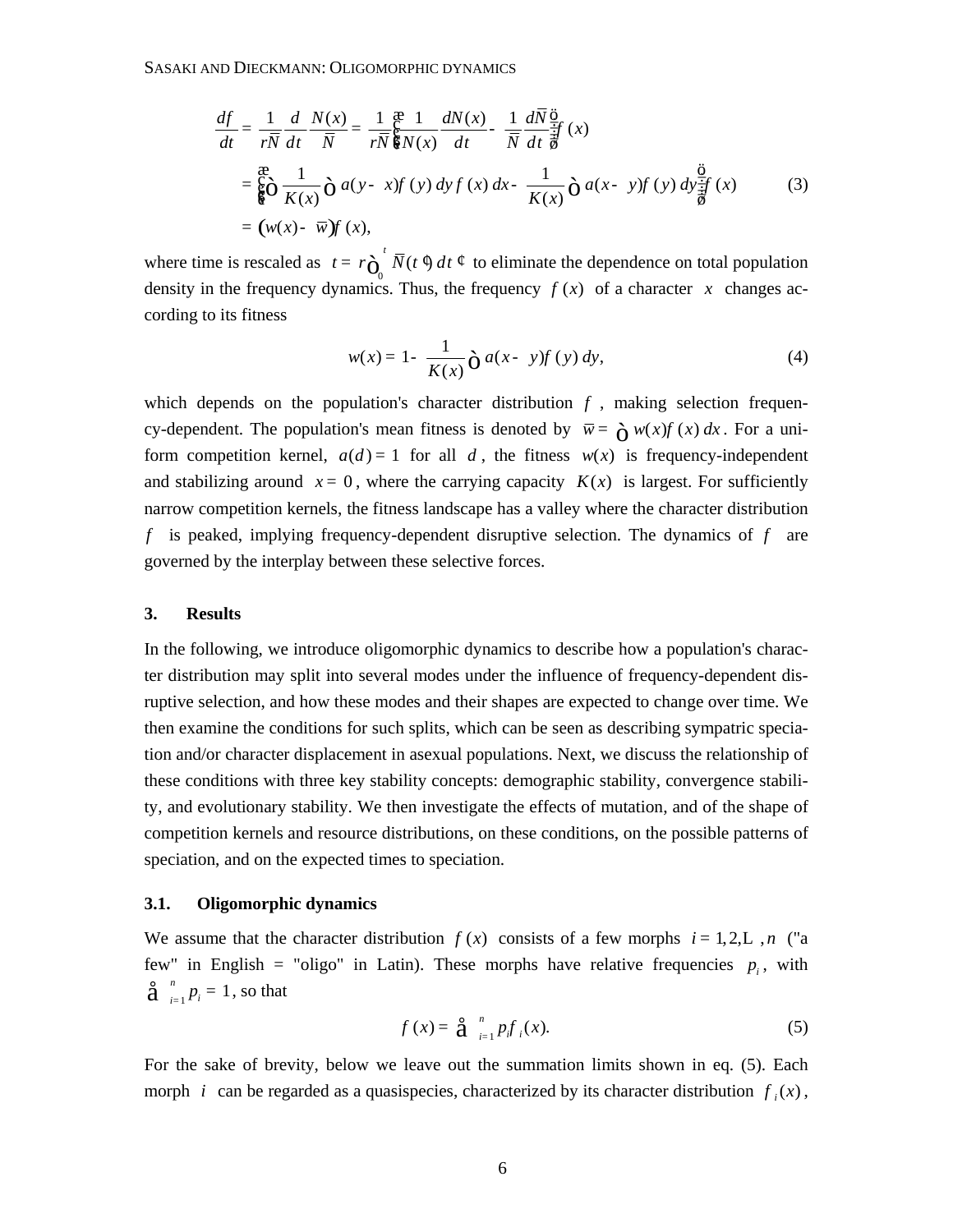$$
\begin{aligned}
\frac{df}{dt} &= \frac{1}{r\bar{N}}\frac{d}{dt}\frac{N(x)}{\bar{N}} = \frac{1}{r\bar{N}}\left(\frac{1}{N(x)}\frac{dN(x)}{dt} - \frac{1}{\bar{N}}\frac{d\bar{N}}{dt}\right)f(x) \\
&= \left(\int \frac{1}{K(x)}\int a(y-x)f(y)\,dy\,f(x)\,dx - \frac{1}{K(x)}\int a(x-y)f(y)\,dy\right)f(x) \qquad (3)\\
&= \left(w(x) - \bar{w}\right)f(x),
\end{aligned}
$$

where time is rescaled as $t = r\int_0^t \bar{N}(t')\,dt'$ to eliminate the dependence on total population density in the frequency dynamics. Thus, the frequency $f(x)$ of a character $x$ changes according to its fitness

$$
w(x) = 1 - \frac{1}{K(x)}\int a(x-y)f(y)\,dy, \qquad (4)
$$

which depends on the population's character distribution $f$, making selection frequency-dependent. The population's mean fitness is denoted by $\bar{w} = \int w(x)f(x)\,dx$. For a uniform competition kernel, $a(d) = 1$ for all $d$, the fitness $w(x)$ is frequency-independent and stabilizing around $x = 0$, where the carrying capacity $K(x)$ is largest. For sufficiently narrow competition kernels, the fitness landscape has a valley where the character distribution $f$ is peaked, implying frequency-dependent disruptive selection. The dynamics of $f$ are governed by the interplay between these selective forces.

## 3. Results

In the following, we introduce oligomorphic dynamics to describe how a population's character distribution may split into several modes under the influence of frequency-dependent disruptive selection, and how these modes and their shapes are expected to change over time. We then examine the conditions for such splits, which can be seen as describing sympatric speciation and/or character displacement in asexual populations. Next, we discuss the relationship of these conditions with three key stability concepts: demographic stability, convergence stability, and evolutionary stability. We then investigate the effects of mutation, and of the shape of competition kernels and resource distributions, on these conditions, on the possible patterns of speciation, and on the expected times to speciation.

### 3.1. Oligomorphic dynamics

We assume that the character distribution $f(x)$ consists of a few morphs $i = 1, 2, \ldots, n$ ("a few" in English = "oligo" in Latin). These morphs have relative frequencies $p_i$, with $\sum_{i=1}^{n} p_i = 1$, so that

$$
f(x) = \sum_{i=1}^{n} p_i f_i(x). \qquad (5)
$$

For the sake of brevity, below we leave out the summation limits shown in eq. (5). Each morph $i$ can be regarded as a quasispecies, characterized by its character distribution $f_i(x)$,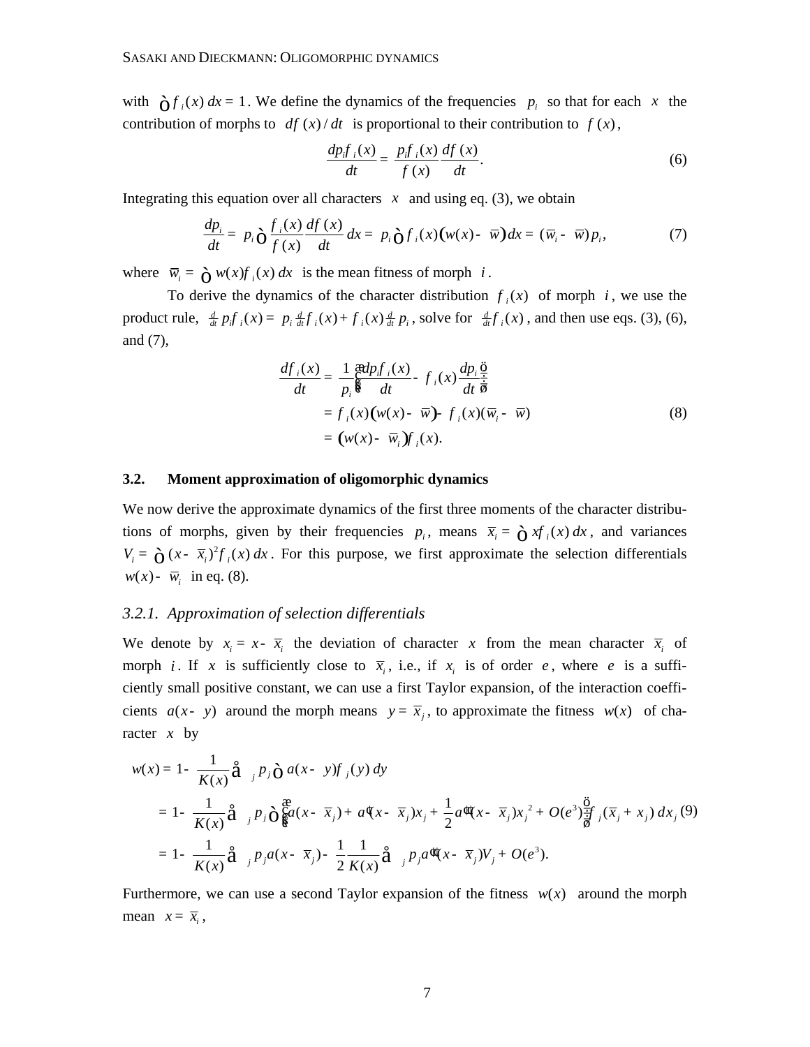with $\int f_i(x)\,dx = 1$. We define the dynamics of the frequencies $p_i$ so that for each $x$ the contribution of morphs to $df(x)/dt$ is proportional to their contribution to $f(x)$,

$$\frac{dp_i f_i(x)}{dt} = \frac{p_i f_i(x)}{f(x)} \frac{df(x)}{dt}. \tag{6}$$

Integrating this equation over all characters $x$ and using eq. (3), we obtain

$$\frac{dp_i}{dt} = p_i \int \frac{f_i(x)}{f(x)} \frac{df(x)}{dt}\,dx = p_i \int f_i(x)\big(w(x) - \overline{w}\big)\,dx = (\overline{w}_i - \overline{w})\,p_i, \tag{7}$$

where $\overline{w}_i = \int w(x) f_i(x)\,dx$ is the mean fitness of morph $i$.

To derive the dynamics of the character distribution $f_i(x)$ of morph $i$, we use the product rule, $\frac{d}{dt} p_i f_i(x) = p_i \frac{d}{dt} f_i(x) + f_i(x) \frac{d}{dt} p_i$, solve for $\frac{d}{dt} f_i(x)$, and then use eqs. (3), (6), and (7),

$$\begin{aligned}
\frac{df_i(x)}{dt} &= \frac{1}{p_i}\left(\frac{dp_i f_i(x)}{dt} - f_i(x)\frac{dp_i}{dt}\right) \\
&= f_i(x)\big(w(x) - \overline{w}\big) - f_i(x)(\overline{w}_i - \overline{w}) \\
&= \big(w(x) - \overline{w}_i\big) f_i(x).
\end{aligned} \tag{8}$$

### 3.2. Moment approximation of oligomorphic dynamics

We now derive the approximate dynamics of the first three moments of the character distributions of morphs, given by their frequencies $p_i$, means $\overline{x}_i = \int x f_i(x)\,dx$, and variances $V_i = \int (x - \overline{x}_i)^2 f_i(x)\,dx$. For this purpose, we first approximate the selection differentials $w(x) - \overline{w}_i$ in eq. (8).

#### *3.2.1. Approximation of selection differentials*

We denote by $x_i = x - \overline{x}_i$ the deviation of character $x$ from the mean character $\overline{x}_i$ of morph $i$. If $x$ is sufficiently close to $\overline{x}_i$, i.e., if $x_i$ is of order $e$, where $e$ is a sufficiently small positive constant, we can use a first Taylor expansion, of the interaction coefficients $a(x - y)$ around the morph means $y = \overline{x}_j$, to approximate the fitness $w(x)$ of character $x$ by

$$\begin{aligned}
w(x) &= 1 - \frac{1}{K(x)} \sum\nolimits_j p_j \int a(x - y) f_j(y)\,dy \\
&= 1 - \frac{1}{K(x)} \sum\nolimits_j p_j \int \left(a(x - \overline{x}_j) + a'(x - \overline{x}_j)x_j + \frac{1}{2}a''(x - \overline{x}_j)x_j^{\,2} + O(e^3)\right) f_j(\overline{x}_j + x_j)\,dx_j \\
&= 1 - \frac{1}{K(x)} \sum\nolimits_j p_j a(x - \overline{x}_j) - \frac{1}{2}\frac{1}{K(x)} \sum\nolimits_j p_j a''(x - \overline{x}_j) V_j + O(e^3).
\end{aligned} \tag{9}$$

Furthermore, we can use a second Taylor expansion of the fitness $w(x)$ around the morph mean $x = \overline{x}_i$,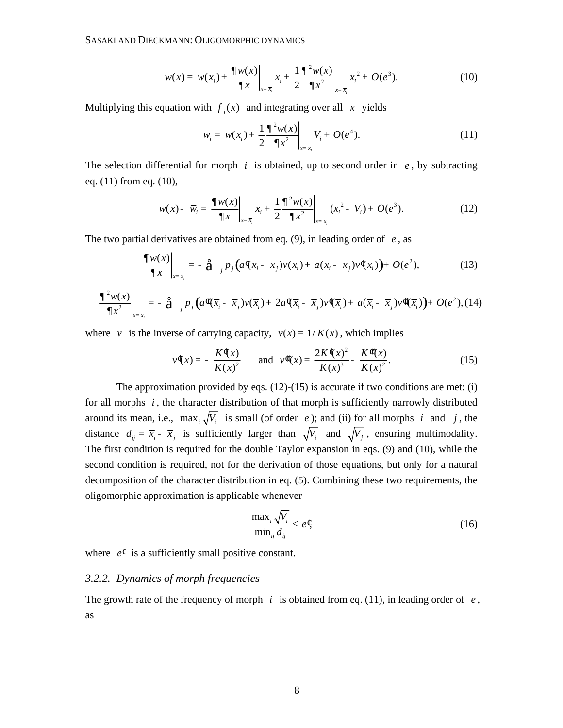$$w(x) = w(\bar{x}_i) + \left.\frac{\partial w(x)}{\partial x}\right|_{x=\bar{x}_i} x_i + \frac{1}{2}\left.\frac{\partial^2 w(x)}{\partial x^2}\right|_{x=\bar{x}_i} x_i^{\,2} + O(e^3). \tag{10}$$

Multiplying this equation with $f_i(x)$ and integrating over all $x$ yields

$$\bar{w}_i = w(\bar{x}_i) + \frac{1}{2}\left.\frac{\partial^2 w(x)}{\partial x^2}\right|_{x=\bar{x}_i} V_i + O(e^4). \tag{11}$$

The selection differential for morph $i$ is obtained, up to second order in $e$, by subtracting eq. (11) from eq. (10),

$$w(x) - \bar{w}_i = \left.\frac{\partial w(x)}{\partial x}\right|_{x=\bar{x}_i} x_i + \frac{1}{2}\left.\frac{\partial^2 w(x)}{\partial x^2}\right|_{x=\bar{x}_i} (x_i^{\,2} - V_i) + O(e^3). \tag{12}$$

The two partial derivatives are obtained from eq. (9), in leading order of $e$, as

$$\left.\frac{\partial w(x)}{\partial x}\right|_{x=\bar{x}_i} = -\sum_j p_j \left(a'(\bar{x}_i - \bar{x}_j)v(\bar{x}_i) + a(\bar{x}_i - \bar{x}_j)v'(\bar{x}_i)\right) + O(e^2), \tag{13}$$

$$\left.\frac{\partial^2 w(x)}{\partial x^2}\right|_{x=\bar{x}_i} = -\sum_j p_j \left(a''(\bar{x}_i - \bar{x}_j)v(\bar{x}_i) + 2a'(\bar{x}_i - \bar{x}_j)v'(\bar{x}_i) + a(\bar{x}_i - \bar{x}_j)v''(\bar{x}_i)\right) + O(e^2), \tag{14}$$

where $v$ is the inverse of carrying capacity, $v(x) = 1/K(x)$, which implies

$$v'(x) = -\frac{K'(x)}{K(x)^2} \quad \text{and} \quad v''(x) = \frac{2K'(x)^2}{K(x)^3} - \frac{K''(x)}{K(x)^2}. \tag{15}$$

The approximation provided by eqs. (12)-(15) is accurate if two conditions are met: (i) for all morphs $i$, the character distribution of that morph is sufficiently narrowly distributed around its mean, i.e., $\max_i \sqrt{V_i}$ is small (of order $e$); and (ii) for all morphs $i$ and $j$, the distance $d_{ij} = \bar{x}_i - \bar{x}_j$ is sufficiently larger than $\sqrt{V_i}$ and $\sqrt{V_j}$, ensuring multimodality. The first condition is required for the double Taylor expansion in eqs. (9) and (10), while the second condition is required, not for the derivation of those equations, but only for a natural decomposition of the character distribution in eq. (5). Combining these two requirements, the oligomorphic approximation is applicable whenever

$$\frac{\max_i \sqrt{V_i}}{\min_{ij} d_{ij}} < e', \tag{16}$$

where $e'$ is a sufficiently small positive constant.

### *3.2.2. Dynamics of morph frequencies*

The growth rate of the frequency of morph $i$ is obtained from eq. (11), in leading order of $e$, as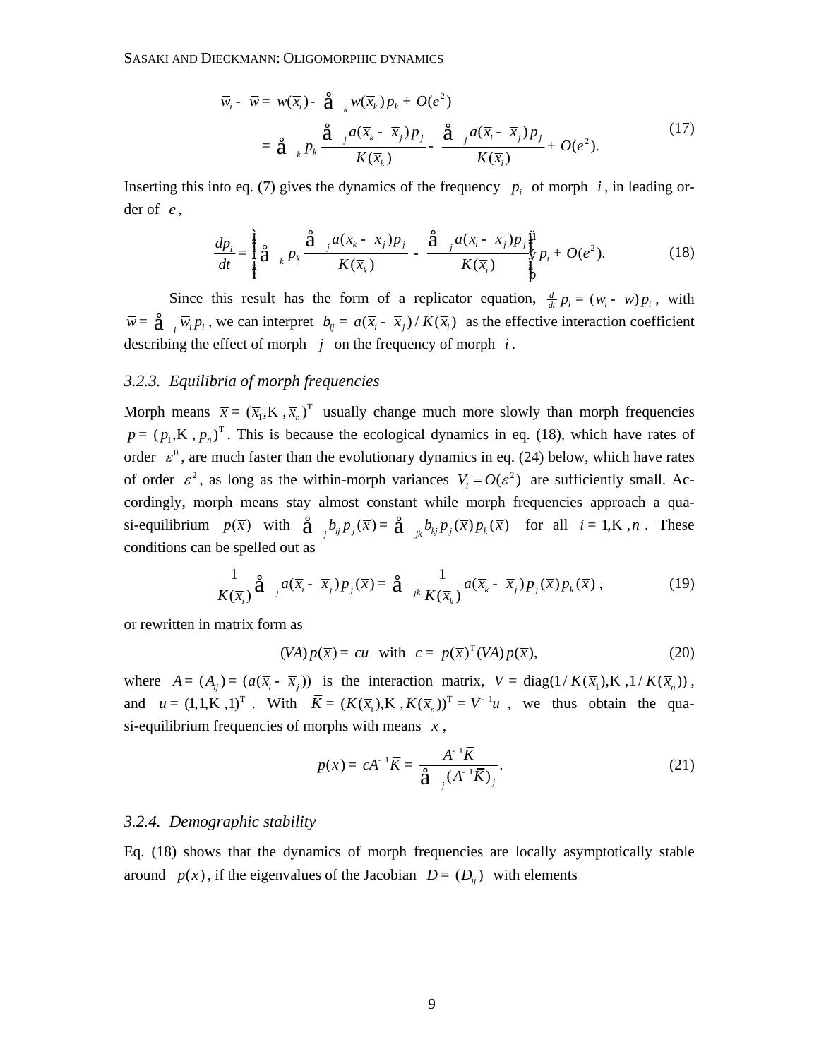$$\bar{w}_i - \bar{w} = w(\bar{x}_i) - \sum_k w(\bar{x}_k) p_k + O(\varepsilon^2)$$
$$= \sum_k p_k \frac{\sum_j a(\bar{x}_k - \bar{x}_j) p_j}{K(\bar{x}_k)} - \frac{\sum_j a(\bar{x}_i - \bar{x}_j) p_j}{K(\bar{x}_i)} + O(\varepsilon^2). \tag{17}$$

Inserting this into eq. (7) gives the dynamics of the frequency $p_i$ of morph $i$, in leading order of $\varepsilon$,

$$\frac{dp_i}{dt} = \left\{ \sum_k p_k \frac{\sum_j a(\bar{x}_k - \bar{x}_j) p_j}{K(\bar{x}_k)} - \frac{\sum_j a(\bar{x}_i - \bar{x}_j) p_j}{K(\bar{x}_i)} \right\} p_i + O(\varepsilon^2). \tag{18}$$

Since this result has the form of a replicator equation, $\frac{d}{dt} p_i = (\bar{w}_i - \bar{w}) p_i$, with $\bar{w} = \sum_i \bar{w}_i p_i$, we can interpret $b_{ij} = a(\bar{x}_i - \bar{x}_j) / K(\bar{x}_i)$ as the effective interaction coefficient describing the effect of morph $j$ on the frequency of morph $i$.

### 3.2.3. Equilibria of morph frequencies

Morph means $\bar{x} = (\bar{x}_1, \ldots, \bar{x}_n)^{\mathrm{T}}$ usually change much more slowly than morph frequencies $p = (p_1, \ldots, p_n)^{\mathrm{T}}$. This is because the ecological dynamics in eq. (18), which have rates of order $\varepsilon^0$, are much faster than the evolutionary dynamics in eq. (24) below, which have rates of order $\varepsilon^2$, as long as the within-morph variances $V_i = O(\varepsilon^2)$ are sufficiently small. Accordingly, morph means stay almost constant while morph frequencies approach a quasi-equilibrium $p(\bar{x})$ with $\sum_j b_{ij} p_j(\bar{x}) = \sum_{jk} b_{kj} p_j(\bar{x}) p_k(\bar{x})$ for all $i = 1, \ldots, n$. These conditions can be spelled out as

$$\frac{1}{K(\bar{x}_i)} \sum_j a(\bar{x}_i - \bar{x}_j) p_j(\bar{x}) = \sum_{jk} \frac{1}{K(\bar{x}_k)} a(\bar{x}_k - \bar{x}_j) p_j(\bar{x}) p_k(\bar{x}), \tag{19}$$

or rewritten in matrix form as

$$(VA)\, p(\bar{x}) = cu \quad \text{with} \quad c = p(\bar{x})^{\mathrm{T}} (VA)\, p(\bar{x}), \tag{20}$$

where $A = (A_{ij}) = (a(\bar{x}_i - \bar{x}_j))$ is the interaction matrix, $V = \mathrm{diag}(1/K(\bar{x}_1), \ldots, 1/K(\bar{x}_n))$, and $u = (1, 1, \ldots, 1)^{\mathrm{T}}$. With $\bar{K} = (K(\bar{x}_1), \ldots, K(\bar{x}_n))^{\mathrm{T}} = V^{-1} u$, we thus obtain the quasi-equilibrium frequencies of morphs with means $\bar{x}$,

$$p(\bar{x}) = cA^{-1}\bar{K} = \frac{A^{-1}\bar{K}}{\sum_j (A^{-1}\bar{K})_j}. \tag{21}$$

### 3.2.4. Demographic stability

Eq. (18) shows that the dynamics of morph frequencies are locally asymptotically stable around $p(\bar{x})$, if the eigenvalues of the Jacobian $D = (D_{ij})$ with elements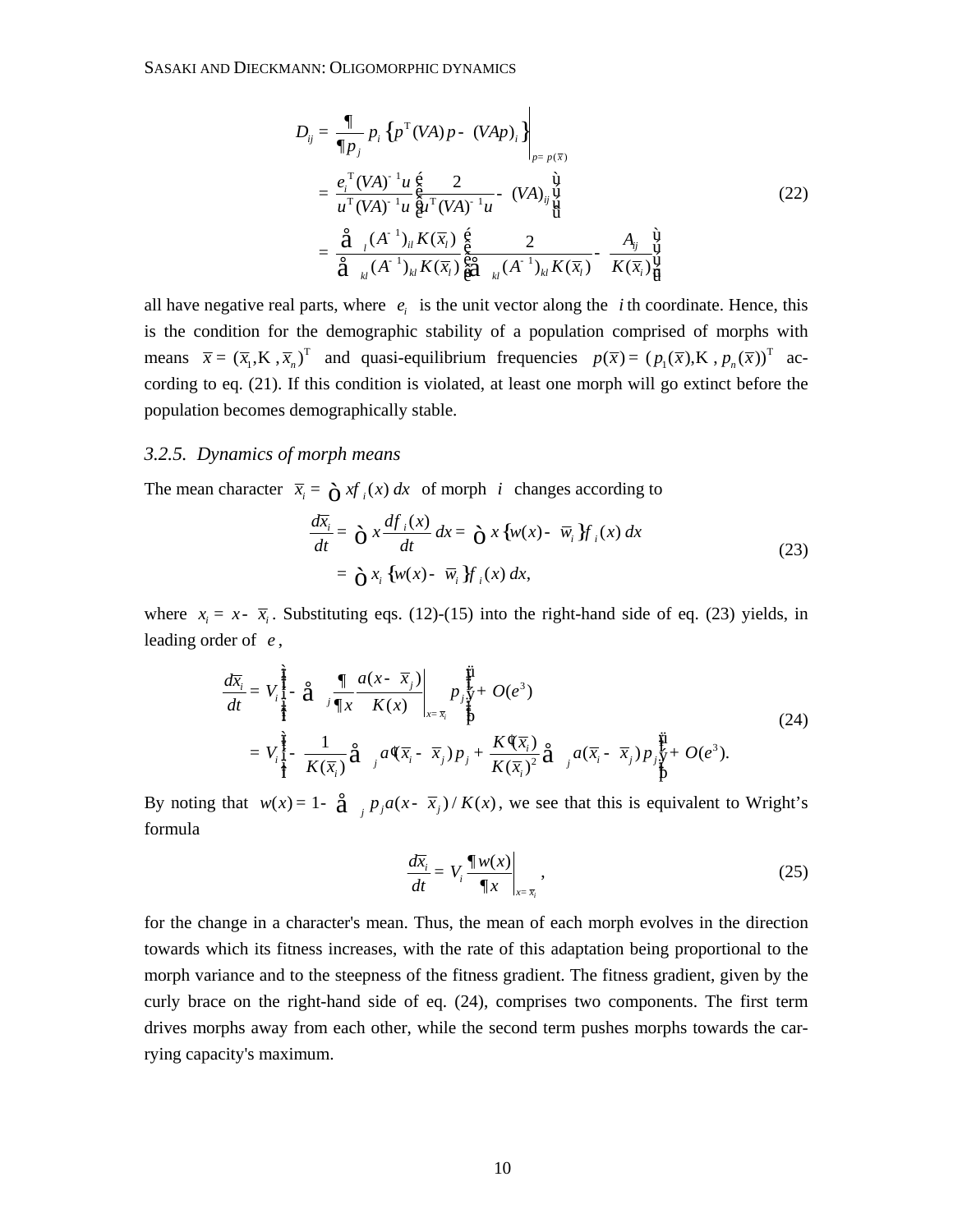$$
\begin{aligned}
D_{ij} &= \frac{\partial}{\partial p_j} p_i \left\{ p^{\mathrm{T}}(VA)p - (VAp)_i \right\} \Bigg|_{p=p(\bar{x})} \\
&= \frac{e_i^{\mathrm{T}}(VA)^{-1}u}{u^{\mathrm{T}}(VA)^{-1}u} \left[ \frac{2}{u^{\mathrm{T}}(VA)^{-1}u} - (VA)_{ij} \right] \\
&= \frac{\sum_l (A^{-1})_{il} K(\bar{x}_l)}{\sum_{kl} (A^{-1})_{kl} K(\bar{x}_l)} \left[ \frac{2}{\sum_{kl} (A^{-1})_{kl} K(\bar{x}_l)} - \frac{A_{ij}}{K(\bar{x}_i)} \right]
\end{aligned}
\tag{22}
$$

all have negative real parts, where $e_i$ is the unit vector along the $i$ th coordinate. Hence, this is the condition for the demographic stability of a population comprised of morphs with means $\bar{x} = (\bar{x}_1, \ldots, \bar{x}_n)^{\mathrm{T}}$ and quasi-equilibrium frequencies $p(\bar{x}) = (p_1(\bar{x}), \ldots, p_n(\bar{x}))^{\mathrm{T}}$ according to eq. (21). If this condition is violated, at least one morph will go extinct before the population becomes demographically stable.

### 3.2.5. Dynamics of morph means

The mean character $\bar{x}_i = \int x f_i(x)\, dx$ of morph $i$ changes according to

$$
\begin{aligned}
\frac{d\bar{x}_i}{dt} &= \int x \frac{df_i(x)}{dt}\, dx = \int x \left\{ w(x) - \bar{w}_i \right\} f_i(x)\, dx \\
&= \int x_i \left\{ w(x) - \bar{w}_i \right\} f_i(x)\, dx,
\end{aligned}
\tag{23}
$$

where $x_i = x - \bar{x}_i$. Substituting eqs. (12)-(15) into the right-hand side of eq. (23) yields, in leading order of $\varepsilon$,

$$
\begin{aligned}
\frac{d\bar{x}_i}{dt} &= V_i \left\{ -\sum_j \frac{\partial}{\partial x} \frac{a(x - \bar{x}_j)}{K(x)} \Bigg|_{x=\bar{x}_i} p_j \right\} + O(\varepsilon^3) \\
&= V_i \left\{ -\frac{1}{K(\bar{x}_i)} \sum_j a'(\bar{x}_i - \bar{x}_j) p_j + \frac{K'(\bar{x}_i)}{K(\bar{x}_i)^2} \sum_j a(\bar{x}_i - \bar{x}_j) p_j \right\} + O(\varepsilon^3).
\end{aligned}
\tag{24}
$$

By noting that $w(x) = 1 - \sum_j p_j a(x - \bar{x}_j)/K(x)$, we see that this is equivalent to Wright's formula

$$
\frac{d\bar{x}_i}{dt} = V_i \frac{\partial w(x)}{\partial x} \Bigg|_{x=\bar{x}_i}, \tag{25}
$$

for the change in a character's mean. Thus, the mean of each morph evolves in the direction towards which its fitness increases, with the rate of this adaptation being proportional to the morph variance and to the steepness of the fitness gradient. The fitness gradient, given by the curly brace on the right-hand side of eq. (24), comprises two components. The first term drives morphs away from each other, while the second term pushes morphs towards the carrying capacity's maximum.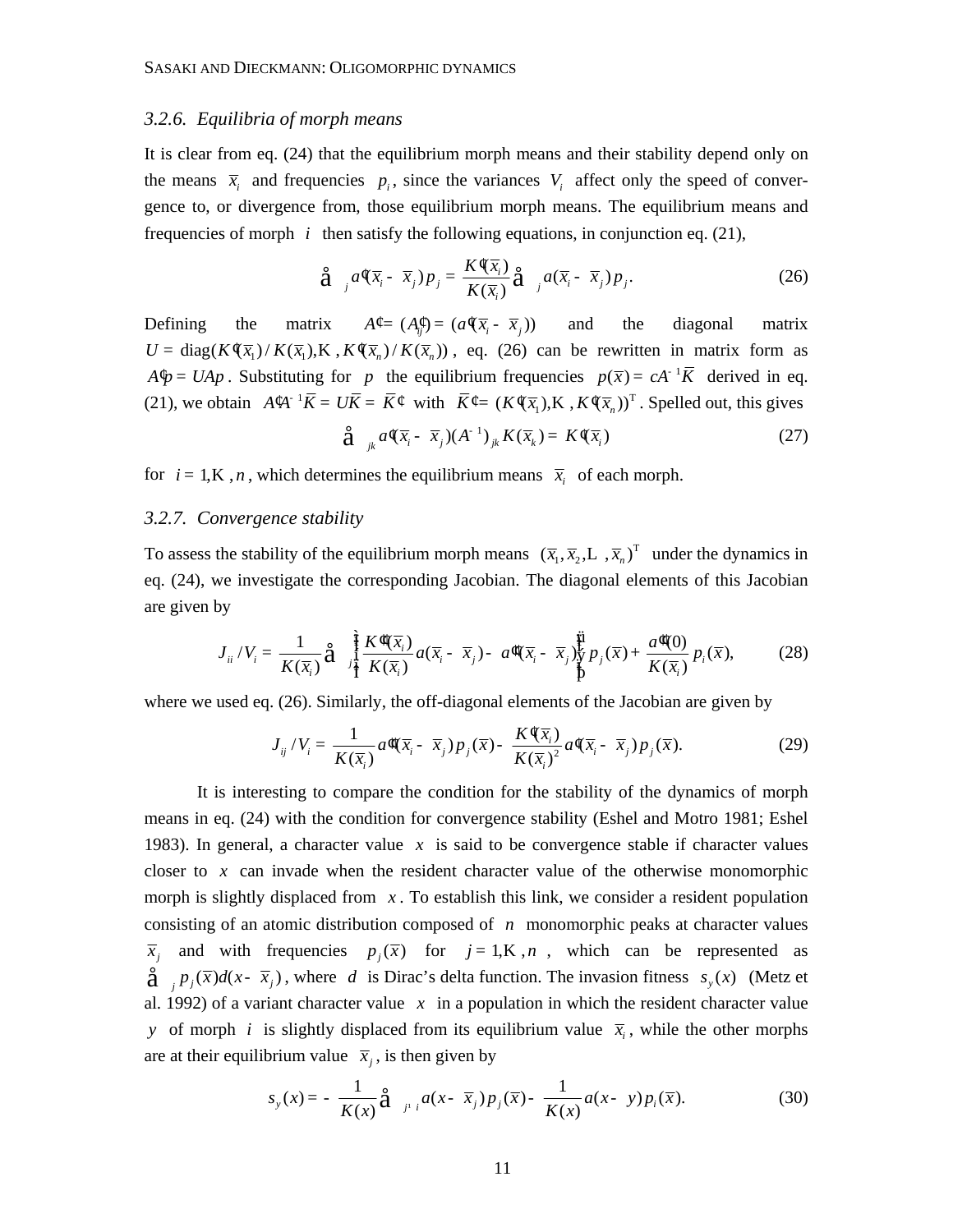### 3.2.6. Equilibria of morph means

It is clear from eq. (24) that the equilibrium morph means and their stability depend only on the means $\bar{x}_i$ and frequencies $p_i$, since the variances $V_i$ affect only the speed of convergence to, or divergence from, those equilibrium morph means. The equilibrium means and frequencies of morph $i$ then satisfy the following equations, in conjunction eq. (21),

$$\sum_j a'(\bar{x}_i - \bar{x}_j) p_j = \frac{K'(\bar{x}_i)}{K(\bar{x}_i)} \sum_j a(\bar{x}_i - \bar{x}_j) p_j . \tag{26}$$

Defining the matrix $A' = (A'_{ij}) = (a'(\bar{x}_i - \bar{x}_j))$ and the diagonal matrix $U = \mathrm{diag}(K'(\bar{x}_1)/K(\bar{x}_1), \ldots, K'(\bar{x}_n)/K(\bar{x}_n))$, eq. (26) can be rewritten in matrix form as $A'p = UAp$. Substituting for $p$ the equilibrium frequencies $p(\bar{x}) = cA^{-1}\bar{K}$ derived in eq. (21), we obtain $A'A^{-1}\bar{K} = U\bar{K} = \bar{K}'$ with $\bar{K}' = (K'(\bar{x}_1), \ldots, K'(\bar{x}_n))^{\mathrm{T}}$. Spelled out, this gives

$$\sum_{jk} a'(\bar{x}_i - \bar{x}_j)(A^{-1})_{jk} K(\bar{x}_k) = K'(\bar{x}_i) \tag{27}$$

for $i = 1, \ldots, n$, which determines the equilibrium means $\bar{x}_i$ of each morph.

### 3.2.7. Convergence stability

To assess the stability of the equilibrium morph means $(\bar{x}_1, \bar{x}_2, \ldots, \bar{x}_n)^{\mathrm{T}}$ under the dynamics in eq. (24), we investigate the corresponding Jacobian. The diagonal elements of this Jacobian are given by

$$J_{ii}/V_i = \frac{1}{K(\bar{x}_i)} \sum_{j \neq i} \left\{ \frac{K''(\bar{x}_i)}{K(\bar{x}_i)} a(\bar{x}_i - \bar{x}_j) - a''(\bar{x}_i - \bar{x}_j) \right\} p_j(\bar{x}) + \frac{a''(0)}{K(\bar{x}_i)} p_i(\bar{x}), \tag{28}$$

where we used eq. (26). Similarly, the off-diagonal elements of the Jacobian are given by

$$J_{ij}/V_i = \frac{1}{K(\bar{x}_i)} a''(\bar{x}_i - \bar{x}_j) p_j(\bar{x}) - \frac{K'(\bar{x}_i)}{K(\bar{x}_i)^2} a'(\bar{x}_i - \bar{x}_j) p_j(\bar{x}). \tag{29}$$

It is interesting to compare the condition for the stability of the dynamics of morph means in eq. (24) with the condition for convergence stability (Eshel and Motro 1981; Eshel 1983). In general, a character value $x$ is said to be convergence stable if character values closer to $x$ can invade when the resident character value of the otherwise monomorphic morph is slightly displaced from $x$. To establish this link, we consider a resident population consisting of an atomic distribution composed of $n$ monomorphic peaks at character values $\bar{x}_j$ and with frequencies $p_j(\bar{x})$ for $j = 1, \ldots, n$, which can be represented as $\sum_j p_j(\bar{x}) \delta(x - \bar{x}_j)$, where $\delta$ is Dirac's delta function. The invasion fitness $s_y(x)$ (Metz et al. 1992) of a variant character value $x$ in a population in which the resident character value $y$ of morph $i$ is slightly displaced from its equilibrium value $\bar{x}_i$, while the other morphs are at their equilibrium value $\bar{x}_j$, is then given by

$$s_y(x) = -\frac{1}{K(x)} \sum_{j \neq i} a(x - \bar{x}_j) p_j(\bar{x}) - \frac{1}{K(x)} a(x - y) p_i(\bar{x}). \tag{30}$$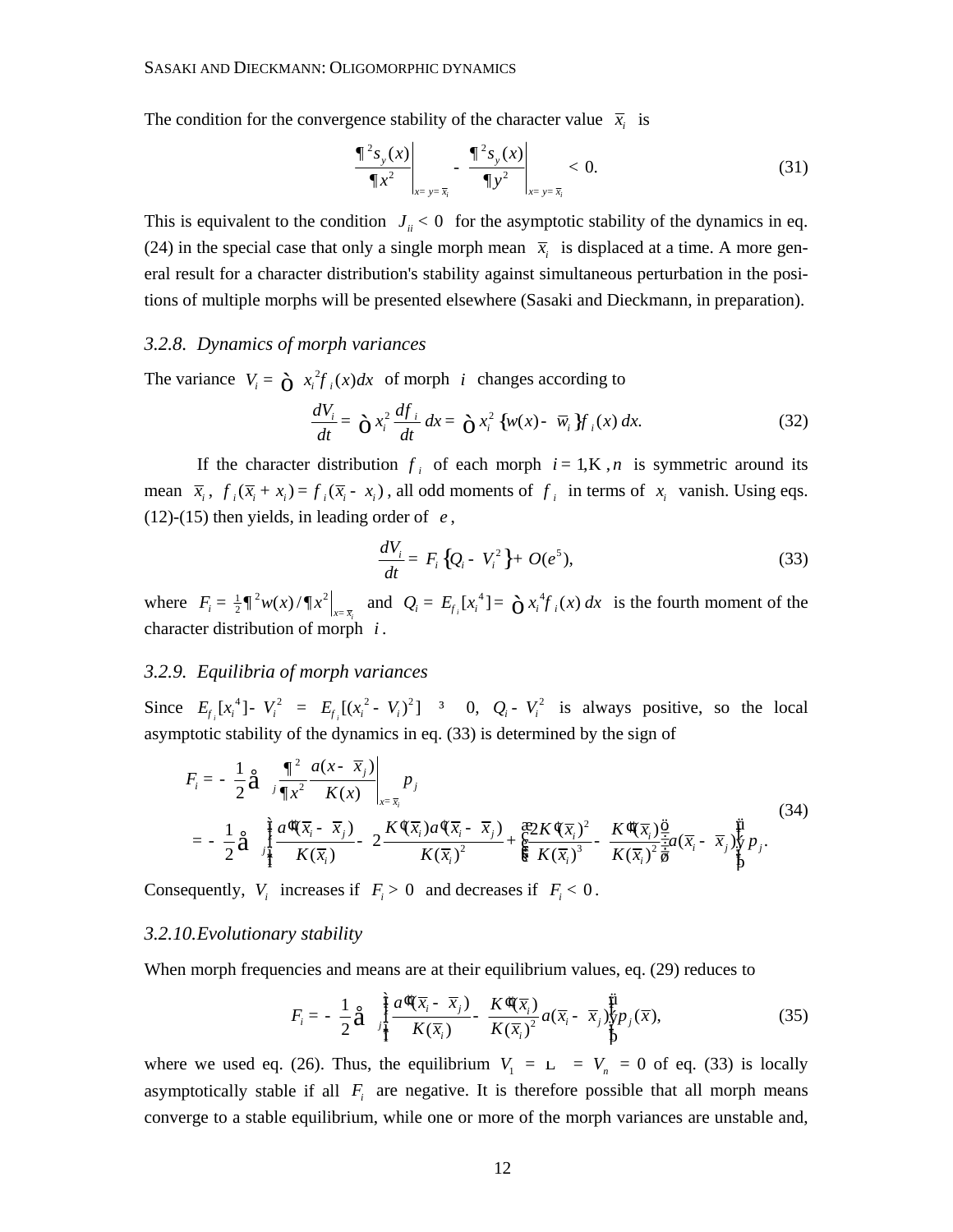The condition for the convergence stability of the character value $\bar{x}_i$ is

$$\left.\frac{\partial^2 s_y(x)}{\partial x^2}\right|_{x=y=\bar{x}_i} - \left.\frac{\partial^2 s_y(x)}{\partial y^2}\right|_{x=y=\bar{x}_i} < 0. \tag{31}$$

This is equivalent to the condition $J_{ii} < 0$ for the asymptotic stability of the dynamics in eq. (24) in the special case that only a single morph mean $\bar{x}_i$ is displaced at a time. A more general result for a character distribution's stability against simultaneous perturbation in the positions of multiple morphs will be presented elsewhere (Sasaki and Dieckmann, in preparation).

### 3.2.8. Dynamics of morph variances

The variance $V_i = \int x_i^2 f_i(x)dx$ of morph $i$ changes according to

$$\frac{dV_i}{dt} = \int x_i^2 \frac{df_i}{dt}\, dx = \int x_i^2 \left\{w(x) - \bar{w}_i\right\} f_i(x)\, dx. \tag{32}$$

If the character distribution $f_i$ of each morph $i = 1,\ldots,n$ is symmetric around its mean $\bar{x}_i$, $f_i(\bar{x}_i + x_i) = f_i(\bar{x}_i - x_i)$, all odd moments of $f_i$ in terms of $x_i$ vanish. Using eqs. (12)-(15) then yields, in leading order of $\varepsilon$,

$$\frac{dV_i}{dt} = F_i\left\{Q_i - V_i^2\right\} + O(\varepsilon^5), \tag{33}$$

where $F_i = \frac{1}{2}\partial^2 w(x)/\partial x^2\big|_{x=\bar{x}_i}$ and $Q_i = E_{f_i}[x_i^4] = \int x_i^4 f_i(x)\, dx$ is the fourth moment of the character distribution of morph $i$.

### 3.2.9. Equilibria of morph variances

Since $E_{f_i}[x_i^4] - V_i^2 = E_{f_i}[(x_i^2 - V_i)^2] \geq 0$, $Q_i - V_i^2$ is always positive, so the local asymptotic stability of the dynamics in eq. (33) is determined by the sign of

$$\begin{aligned}
F_i &= -\frac{1}{2}\sum_j \left.\frac{\partial^2}{\partial x^2}\frac{a(x-\bar{x}_j)}{K(x)}\right|_{x=\bar{x}_i} p_j \\
&= -\frac{1}{2}\sum_j \left\{\frac{a''(\bar{x}_i-\bar{x}_j)}{K(\bar{x}_i)} - 2\frac{K'(\bar{x}_i)a'(\bar{x}_i-\bar{x}_j)}{K(\bar{x}_i)^2} + \left(\frac{2K'(\bar{x}_i)^2}{K(\bar{x}_i)^3} - \frac{K''(\bar{x}_i)}{K(\bar{x}_i)^2}\right)a(\bar{x}_i-\bar{x}_j)\right\}p_j.
\end{aligned} \tag{34}$$

Consequently, $V_i$ increases if $F_i > 0$ and decreases if $F_i < 0$.

### 3.2.10. Evolutionary stability

When morph frequencies and means are at their equilibrium values, eq. (29) reduces to

$$F_i = -\frac{1}{2}\sum_j \left\{\frac{a''(\bar{x}_i-\bar{x}_j)}{K(\bar{x}_i)} - \frac{K''(\bar{x}_i)}{K(\bar{x}_i)^2}a(\bar{x}_i-\bar{x}_j)\right\}p_j(\bar{x}), \tag{35}$$

where we used eq. (26). Thus, the equilibrium $V_1 = \ldots = V_n = 0$ of eq. (33) is locally asymptotically stable if all $F_i$ are negative. It is therefore possible that all morph means converge to a stable equilibrium, while one or more of the morph variances are unstable and,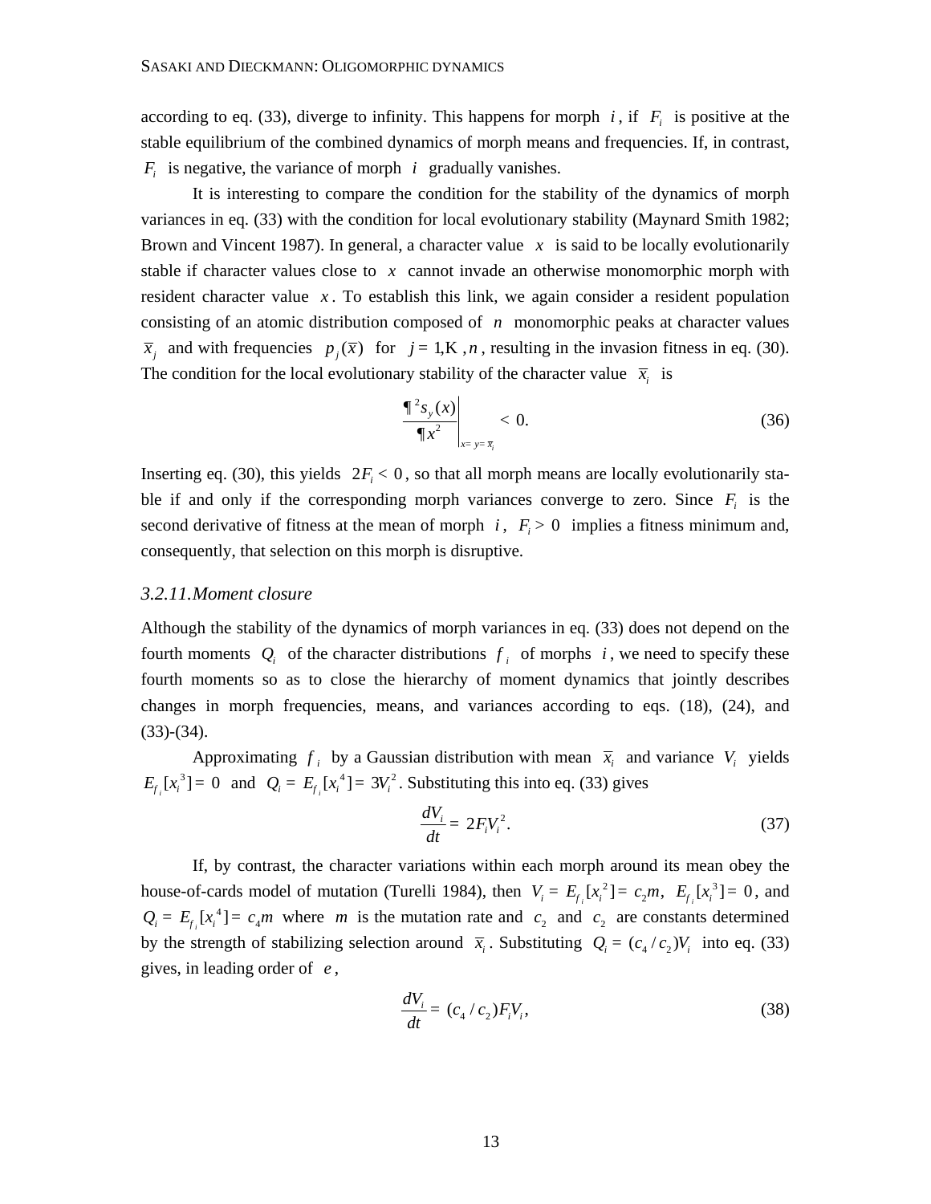according to eq. (33), diverge to infinity. This happens for morph $i$, if $F_i$ is positive at the stable equilibrium of the combined dynamics of morph means and frequencies. If, in contrast, $F_i$ is negative, the variance of morph $i$ gradually vanishes.

It is interesting to compare the condition for the stability of the dynamics of morph variances in eq. (33) with the condition for local evolutionary stability (Maynard Smith 1982; Brown and Vincent 1987). In general, a character value $x$ is said to be locally evolutionarily stable if character values close to $x$ cannot invade an otherwise monomorphic morph with resident character value $x$. To establish this link, we again consider a resident population consisting of an atomic distribution composed of $n$ monomorphic peaks at character values $\bar{x}_j$ and with frequencies $p_j(\bar{x})$ for $j = 1, \ldots, n$, resulting in the invasion fitness in eq. (30). The condition for the local evolutionary stability of the character value $\bar{x}_i$ is

$$\left. \frac{\partial^2 s_y(x)}{\partial x^2} \right|_{x=y=\bar{x}_i} < 0. \tag{36}$$

Inserting eq. (30), this yields $2F_i < 0$, so that all morph means are locally evolutionarily stable if and only if the corresponding morph variances converge to zero. Since $F_i$ is the second derivative of fitness at the mean of morph $i$, $F_i > 0$ implies a fitness minimum and, consequently, that selection on this morph is disruptive.

### 3.2.11. Moment closure

Although the stability of the dynamics of morph variances in eq. (33) does not depend on the fourth moments $Q_i$ of the character distributions $f_i$ of morphs $i$, we need to specify these fourth moments so as to close the hierarchy of moment dynamics that jointly describes changes in morph frequencies, means, and variances according to eqs. (18), (24), and (33)-(34).

Approximating $f_i$ by a Gaussian distribution with mean $\bar{x}_i$ and variance $V_i$ yields $E_{f_i}[x_i^3] = 0$ and $Q_i = E_{f_i}[x_i^4] = 3V_i^2$. Substituting this into eq. (33) gives

$$\frac{dV_i}{dt} = 2F_i V_i^2. \tag{37}$$

If, by contrast, the character variations within each morph around its mean obey the house-of-cards model of mutation (Turelli 1984), then $V_i = E_{f_i}[x_i^2] = c_2 m$, $E_{f_i}[x_i^3] = 0$, and $Q_i = E_{f_i}[x_i^4] = c_4 m$ where $m$ is the mutation rate and $c_2$ and $c_2$ are constants determined by the strength of stabilizing selection around $\bar{x}_i$. Substituting $Q_i = (c_4 / c_2)V_i$ into eq. (33) gives, in leading order of $e$,

$$\frac{dV_i}{dt} = (c_4 / c_2) F_i V_i, \tag{38}$$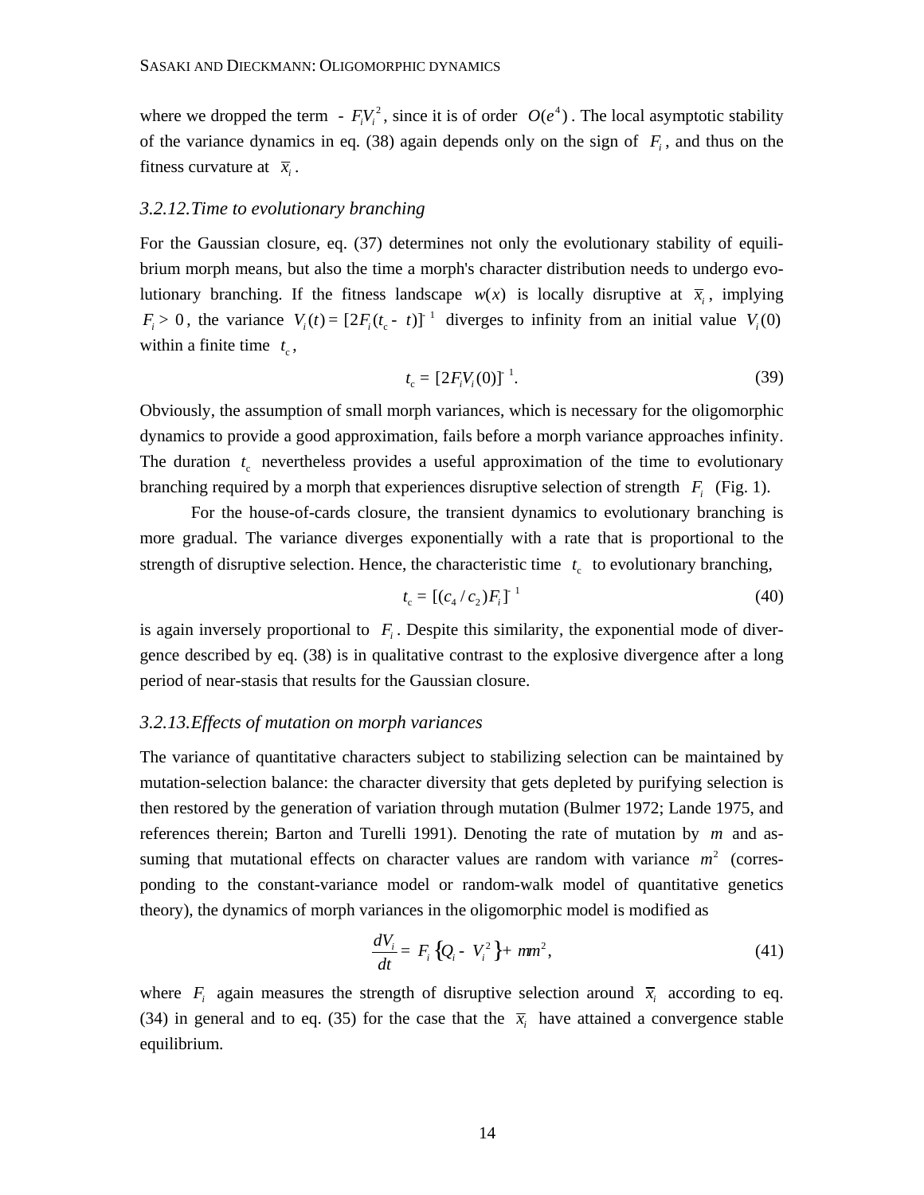where we dropped the term $-F_i V_i^2$, since it is of order $O(e^4)$. The local asymptotic stability of the variance dynamics in eq. (38) again depends only on the sign of $F_i$, and thus on the fitness curvature at $\bar{x}_i$.

### 3.2.12. Time to evolutionary branching

For the Gaussian closure, eq. (37) determines not only the evolutionary stability of equilibrium morph means, but also the time a morph's character distribution needs to undergo evolutionary branching. If the fitness landscape $w(x)$ is locally disruptive at $\bar{x}_i$, implying $F_i > 0$, the variance $V_i(t) = [2F_i(t_c - t)]^{-1}$ diverges to infinity from an initial value $V_i(0)$ within a finite time $t_c$,

$$t_c = [2F_i V_i(0)]^{-1}. \tag{39}$$

Obviously, the assumption of small morph variances, which is necessary for the oligomorphic dynamics to provide a good approximation, fails before a morph variance approaches infinity. The duration $t_c$ nevertheless provides a useful approximation of the time to evolutionary branching required by a morph that experiences disruptive selection of strength $F_i$ (Fig. 1).

For the house-of-cards closure, the transient dynamics to evolutionary branching is more gradual. The variance diverges exponentially with a rate that is proportional to the strength of disruptive selection. Hence, the characteristic time $t_c$ to evolutionary branching,

$$t_c = [(c_4 / c_2)F_i]^{-1} \tag{40}$$

is again inversely proportional to $F_i$. Despite this similarity, the exponential mode of divergence described by eq. (38) is in qualitative contrast to the explosive divergence after a long period of near-stasis that results for the Gaussian closure.

### 3.2.13. Effects of mutation on morph variances

The variance of quantitative characters subject to stabilizing selection can be maintained by mutation-selection balance: the character diversity that gets depleted by purifying selection is then restored by the generation of variation through mutation (Bulmer 1972; Lande 1975, and references therein; Barton and Turelli 1991). Denoting the rate of mutation by $m$ and assuming that mutational effects on character values are random with variance $m^2$ (corresponding to the constant-variance model or random-walk model of quantitative genetics theory), the dynamics of morph variances in the oligomorphic model is modified as

$$\frac{dV_i}{dt} = F_i \left\{Q_i - V_i^2\right\} + mm^2, \tag{41}$$

where $F_i$ again measures the strength of disruptive selection around $\bar{x}_i$ according to eq. (34) in general and to eq. (35) for the case that the $\bar{x}_i$ have attained a convergence stable equilibrium.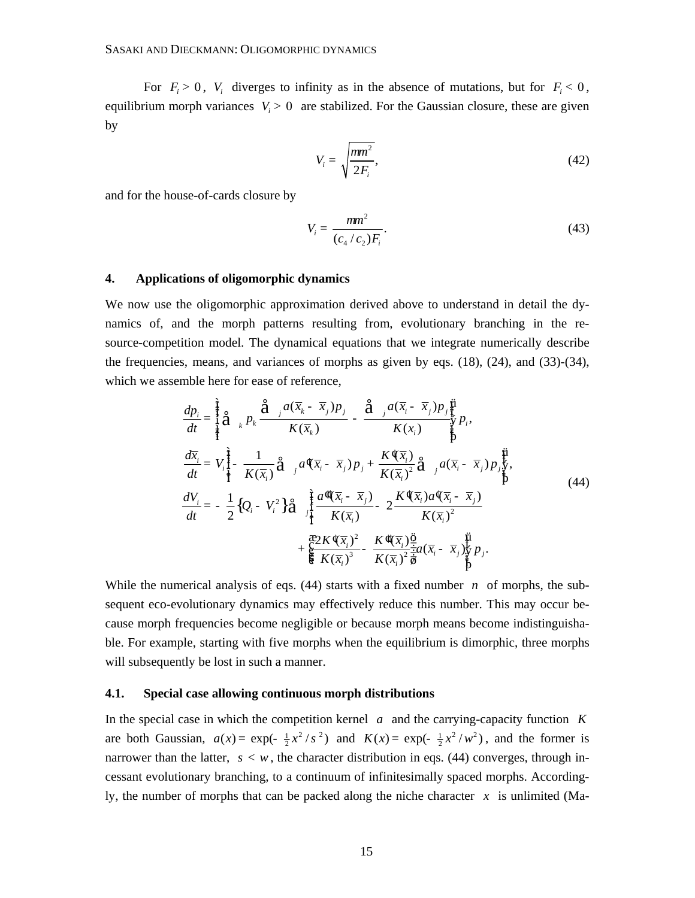For $F_i > 0$, $V_i$ diverges to infinity as in the absence of mutations, but for $F_i < 0$, equilibrium morph variances $V_i > 0$ are stabilized. For the Gaussian closure, these are given by

$$V_i = \sqrt{\frac{m\mu^2}{2F_i}}, \tag{42}$$

and for the house-of-cards closure by

$$V_i = \frac{m\mu^2}{(c_4/c_2)F_i}. \tag{43}$$

## 4. Applications of oligomorphic dynamics

We now use the oligomorphic approximation derived above to understand in detail the dynamics of, and the morph patterns resulting from, evolutionary branching in the resource-competition model. The dynamical equations that we integrate numerically describe the frequencies, means, and variances of morphs as given by eqs. (18), (24), and (33)-(34), which we assemble here for ease of reference,

$$\begin{aligned}
\frac{dp_i}{dt} &= \left\{ \sum_k p_k \frac{\sum_j a(\bar{x}_k - \bar{x}_j) p_j}{K(\bar{x}_k)} - \frac{\sum_j a(\bar{x}_i - \bar{x}_j) p_j}{K(x_i)} \right\} p_i, \\
\frac{d\bar{x}_i}{dt} &= V_i \left\{ -\frac{1}{K(\bar{x}_i)} \sum_j a'(\bar{x}_i - \bar{x}_j) p_j + \frac{K'(\bar{x}_i)}{K(\bar{x}_i)^2} \sum_j a(\bar{x}_i - \bar{x}_j) p_j \right\}, \\
\frac{dV_i}{dt} &= -\frac{1}{2}\left\{ Q_i - V_i^2 \right\} \sum_j \left\{ \frac{a''(\bar{x}_i - \bar{x}_j)}{K(\bar{x}_i)} - 2\frac{K'(\bar{x}_i) a'(\bar{x}_i - \bar{x}_j)}{K(\bar{x}_i)^2} \right. \\
&\qquad\qquad \left. + \left( \frac{2K'(\bar{x}_i)^2}{K(\bar{x}_i)^3} - \frac{K''(\bar{x}_i)}{K(\bar{x}_i)^2} \right) a(\bar{x}_i - \bar{x}_j) \right\} p_j.
\end{aligned} \tag{44}$$

While the numerical analysis of eqs. (44) starts with a fixed number $n$ of morphs, the subsequent eco-evolutionary dynamics may effectively reduce this number. This may occur because morph frequencies become negligible or because morph means become indistinguishable. For example, starting with five morphs when the equilibrium is dimorphic, three morphs will subsequently be lost in such a manner.

### 4.1. Special case allowing continuous morph distributions

In the special case in which the competition kernel $a$ and the carrying-capacity function $K$ are both Gaussian, $a(x) = \exp(-\frac{1}{2}x^2/s^2)$ and $K(x) = \exp(-\frac{1}{2}x^2/w^2)$, and the former is narrower than the latter, $s < w$, the character distribution in eqs. (44) converges, through incessant evolutionary branching, to a continuum of infinitesimally spaced morphs. Accordingly, the number of morphs that can be packed along the niche character $x$ is unlimited (Ma-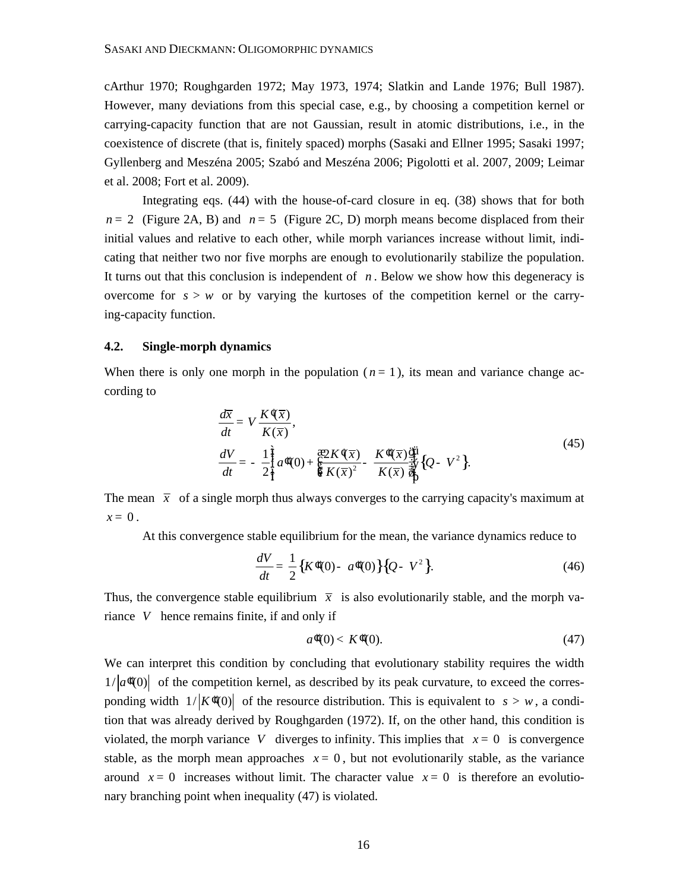cArthur 1970; Roughgarden 1972; May 1973, 1974; Slatkin and Lande 1976; Bull 1987). However, many deviations from this special case, e.g., by choosing a competition kernel or carrying-capacity function that are not Gaussian, result in atomic distributions, i.e., in the coexistence of discrete (that is, finitely spaced) morphs (Sasaki and Ellner 1995; Sasaki 1997; Gyllenberg and Meszéna 2005; Szabó and Meszéna 2006; Pigolotti et al. 2007, 2009; Leimar et al. 2008; Fort et al. 2009).

Integrating eqs. (44) with the house-of-card closure in eq. (38) shows that for both $n = 2$ (Figure 2A, B) and $n = 5$ (Figure 2C, D) morph means become displaced from their initial values and relative to each other, while morph variances increase without limit, indicating that neither two nor five morphs are enough to evolutionarily stabilize the population. It turns out that this conclusion is independent of $n$. Below we show how this degeneracy is overcome for $s > w$ or by varying the kurtoses of the competition kernel or the carrying-capacity function.

### 4.2. Single-morph dynamics

When there is only one morph in the population ($n = 1$), its mean and variance change according to

$$\frac{d\bar{x}}{dt} = V\frac{K'(\bar{x})}{K(\bar{x})},$$
$$\frac{dV}{dt} = -\frac{1}{2}\left\{a''(0) + \left(\frac{2K'(\bar{x})}{K(\bar{x})^2} - \frac{K''(\bar{x})}{K(\bar{x})}\right)\right\}\left\{Q - V^2\right\}. \tag{45}$$

The mean $\bar{x}$ of a single morph thus always converges to the carrying capacity's maximum at $x = 0$.

At this convergence stable equilibrium for the mean, the variance dynamics reduce to

$$\frac{dV}{dt} = \frac{1}{2}\left\{K''(0) - a''(0)\right\}\left\{Q - V^2\right\}. \tag{46}$$

Thus, the convergence stable equilibrium $\bar{x}$ is also evolutionarily stable, and the morph variance $V$ hence remains finite, if and only if

$$a''(0) < K''(0). \tag{47}$$

We can interpret this condition by concluding that evolutionary stability requires the width $1/\left|a''(0)\right|$ of the competition kernel, as described by its peak curvature, to exceed the corresponding width $1/\left|K''(0)\right|$ of the resource distribution. This is equivalent to $s > w$, a condition that was already derived by Roughgarden (1972). If, on the other hand, this condition is violated, the morph variance $V$ diverges to infinity. This implies that $x = 0$ is convergence stable, as the morph mean approaches $x = 0$, but not evolutionarily stable, as the variance around $x = 0$ increases without limit. The character value $x = 0$ is therefore an evolutionary branching point when inequality (47) is violated.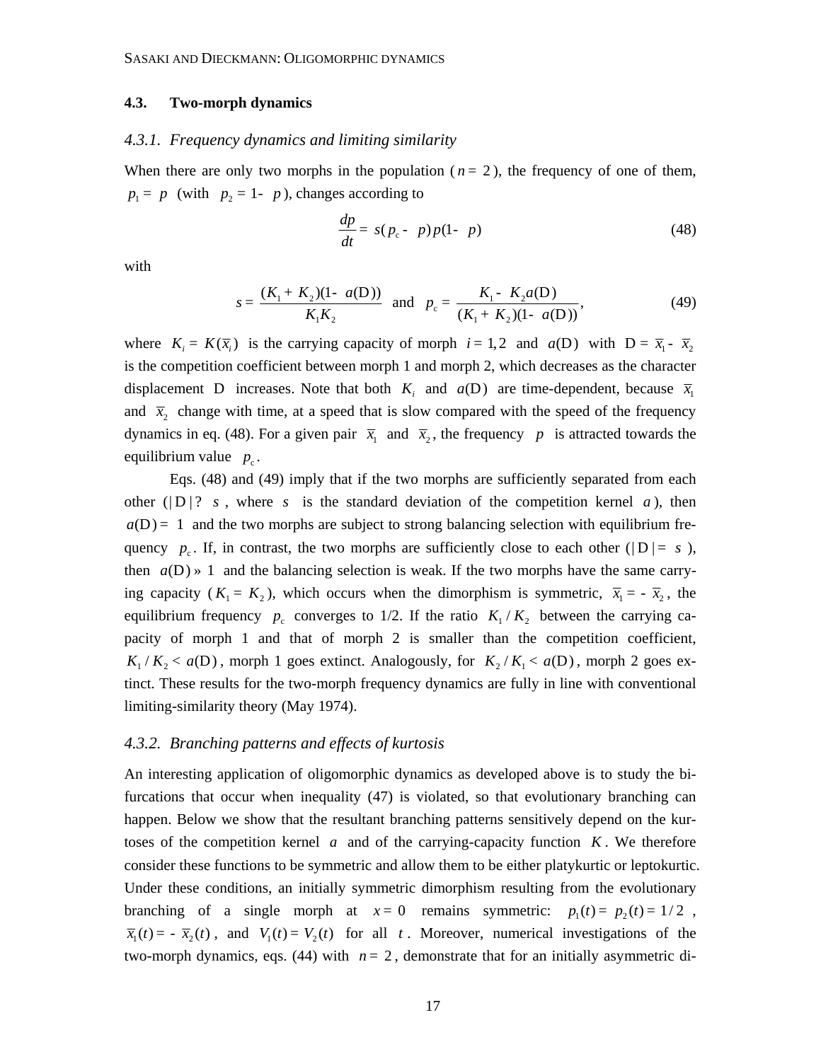### 4.3. Two-morph dynamics

#### 4.3.1. Frequency dynamics and limiting similarity

When there are only two morphs in the population ($n = 2$), the frequency of one of them, $p_1 = p$ (with $p_2 = 1 - p$), changes according to

$$\frac{dp}{dt} = s(p_c - p)p(1 - p) \tag{48}$$

with

$$s = \frac{(K_1 + K_2)(1 - \alpha(\Delta))}{K_1 K_2} \quad \text{and} \quad p_c = \frac{K_1 - K_2 \alpha(\Delta)}{(K_1 + K_2)(1 - \alpha(\Delta))}, \tag{49}$$

where $K_i = K(\bar{x}_i)$ is the carrying capacity of morph $i = 1,2$ and $\alpha(\Delta)$ with $\Delta = \bar{x}_1 - \bar{x}_2$ is the competition coefficient between morph 1 and morph 2, which decreases as the character displacement $\Delta$ increases. Note that both $K_i$ and $\alpha(\Delta)$ are time-dependent, because $\bar{x}_1$ and $\bar{x}_2$ change with time, at a speed that is slow compared with the speed of the frequency dynamics in eq. (48). For a given pair $\bar{x}_1$ and $\bar{x}_2$, the frequency $p$ is attracted towards the equilibrium value $p_c$.

Eqs. (48) and (49) imply that if the two morphs are sufficiently separated from each other ($|\Delta| \gg \sigma$, where $\sigma$ is the standard deviation of the competition kernel $\alpha$), then $\alpha(\Delta) \ll 1$ and the two morphs are subject to strong balancing selection with equilibrium frequency $p_c$. If, in contrast, the two morphs are sufficiently close to each other ($|\Delta| \ll \sigma$), then $\alpha(\Delta) \approx 1$ and the balancing selection is weak. If the two morphs have the same carrying capacity ($K_1 = K_2$), which occurs when the dimorphism is symmetric, $\bar{x}_1 = -\bar{x}_2$, the equilibrium frequency $p_c$ converges to 1/2. If the ratio $K_1 / K_2$ between the carrying capacity of morph 1 and that of morph 2 is smaller than the competition coefficient, $K_1 / K_2 < \alpha(\Delta)$, morph 1 goes extinct. Analogously, for $K_2 / K_1 < \alpha(\Delta)$, morph 2 goes extinct. These results for the two-morph frequency dynamics are fully in line with conventional limiting-similarity theory (May 1974).

#### 4.3.2. Branching patterns and effects of kurtosis

An interesting application of oligomorphic dynamics as developed above is to study the bifurcations that occur when inequality (47) is violated, so that evolutionary branching can happen. Below we show that the resultant branching patterns sensitively depend on the kurtoses of the competition kernel $\alpha$ and of the carrying-capacity function $K$. We therefore consider these functions to be symmetric and allow them to be either platykurtic or leptokurtic. Under these conditions, an initially symmetric dimorphism resulting from the evolutionary branching of a single morph at $x = 0$ remains symmetric: $p_1(t) = p_2(t) = 1/2$, $\bar{x}_1(t) = -\bar{x}_2(t)$, and $V_1(t) = V_2(t)$ for all $t$. Moreover, numerical investigations of the two-morph dynamics, eqs. (44) with $n = 2$, demonstrate that for an initially asymmetric di-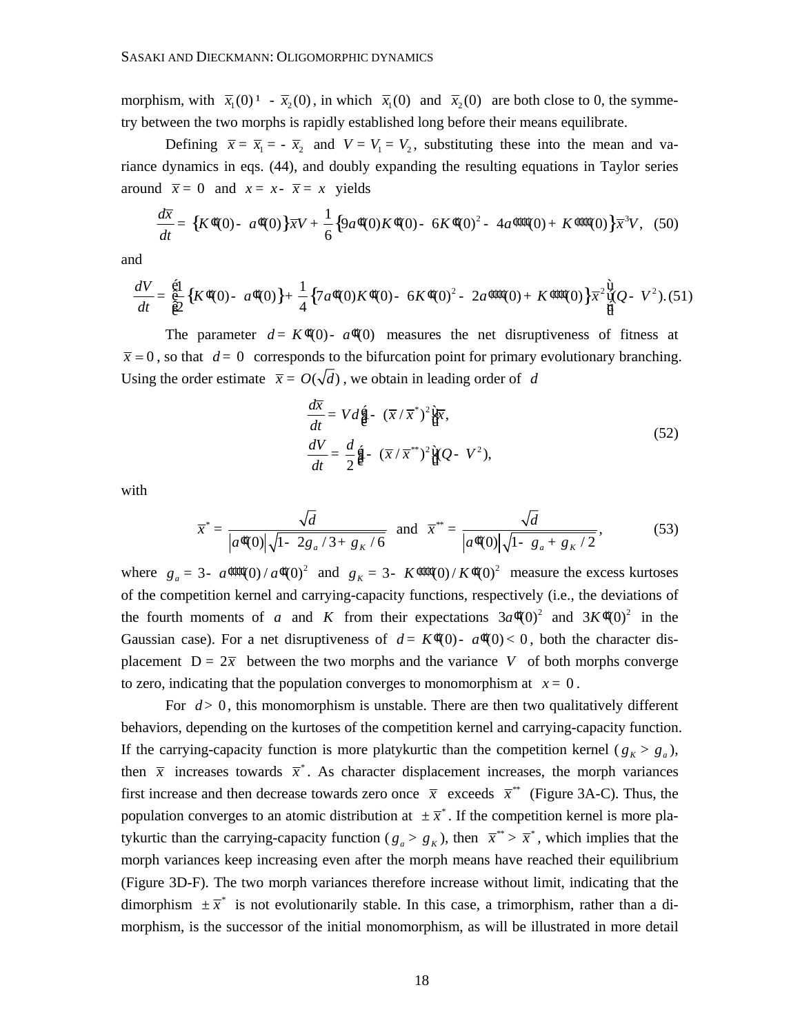morphism, with $\bar{x}_1(0) \neq -\bar{x}_2(0)$, in which $\bar{x}_1(0)$ and $\bar{x}_2(0)$ are both close to 0, the symmetry between the two morphs is rapidly established long before their means equilibrate.

Defining $\bar{x} = \bar{x}_1 = -\bar{x}_2$ and $V = V_1 = V_2$, substituting these into the mean and variance dynamics in eqs. (44), and doubly expanding the resulting equations in Taylor series around $\bar{x} = 0$ and $x = x - \bar{x} = x$ yields

$$\frac{d\bar{x}}{dt} = \{K''(0) - a''(0)\}\bar{x}V + \frac{1}{6}\{9a''(0)K''(0) - 6K''(0)^2 - 4a''''(0) + K''''(0)\}\bar{x}^3 V, \quad (50)$$

and

$$\frac{dV}{dt} = \left[\frac{1}{2}\{K''(0) - a''(0)\} + \frac{1}{4}\{7a''(0)K''(0) - 6K''(0)^2 - 2a''''(0) + K''''(0)\}\bar{x}^2\right](Q - V^2). \quad (51)$$

The parameter $d = K''(0) - a''(0)$ measures the net disruptiveness of fitness at $\bar{x} = 0$, so that $d = 0$ corresponds to the bifurcation point for primary evolutionary branching. Using the order estimate $\bar{x} = O(\sqrt{d})$, we obtain in leading order of $d$

$$\begin{aligned} \frac{d\bar{x}}{dt} &= Vd\left[1 - (\bar{x}/\bar{x}^*)^2\right]\bar{x}, \\ \frac{dV}{dt} &= \frac{d}{2}\left[1 - (\bar{x}/\bar{x}^{**})^2\right](Q - V^2), \end{aligned} \quad (52)$$

with

$$\bar{x}^* = \frac{\sqrt{d}}{|a''(0)|\sqrt{1 - 2g_a/3 + g_K/6}} \quad \text{and} \quad \bar{x}^{**} = \frac{\sqrt{d}}{|a''(0)|\sqrt{1 - g_a + g_K/2}}, \quad (53)$$

where $g_a = 3 - a''''(0)/a''(0)^2$ and $g_K = 3 - K''''(0)/K''(0)^2$ measure the excess kurtoses of the competition kernel and carrying-capacity functions, respectively (i.e., the deviations of the fourth moments of $a$ and $K$ from their expectations $3a''(0)^2$ and $3K''(0)^2$ in the Gaussian case). For a net disruptiveness of $d = K''(0) - a''(0) < 0$, both the character displacement $\Delta = 2\bar{x}$ between the two morphs and the variance $V$ of both morphs converge to zero, indicating that the population converges to monomorphism at $x = 0$.

For $d > 0$, this monomorphism is unstable. There are then two qualitatively different behaviors, depending on the kurtoses of the competition kernel and carrying-capacity function. If the carrying-capacity function is more platykurtic than the competition kernel ($g_K > g_a$), then $\bar{x}$ increases towards $\bar{x}^*$. As character displacement increases, the morph variances first increase and then decrease towards zero once $\bar{x}$ exceeds $\bar{x}^{**}$ (Figure 3A-C). Thus, the population converges to an atomic distribution at $\pm\bar{x}^*$. If the competition kernel is more platykurtic than the carrying-capacity function ($g_a > g_K$), then $\bar{x}^{**} > \bar{x}^*$, which implies that the morph variances keep increasing even after the morph means have reached their equilibrium (Figure 3D-F). The two morph variances therefore increase without limit, indicating that the dimorphism $\pm\bar{x}^*$ is not evolutionarily stable. In this case, a trimorphism, rather than a dimorphism, is the successor of the initial monomorphism, as will be illustrated in more detail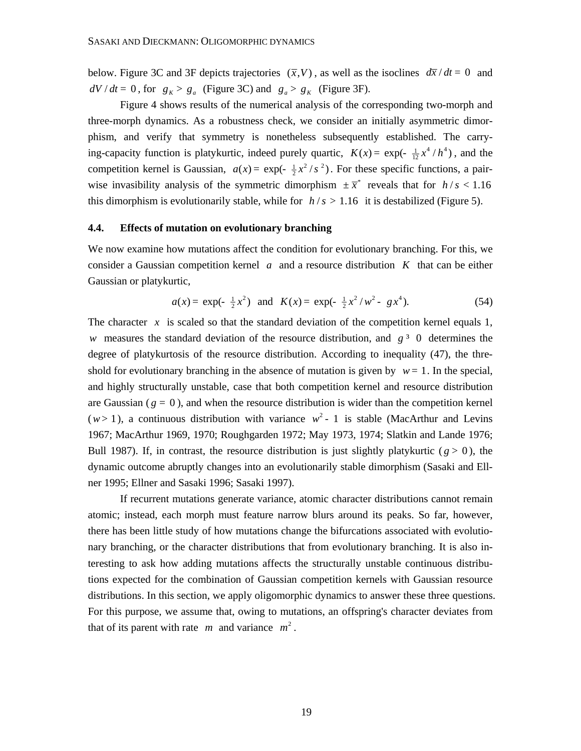below. Figure 3C and 3F depicts trajectories $(\bar{x}, V)$, as well as the isoclines $d\bar{x}/dt = 0$ and $dV/dt = 0$, for $g_K > g_a$ (Figure 3C) and $g_a > g_K$ (Figure 3F).

Figure 4 shows results of the numerical analysis of the corresponding two-morph and three-morph dynamics. As a robustness check, we consider an initially asymmetric dimorphism, and verify that symmetry is nonetheless subsequently established. The carrying-capacity function is platykurtic, indeed purely quartic, $K(x) = \exp(-\frac{1}{12}x^4/h^4)$, and the competition kernel is Gaussian, $a(x) = \exp(-\frac{1}{2}x^2/s^2)$. For these specific functions, a pairwise invasibility analysis of the symmetric dimorphism $\pm\bar{x}^*$ reveals that for $h/s < 1.16$ this dimorphism is evolutionarily stable, while for $h/s > 1.16$ it is destabilized (Figure 5).

### 4.4. Effects of mutation on evolutionary branching

We now examine how mutations affect the condition for evolutionary branching. For this, we consider a Gaussian competition kernel $a$ and a resource distribution $K$ that can be either Gaussian or platykurtic,

$$a(x) = \exp(-\tfrac{1}{2}x^2) \quad \text{and} \quad K(x) = \exp(-\tfrac{1}{2}x^2/w^2 - gx^4). \tag{54}$$

The character $x$ is scaled so that the standard deviation of the competition kernel equals 1, $w$ measures the standard deviation of the resource distribution, and $g \geq 0$ determines the degree of platykurtosis of the resource distribution. According to inequality (47), the threshold for evolutionary branching in the absence of mutation is given by $w = 1$. In the special, and highly structurally unstable, case that both competition kernel and resource distribution are Gaussian ($g = 0$), and when the resource distribution is wider than the competition kernel ($w > 1$), a continuous distribution with variance $w^2 - 1$ is stable (MacArthur and Levins 1967; MacArthur 1969, 1970; Roughgarden 1972; May 1973, 1974; Slatkin and Lande 1976; Bull 1987). If, in contrast, the resource distribution is just slightly platykurtic ($g > 0$), the dynamic outcome abruptly changes into an evolutionarily stable dimorphism (Sasaki and Ellner 1995; Ellner and Sasaki 1996; Sasaki 1997).

If recurrent mutations generate variance, atomic character distributions cannot remain atomic; instead, each morph must feature narrow blurs around its peaks. So far, however, there has been little study of how mutations change the bifurcations associated with evolutionary branching, or the character distributions that from evolutionary branching. It is also interesting to ask how adding mutations affects the structurally unstable continuous distributions expected for the combination of Gaussian competition kernels with Gaussian resource distributions. In this section, we apply oligomorphic dynamics to answer these three questions. For this purpose, we assume that, owing to mutations, an offspring's character deviates from that of its parent with rate $m$ and variance $m^2$.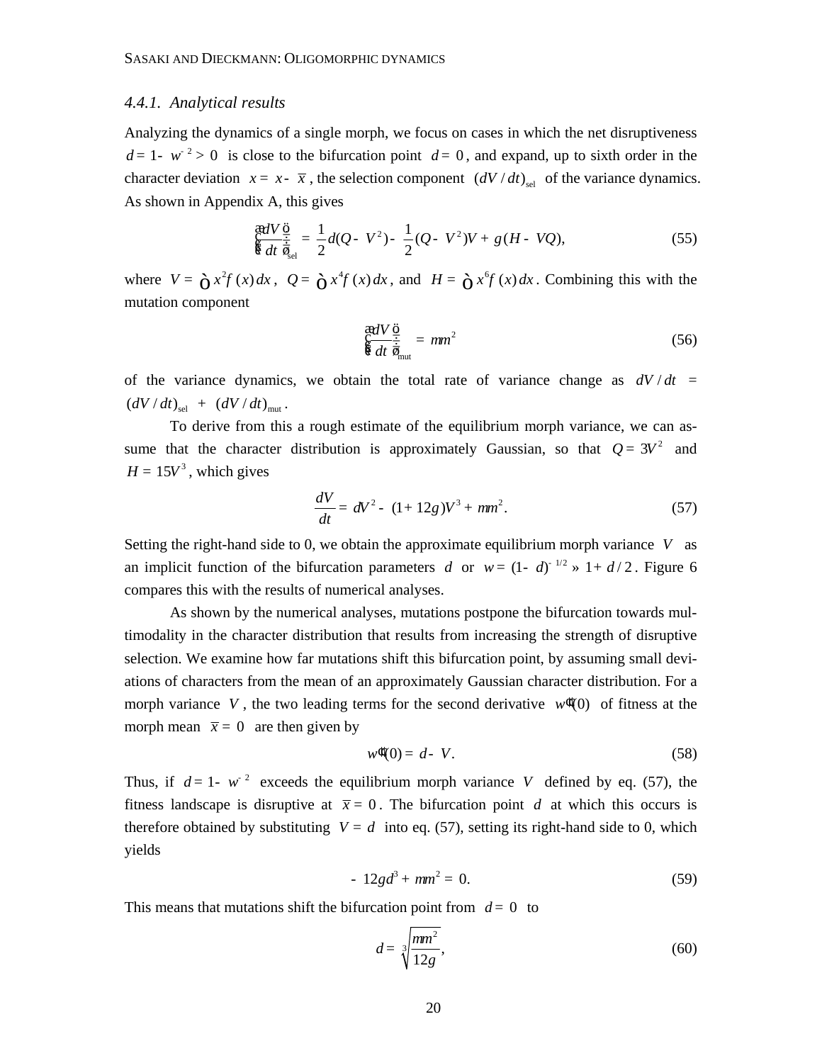### 4.4.1. *Analytical results*

Analyzing the dynamics of a single morph, we focus on cases in which the net disruptiveness $d = 1 - w^{-2} > 0$ is close to the bifurcation point $d = 0$, and expand, up to sixth order in the character deviation $x = x - \bar{x}$, the selection component $(dV/dt)_{\text{sel}}$ of the variance dynamics. As shown in Appendix A, this gives

$$\left(\frac{dV}{dt}\right)_{\text{sel}} = \frac{1}{2}d(Q - V^2) - \frac{1}{2}(Q - V^2)V + g(H - VQ), \tag{55}$$

where $V = \int x^2 f(x)\,dx$, $Q = \int x^4 f(x)\,dx$, and $H = \int x^6 f(x)\,dx$. Combining this with the mutation component

$$\left(\frac{dV}{dt}\right)_{\text{mut}} = m m^2 \tag{56}$$

of the variance dynamics, we obtain the total rate of variance change as $dV/dt = (dV/dt)_{\text{sel}} + (dV/dt)_{\text{mut}}$.

To derive from this a rough estimate of the equilibrium morph variance, we can assume that the character distribution is approximately Gaussian, so that $Q = 3V^2$ and $H = 15V^3$, which gives

$$\frac{dV}{dt} = dV^2 - (1 + 12g)V^3 + m m^2. \tag{57}$$

Setting the right-hand side to 0, we obtain the approximate equilibrium morph variance $V$ as an implicit function of the bifurcation parameters $d$ or $w = (1 - d)^{-1/2} \approx 1 + d/2$. Figure 6 compares this with the results of numerical analyses.

As shown by the numerical analyses, mutations postpone the bifurcation towards multimodality in the character distribution that results from increasing the strength of disruptive selection. We examine how far mutations shift this bifurcation point, by assuming small deviations of characters from the mean of an approximately Gaussian character distribution. For a morph variance $V$, the two leading terms for the second derivative $w''(0)$ of fitness at the morph mean $\bar{x} = 0$ are then given by

$$w''(0) = d - V. \tag{58}$$

Thus, if $d = 1 - w^{-2}$ exceeds the equilibrium morph variance $V$ defined by eq. (57), the fitness landscape is disruptive at $\bar{x} = 0$. The bifurcation point $d$ at which this occurs is therefore obtained by substituting $V = d$ into eq. (57), setting its right-hand side to 0, which yields

$$-12gd^3 + m m^2 = 0. \tag{59}$$

This means that mutations shift the bifurcation point from $d = 0$ to

$$d = \sqrt[3]{\frac{m m^2}{12g}}, \tag{60}$$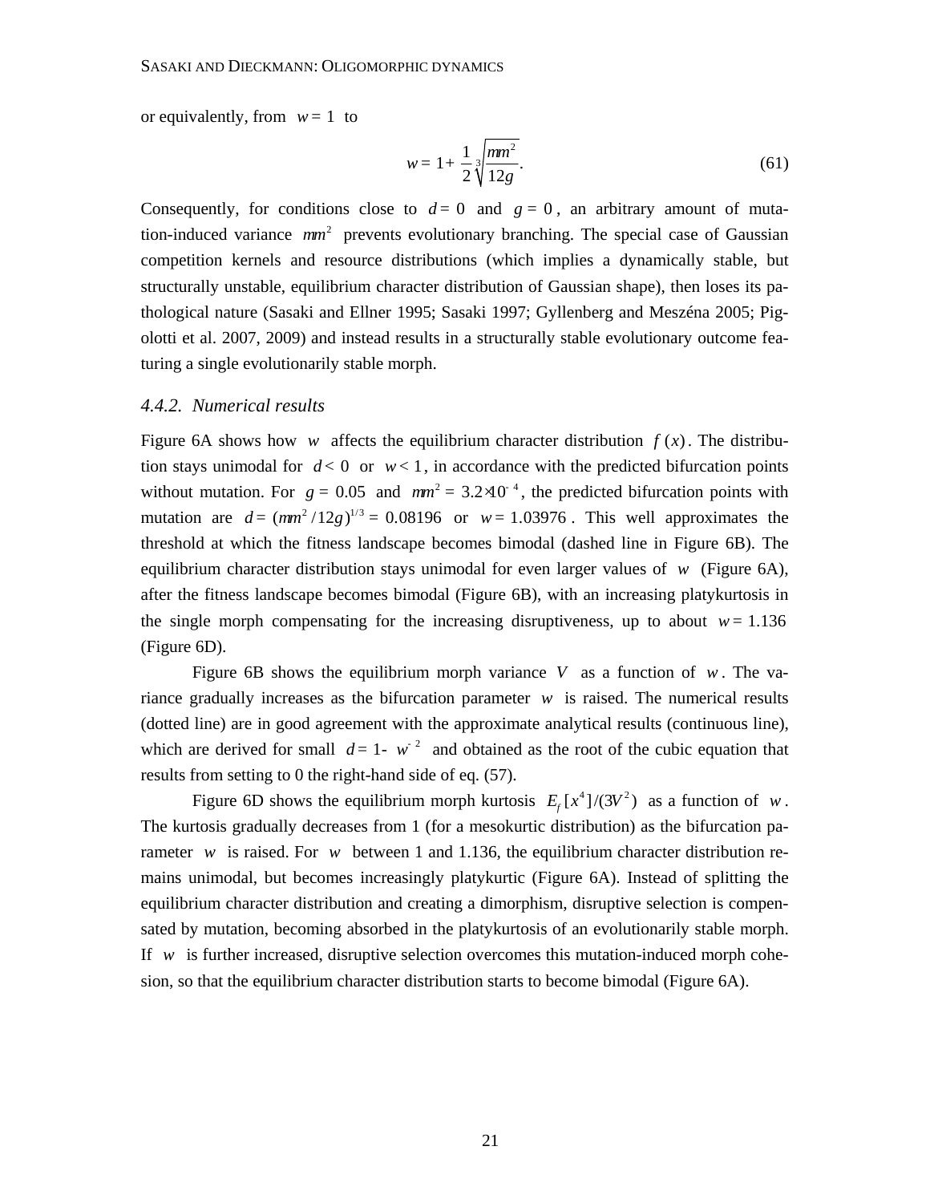or equivalently, from $w = 1$ to

$$w = 1 + \frac{1}{2}\sqrt[3]{\frac{mm^2}{12g}}. \tag{61}$$

Consequently, for conditions close to $d = 0$ and $g = 0$, an arbitrary amount of mutation-induced variance $mm^2$ prevents evolutionary branching. The special case of Gaussian competition kernels and resource distributions (which implies a dynamically stable, but structurally unstable, equilibrium character distribution of Gaussian shape), then loses its pathological nature (Sasaki and Ellner 1995; Sasaki 1997; Gyllenberg and Meszéna 2005; Pigolotti et al. 2007, 2009) and instead results in a structurally stable evolutionary outcome featuring a single evolutionarily stable morph.

### *4.4.2. Numerical results*

Figure 6A shows how $w$ affects the equilibrium character distribution $f(x)$. The distribution stays unimodal for $d < 0$ or $w < 1$, in accordance with the predicted bifurcation points without mutation. For $g = 0.05$ and $mm^2 = 3.2\times10^{-4}$, the predicted bifurcation points with mutation are $d = (mm^2/12g)^{1/3} = 0.08196$ or $w = 1.03976$. This well approximates the threshold at which the fitness landscape becomes bimodal (dashed line in Figure 6B). The equilibrium character distribution stays unimodal for even larger values of $w$ (Figure 6A), after the fitness landscape becomes bimodal (Figure 6B), with an increasing platykurtosis in the single morph compensating for the increasing disruptiveness, up to about $w = 1.136$ (Figure 6D).

Figure 6B shows the equilibrium morph variance $V$ as a function of $w$. The variance gradually increases as the bifurcation parameter $w$ is raised. The numerical results (dotted line) are in good agreement with the approximate analytical results (continuous line), which are derived for small $d = 1 - w^{-2}$ and obtained as the root of the cubic equation that results from setting to 0 the right-hand side of eq. (57).

Figure 6D shows the equilibrium morph kurtosis $E_f[x^4]/(3V^2)$ as a function of $w$. The kurtosis gradually decreases from 1 (for a mesokurtic distribution) as the bifurcation parameter $w$ is raised. For $w$ between 1 and 1.136, the equilibrium character distribution remains unimodal, but becomes increasingly platykurtic (Figure 6A). Instead of splitting the equilibrium character distribution and creating a dimorphism, disruptive selection is compensated by mutation, becoming absorbed in the platykurtosis of an evolutionarily stable morph. If $w$ is further increased, disruptive selection overcomes this mutation-induced morph cohesion, so that the equilibrium character distribution starts to become bimodal (Figure 6A).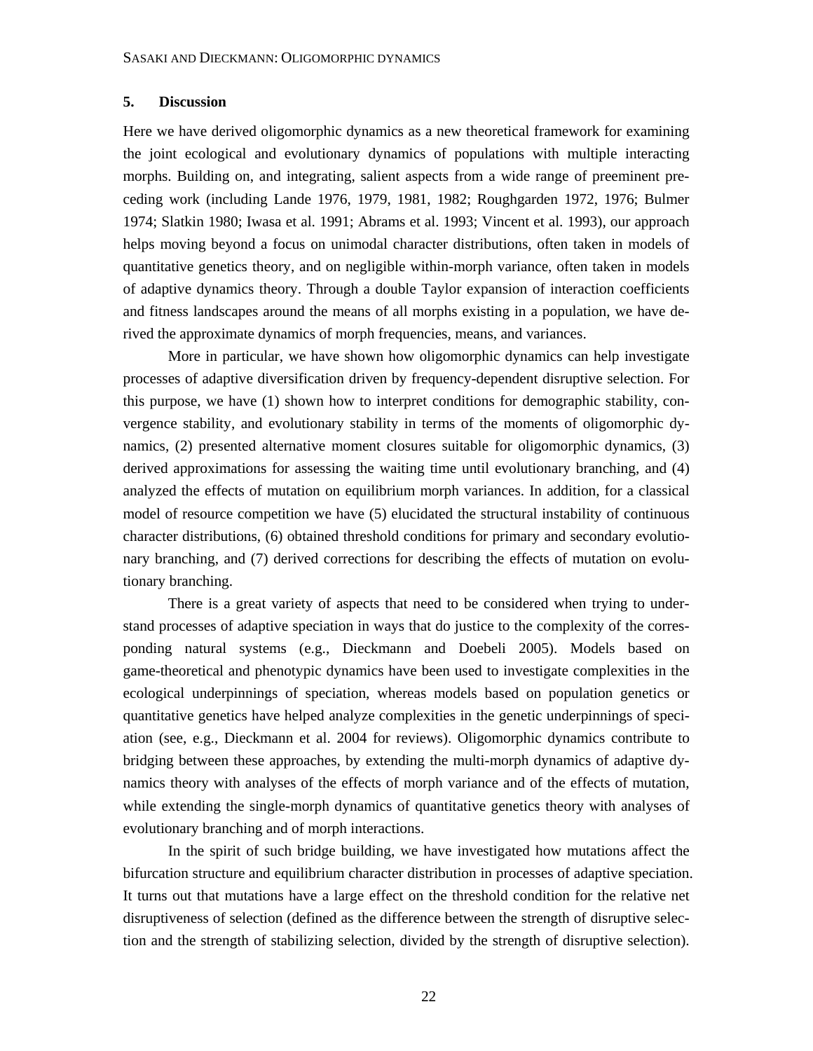## 5. Discussion

Here we have derived oligomorphic dynamics as a new theoretical framework for examining the joint ecological and evolutionary dynamics of populations with multiple interacting morphs. Building on, and integrating, salient aspects from a wide range of preeminent preceding work (including Lande 1976, 1979, 1981, 1982; Roughgarden 1972, 1976; Bulmer 1974; Slatkin 1980; Iwasa et al. 1991; Abrams et al. 1993; Vincent et al. 1993), our approach helps moving beyond a focus on unimodal character distributions, often taken in models of quantitative genetics theory, and on negligible within-morph variance, often taken in models of adaptive dynamics theory. Through a double Taylor expansion of interaction coefficients and fitness landscapes around the means of all morphs existing in a population, we have derived the approximate dynamics of morph frequencies, means, and variances.

More in particular, we have shown how oligomorphic dynamics can help investigate processes of adaptive diversification driven by frequency-dependent disruptive selection. For this purpose, we have (1) shown how to interpret conditions for demographic stability, convergence stability, and evolutionary stability in terms of the moments of oligomorphic dynamics, (2) presented alternative moment closures suitable for oligomorphic dynamics, (3) derived approximations for assessing the waiting time until evolutionary branching, and (4) analyzed the effects of mutation on equilibrium morph variances. In addition, for a classical model of resource competition we have (5) elucidated the structural instability of continuous character distributions, (6) obtained threshold conditions for primary and secondary evolutionary branching, and (7) derived corrections for describing the effects of mutation on evolutionary branching.

There is a great variety of aspects that need to be considered when trying to understand processes of adaptive speciation in ways that do justice to the complexity of the corresponding natural systems (e.g., Dieckmann and Doebeli 2005). Models based on game-theoretical and phenotypic dynamics have been used to investigate complexities in the ecological underpinnings of speciation, whereas models based on population genetics or quantitative genetics have helped analyze complexities in the genetic underpinnings of speciation (see, e.g., Dieckmann et al. 2004 for reviews). Oligomorphic dynamics contribute to bridging between these approaches, by extending the multi-morph dynamics of adaptive dynamics theory with analyses of the effects of morph variance and of the effects of mutation, while extending the single-morph dynamics of quantitative genetics theory with analyses of evolutionary branching and of morph interactions.

In the spirit of such bridge building, we have investigated how mutations affect the bifurcation structure and equilibrium character distribution in processes of adaptive speciation. It turns out that mutations have a large effect on the threshold condition for the relative net disruptiveness of selection (defined as the difference between the strength of disruptive selection and the strength of stabilizing selection, divided by the strength of disruptive selection).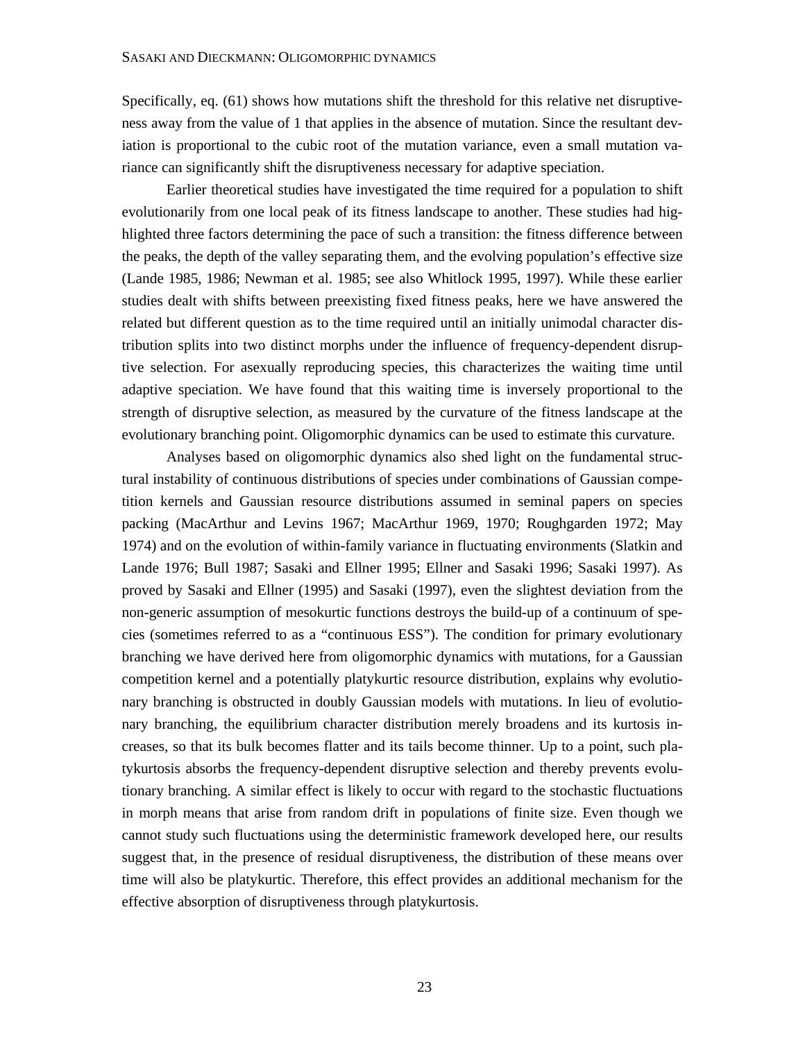Specifically, eq. (61) shows how mutations shift the threshold for this relative net disruptiveness away from the value of 1 that applies in the absence of mutation. Since the resultant deviation is proportional to the cubic root of the mutation variance, even a small mutation variance can significantly shift the disruptiveness necessary for adaptive speciation.

Earlier theoretical studies have investigated the time required for a population to shift evolutionarily from one local peak of its fitness landscape to another. These studies had highlighted three factors determining the pace of such a transition: the fitness difference between the peaks, the depth of the valley separating them, and the evolving population's effective size (Lande 1985, 1986; Newman et al. 1985; see also Whitlock 1995, 1997). While these earlier studies dealt with shifts between preexisting fixed fitness peaks, here we have answered the related but different question as to the time required until an initially unimodal character distribution splits into two distinct morphs under the influence of frequency-dependent disruptive selection. For asexually reproducing species, this characterizes the waiting time until adaptive speciation. We have found that this waiting time is inversely proportional to the strength of disruptive selection, as measured by the curvature of the fitness landscape at the evolutionary branching point. Oligomorphic dynamics can be used to estimate this curvature.

Analyses based on oligomorphic dynamics also shed light on the fundamental structural instability of continuous distributions of species under combinations of Gaussian competition kernels and Gaussian resource distributions assumed in seminal papers on species packing (MacArthur and Levins 1967; MacArthur 1969, 1970; Roughgarden 1972; May 1974) and on the evolution of within-family variance in fluctuating environments (Slatkin and Lande 1976; Bull 1987; Sasaki and Ellner 1995; Ellner and Sasaki 1996; Sasaki 1997). As proved by Sasaki and Ellner (1995) and Sasaki (1997), even the slightest deviation from the non-generic assumption of mesokurtic functions destroys the build-up of a continuum of species (sometimes referred to as a "continuous ESS"). The condition for primary evolutionary branching we have derived here from oligomorphic dynamics with mutations, for a Gaussian competition kernel and a potentially platykurtic resource distribution, explains why evolutionary branching is obstructed in doubly Gaussian models with mutations. In lieu of evolutionary branching, the equilibrium character distribution merely broadens and its kurtosis increases, so that its bulk becomes flatter and its tails become thinner. Up to a point, such platykurtosis absorbs the frequency-dependent disruptive selection and thereby prevents evolutionary branching. A similar effect is likely to occur with regard to the stochastic fluctuations in morph means that arise from random drift in populations of finite size. Even though we cannot study such fluctuations using the deterministic framework developed here, our results suggest that, in the presence of residual disruptiveness, the distribution of these means over time will also be platykurtic. Therefore, this effect provides an additional mechanism for the effective absorption of disruptiveness through platykurtosis.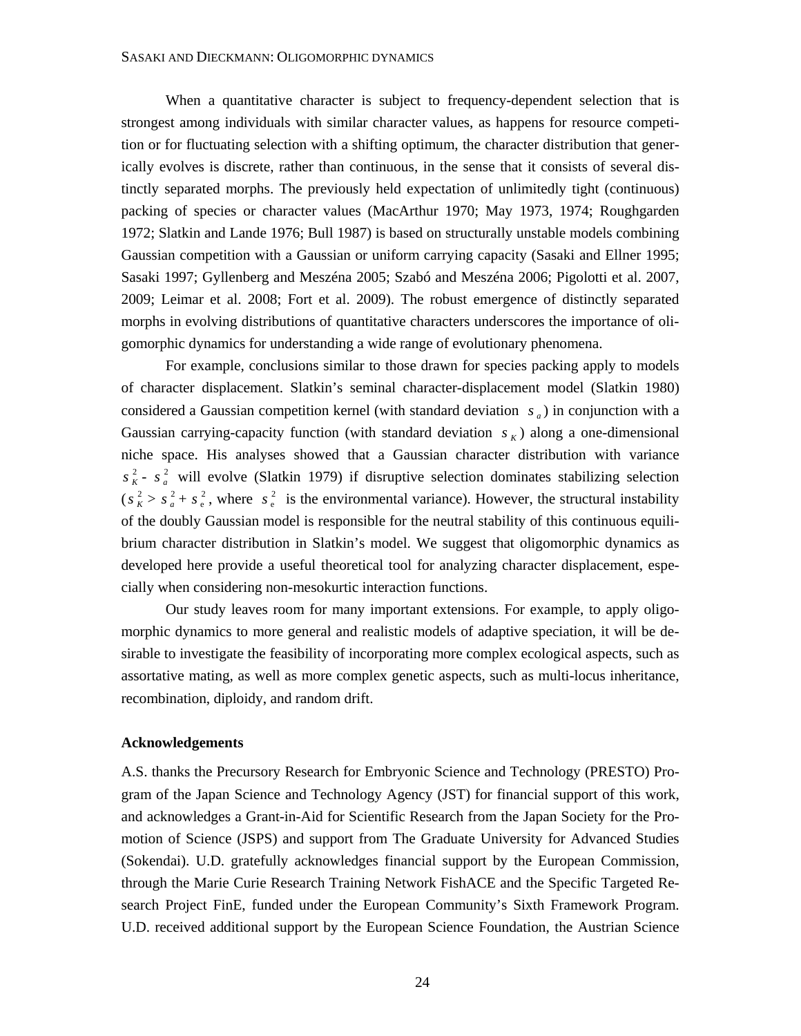When a quantitative character is subject to frequency-dependent selection that is strongest among individuals with similar character values, as happens for resource competition or for fluctuating selection with a shifting optimum, the character distribution that generically evolves is discrete, rather than continuous, in the sense that it consists of several distinctly separated morphs. The previously held expectation of unlimitedly tight (continuous) packing of species or character values (MacArthur 1970; May 1973, 1974; Roughgarden 1972; Slatkin and Lande 1976; Bull 1987) is based on structurally unstable models combining Gaussian competition with a Gaussian or uniform carrying capacity (Sasaki and Ellner 1995; Sasaki 1997; Gyllenberg and Meszéna 2005; Szabó and Meszéna 2006; Pigolotti et al. 2007, 2009; Leimar et al. 2008; Fort et al. 2009). The robust emergence of distinctly separated morphs in evolving distributions of quantitative characters underscores the importance of oligomorphic dynamics for understanding a wide range of evolutionary phenomena.

For example, conclusions similar to those drawn for species packing apply to models of character displacement. Slatkin's seminal character-displacement model (Slatkin 1980) considered a Gaussian competition kernel (with standard deviation $s_a$) in conjunction with a Gaussian carrying-capacity function (with standard deviation $s_K$) along a one-dimensional niche space. His analyses showed that a Gaussian character distribution with variance $s_K^2 - s_a^2$ will evolve (Slatkin 1979) if disruptive selection dominates stabilizing selection ($s_K^2 > s_a^2 + s_e^2$, where $s_e^2$ is the environmental variance). However, the structural instability of the doubly Gaussian model is responsible for the neutral stability of this continuous equilibrium character distribution in Slatkin's model. We suggest that oligomorphic dynamics as developed here provide a useful theoretical tool for analyzing character displacement, especially when considering non-mesokurtic interaction functions.

Our study leaves room for many important extensions. For example, to apply oligomorphic dynamics to more general and realistic models of adaptive speciation, it will be desirable to investigate the feasibility of incorporating more complex ecological aspects, such as assortative mating, as well as more complex genetic aspects, such as multi-locus inheritance, recombination, diploidy, and random drift.

### Acknowledgements

A.S. thanks the Precursory Research for Embryonic Science and Technology (PRESTO) Program of the Japan Science and Technology Agency (JST) for financial support of this work, and acknowledges a Grant-in-Aid for Scientific Research from the Japan Society for the Promotion of Science (JSPS) and support from The Graduate University for Advanced Studies (Sokendai). U.D. gratefully acknowledges financial support by the European Commission, through the Marie Curie Research Training Network FishACE and the Specific Targeted Research Project FinE, funded under the European Community's Sixth Framework Program. U.D. received additional support by the European Science Foundation, the Austrian Science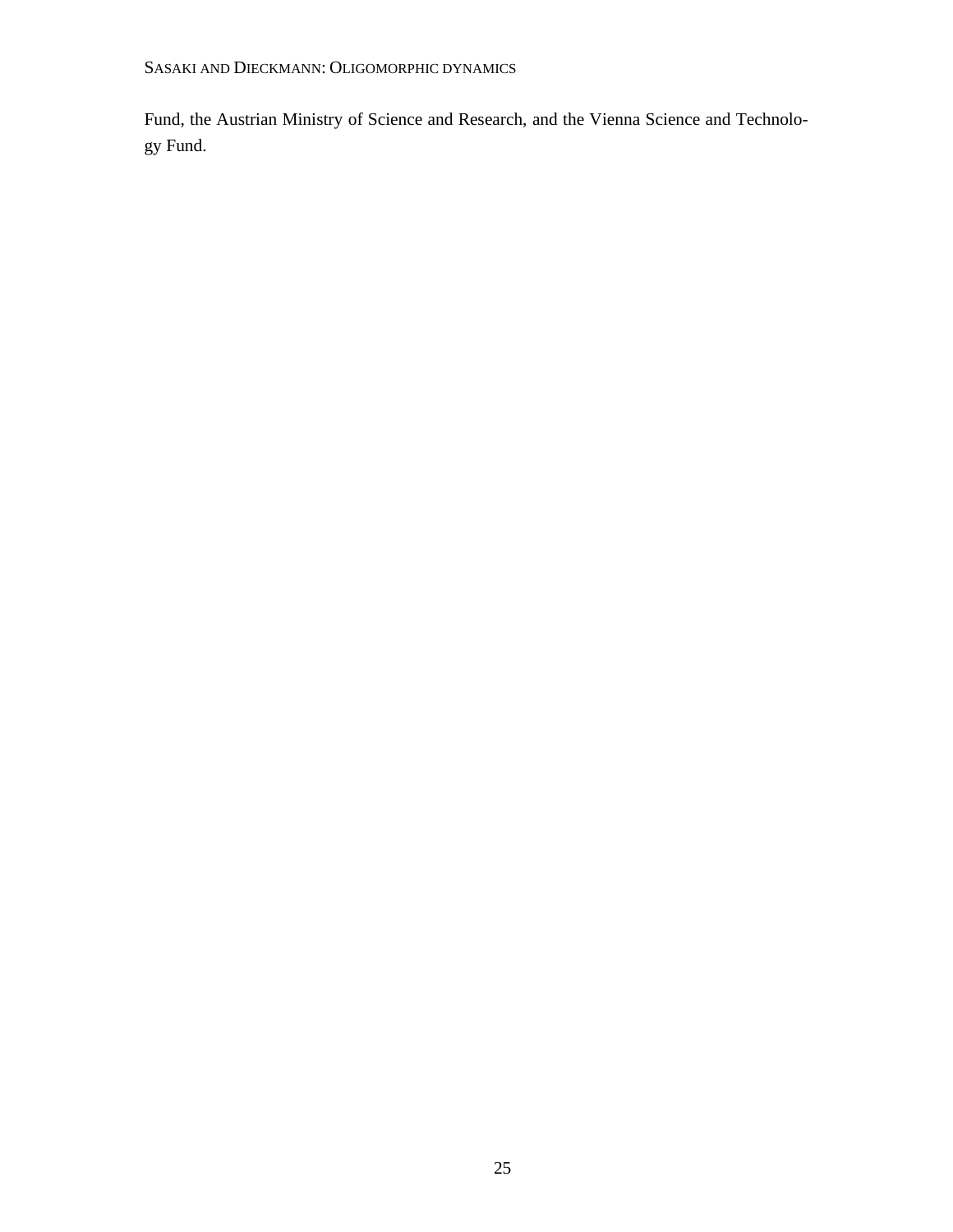Fund, the Austrian Ministry of Science and Research, and the Vienna Science and Technology Fund.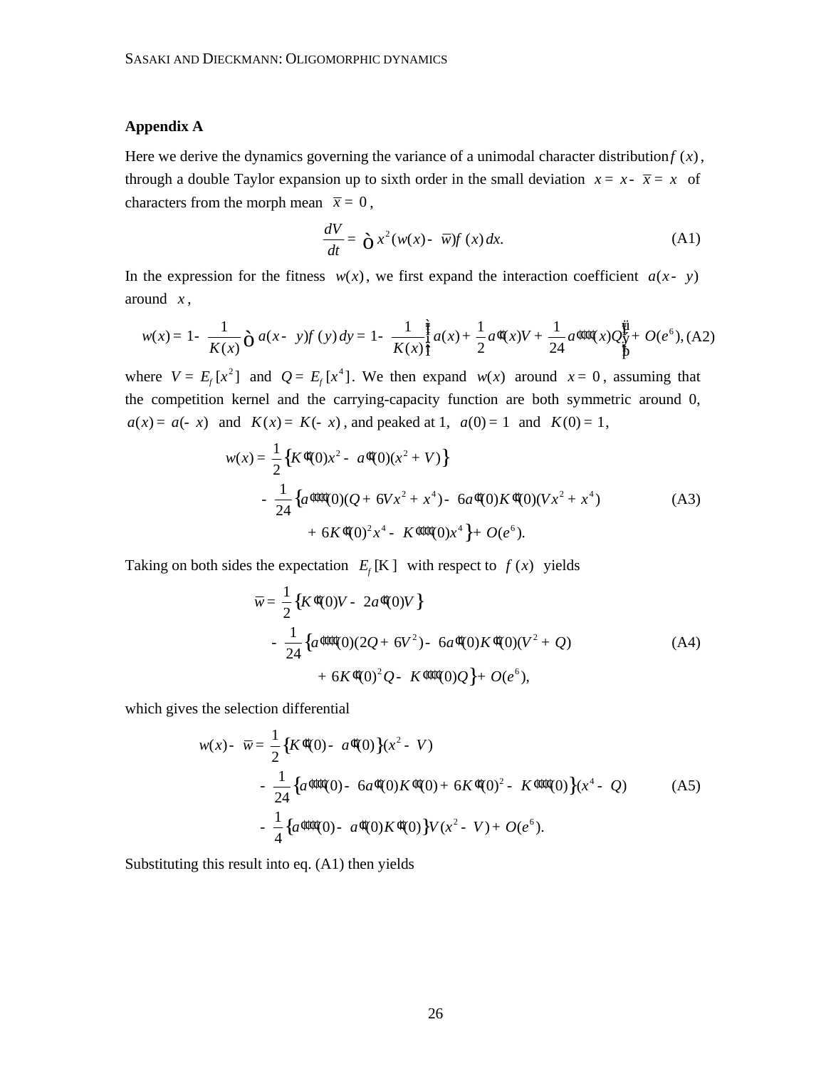## Appendix A

Here we derive the dynamics governing the variance of a unimodal character distribution $\varphi(x)$, through a double Taylor expansion up to sixth order in the small deviation $\xi = x - \bar{x} = x$ of characters from the morph mean $\bar{x} = 0$,

$$\frac{dV}{dt} = \int x^2 (w(x) - \bar{w})\varphi(x)\,dx. \tag{A1}$$

In the expression for the fitness $w(x)$, we first expand the interaction coefficient $a(x-y)$ around $x$,

$$w(x) = 1 - \frac{1}{K(x)}\int a(x-y)\varphi(y)\,dy = 1 - \frac{1}{K(x)}\left\{ a(x) + \frac{1}{2}a''(x)V + \frac{1}{24}a''''(x)Q \right\} + O(\varepsilon^6), \tag{A2}$$

where $V = E_\varphi[x^2]$ and $Q = E_\varphi[x^4]$. We then expand $w(x)$ around $x = 0$, assuming that the competition kernel and the carrying-capacity function are both symmetric around 0, $a(x) = a(-x)$ and $K(x) = K(-x)$, and peaked at 1, $a(0) = 1$ and $K(0) = 1$,

$$\begin{aligned} w(x) = {} & \frac{1}{2}\left\{ K''(0)x^2 - a''(0)(x^2 + V) \right\} \\ & - \frac{1}{24}\left\{ a''''(0)(Q + 6Vx^2 + x^4) - 6a''(0)K''(0)(Vx^2 + x^4) \right. \\ & \qquad \left. + 6K''(0)^2 x^4 - K''''(0)x^4 \right\} + O(\varepsilon^6). \end{aligned} \tag{A3}$$

Taking on both sides the expectation $E_\varphi[\cdot]$ with respect to $\varphi(x)$ yields

$$\begin{aligned} \bar{w} = {} & \frac{1}{2}\left\{ K''(0)V - 2a''(0)V \right\} \\ & - \frac{1}{24}\left\{ a''''(0)(2Q + 6V^2) - 6a''(0)K''(0)(V^2 + Q) \right. \\ & \qquad \left. + 6K''(0)^2 Q - K''''(0)Q \right\} + O(\varepsilon^6), \end{aligned} \tag{A4}$$

which gives the selection differential

$$\begin{aligned} w(x) - \bar{w} = {} & \frac{1}{2}\left\{ K''(0) - a''(0) \right\}(x^2 - V) \\ & - \frac{1}{24}\left\{ a''''(0) - 6a''(0)K''(0) + 6K''(0)^2 - K''''(0) \right\}(x^4 - Q) \\ & - \frac{1}{4}\left\{ a''''(0) - a''(0)K''(0) \right\}V(x^2 - V) + O(\varepsilon^6). \end{aligned} \tag{A5}$$

Substituting this result into eq. (A1) then yields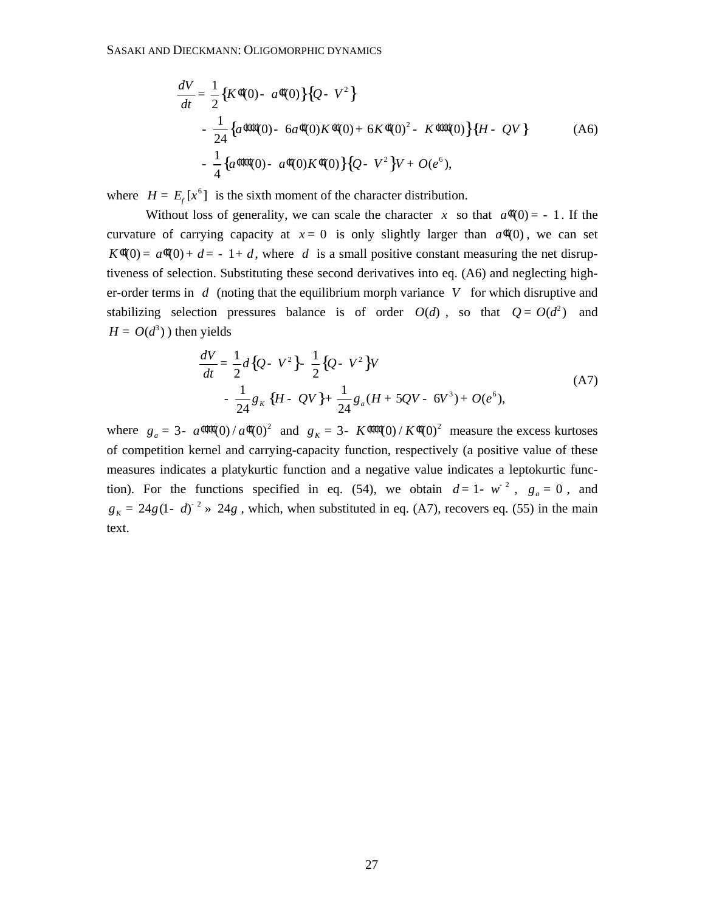$$
\begin{aligned}
\frac{dV}{dt} = &\ \frac{1}{2}\left\{K''(0) - a''(0)\right\}\left\{Q - V^2\right\} \\
&- \frac{1}{24}\left\{a''''(0) - 6a''(0)K''(0) + 6K''(0)^2 - K''''(0)\right\}\left\{H - QV\right\} \\
&- \frac{1}{4}\left\{a''''(0) - a''(0)K''(0)\right\}\left\{Q - V^2\right\}V + O(e^6),
\end{aligned} \tag{A6}
$$

where $H = E_f[x^6]$ is the sixth moment of the character distribution.

Without loss of generality, we can scale the character $x$ so that $a''(0) = -1$. If the curvature of carrying capacity at $x = 0$ is only slightly larger than $a''(0)$, we can set $K''(0) = a''(0) + d = -1 + d$, where $d$ is a small positive constant measuring the net disruptiveness of selection. Substituting these second derivatives into eq. (A6) and neglecting higher-order terms in $d$ (noting that the equilibrium morph variance $V$ for which disruptive and stabilizing selection pressures balance is of order $O(d)$, so that $Q = O(d^2)$ and $H = O(d^3)$) then yields

$$
\begin{aligned}
\frac{dV}{dt} = &\ \frac{1}{2}d\left\{Q - V^2\right\} - \frac{1}{2}\left\{Q - V^2\right\}V \\
&- \frac{1}{24}g_K\left\{H - QV\right\} + \frac{1}{24}g_a(H + 5QV - 6V^3) + O(e^6),
\end{aligned} \tag{A7}
$$

where $g_a = 3 - a''''(0)/a''(0)^2$ and $g_K = 3 - K''''(0)/K''(0)^2$ measure the excess kurtoses of competition kernel and carrying-capacity function, respectively (a positive value of these measures indicates a platykurtic function and a negative value indicates a leptokurtic function). For the functions specified in eq. (54), we obtain $d = 1 - w^{-2}$, $g_a = 0$, and $g_K = 24g(1-d)^{-2} \approx 24g$, which, when substituted in eq. (A7), recovers eq. (55) in the main text.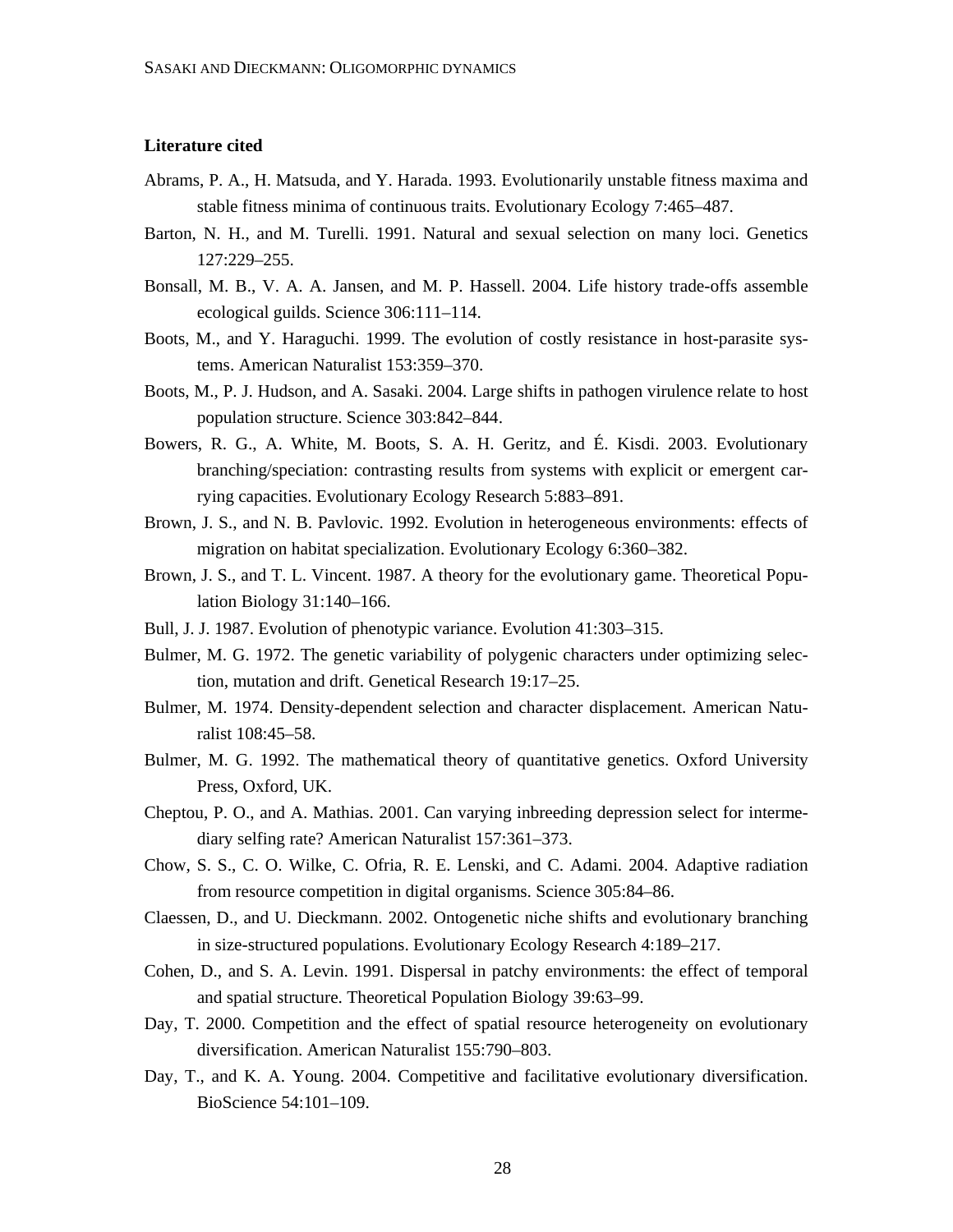## Literature cited

Abrams, P. A., H. Matsuda, and Y. Harada. 1993. Evolutionarily unstable fitness maxima and stable fitness minima of continuous traits. Evolutionary Ecology 7:465–487.

Barton, N. H., and M. Turelli. 1991. Natural and sexual selection on many loci. Genetics 127:229–255.

Bonsall, M. B., V. A. A. Jansen, and M. P. Hassell. 2004. Life history trade-offs assemble ecological guilds. Science 306:111–114.

Boots, M., and Y. Haraguchi. 1999. The evolution of costly resistance in host-parasite systems. American Naturalist 153:359–370.

Boots, M., P. J. Hudson, and A. Sasaki. 2004. Large shifts in pathogen virulence relate to host population structure. Science 303:842–844.

Bowers, R. G., A. White, M. Boots, S. A. H. Geritz, and É. Kisdi. 2003. Evolutionary branching/speciation: contrasting results from systems with explicit or emergent carrying capacities. Evolutionary Ecology Research 5:883–891.

Brown, J. S., and N. B. Pavlovic. 1992. Evolution in heterogeneous environments: effects of migration on habitat specialization. Evolutionary Ecology 6:360–382.

Brown, J. S., and T. L. Vincent. 1987. A theory for the evolutionary game. Theoretical Population Biology 31:140–166.

Bull, J. J. 1987. Evolution of phenotypic variance. Evolution 41:303–315.

Bulmer, M. G. 1972. The genetic variability of polygenic characters under optimizing selection, mutation and drift. Genetical Research 19:17–25.

Bulmer, M. 1974. Density-dependent selection and character displacement. American Naturalist 108:45–58.

Bulmer, M. G. 1992. The mathematical theory of quantitative genetics. Oxford University Press, Oxford, UK.

Cheptou, P. O., and A. Mathias. 2001. Can varying inbreeding depression select for intermediary selfing rate? American Naturalist 157:361–373.

Chow, S. S., C. O. Wilke, C. Ofria, R. E. Lenski, and C. Adami. 2004. Adaptive radiation from resource competition in digital organisms. Science 305:84–86.

Claessen, D., and U. Dieckmann. 2002. Ontogenetic niche shifts and evolutionary branching in size-structured populations. Evolutionary Ecology Research 4:189–217.

Cohen, D., and S. A. Levin. 1991. Dispersal in patchy environments: the effect of temporal and spatial structure. Theoretical Population Biology 39:63–99.

Day, T. 2000. Competition and the effect of spatial resource heterogeneity on evolutionary diversification. American Naturalist 155:790–803.

Day, T., and K. A. Young. 2004. Competitive and facilitative evolutionary diversification. BioScience 54:101–109.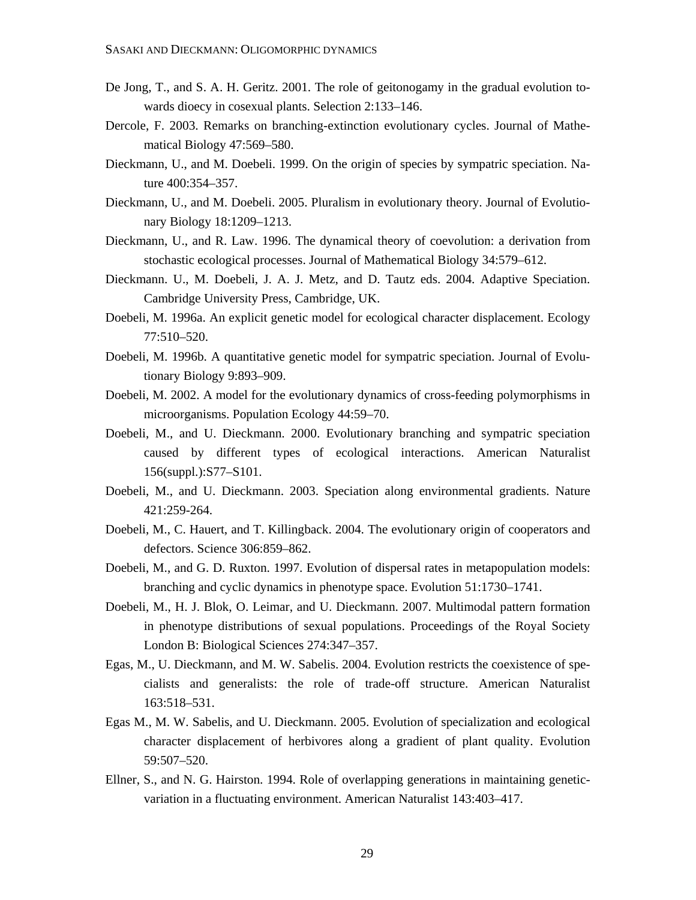De Jong, T., and S. A. H. Geritz. 2001. The role of geitonogamy in the gradual evolution towards dioecy in cosexual plants. Selection 2:133–146.

Dercole, F. 2003. Remarks on branching-extinction evolutionary cycles. Journal of Mathematical Biology 47:569–580.

Dieckmann, U., and M. Doebeli. 1999. On the origin of species by sympatric speciation. Nature 400:354–357.

Dieckmann, U., and M. Doebeli. 2005. Pluralism in evolutionary theory. Journal of Evolutionary Biology 18:1209–1213.

Dieckmann, U., and R. Law. 1996. The dynamical theory of coevolution: a derivation from stochastic ecological processes. Journal of Mathematical Biology 34:579–612.

Dieckmann. U., M. Doebeli, J. A. J. Metz, and D. Tautz eds. 2004. Adaptive Speciation. Cambridge University Press, Cambridge, UK.

Doebeli, M. 1996a. An explicit genetic model for ecological character displacement. Ecology 77:510–520.

Doebeli, M. 1996b. A quantitative genetic model for sympatric speciation. Journal of Evolutionary Biology 9:893–909.

Doebeli, M. 2002. A model for the evolutionary dynamics of cross-feeding polymorphisms in microorganisms. Population Ecology 44:59–70.

Doebeli, M., and U. Dieckmann. 2000. Evolutionary branching and sympatric speciation caused by different types of ecological interactions. American Naturalist 156(suppl.):S77–S101.

Doebeli, M., and U. Dieckmann. 2003. Speciation along environmental gradients. Nature 421:259-264.

Doebeli, M., C. Hauert, and T. Killingback. 2004. The evolutionary origin of cooperators and defectors. Science 306:859–862.

Doebeli, M., and G. D. Ruxton. 1997. Evolution of dispersal rates in metapopulation models: branching and cyclic dynamics in phenotype space. Evolution 51:1730–1741.

Doebeli, M., H. J. Blok, O. Leimar, and U. Dieckmann. 2007. Multimodal pattern formation in phenotype distributions of sexual populations. Proceedings of the Royal Society London B: Biological Sciences 274:347–357.

Egas, M., U. Dieckmann, and M. W. Sabelis. 2004. Evolution restricts the coexistence of specialists and generalists: the role of trade-off structure. American Naturalist 163:518–531.

Egas M., M. W. Sabelis, and U. Dieckmann. 2005. Evolution of specialization and ecological character displacement of herbivores along a gradient of plant quality. Evolution 59:507–520.

Ellner, S., and N. G. Hairston. 1994. Role of overlapping generations in maintaining genetic-variation in a fluctuating environment. American Naturalist 143:403–417.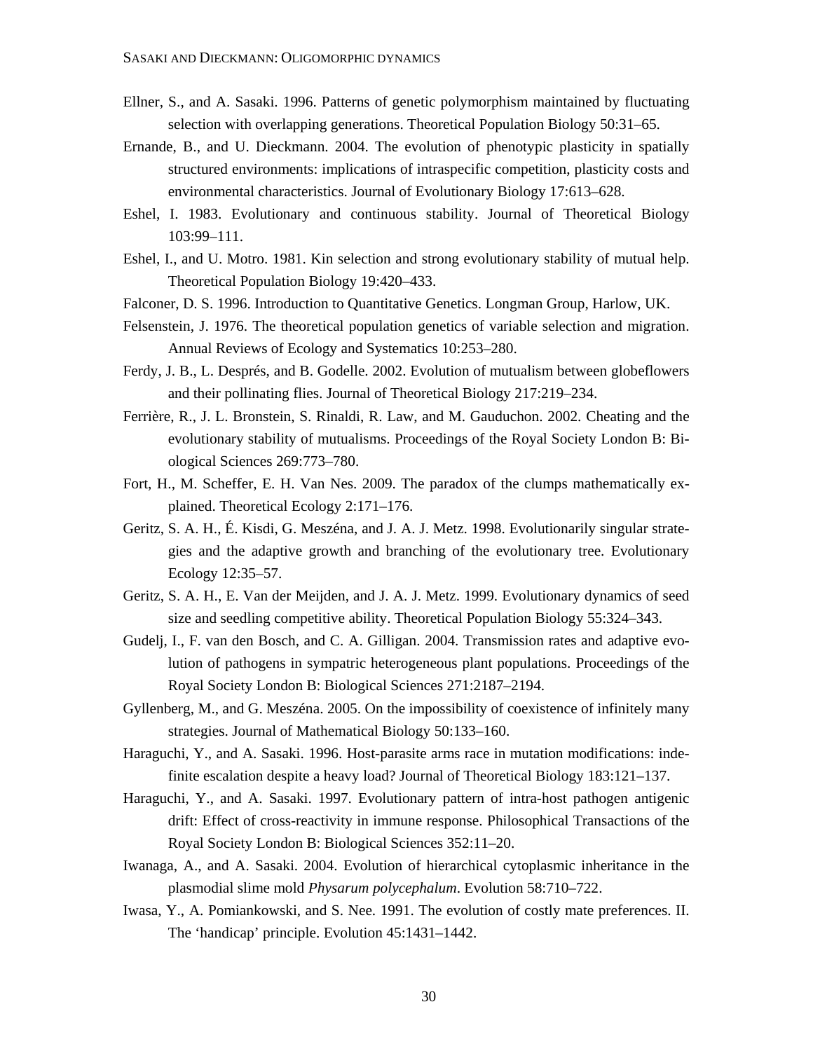Ellner, S., and A. Sasaki. 1996. Patterns of genetic polymorphism maintained by fluctuating selection with overlapping generations. Theoretical Population Biology 50:31–65.

Ernande, B., and U. Dieckmann. 2004. The evolution of phenotypic plasticity in spatially structured environments: implications of intraspecific competition, plasticity costs and environmental characteristics. Journal of Evolutionary Biology 17:613–628.

Eshel, I. 1983. Evolutionary and continuous stability. Journal of Theoretical Biology 103:99–111.

Eshel, I., and U. Motro. 1981. Kin selection and strong evolutionary stability of mutual help. Theoretical Population Biology 19:420–433.

Falconer, D. S. 1996. Introduction to Quantitative Genetics. Longman Group, Harlow, UK.

Felsenstein, J. 1976. The theoretical population genetics of variable selection and migration. Annual Reviews of Ecology and Systematics 10:253–280.

Ferdy, J. B., L. Després, and B. Godelle. 2002. Evolution of mutualism between globeflowers and their pollinating flies. Journal of Theoretical Biology 217:219–234.

Ferrière, R., J. L. Bronstein, S. Rinaldi, R. Law, and M. Gauduchon. 2002. Cheating and the evolutionary stability of mutualisms. Proceedings of the Royal Society London B: Biological Sciences 269:773–780.

Fort, H., M. Scheffer, E. H. Van Nes. 2009. The paradox of the clumps mathematically explained. Theoretical Ecology 2:171–176.

Geritz, S. A. H., É. Kisdi, G. Meszéna, and J. A. J. Metz. 1998. Evolutionarily singular strategies and the adaptive growth and branching of the evolutionary tree. Evolutionary Ecology 12:35–57.

Geritz, S. A. H., E. Van der Meijden, and J. A. J. Metz. 1999. Evolutionary dynamics of seed size and seedling competitive ability. Theoretical Population Biology 55:324–343.

Gudelj, I., F. van den Bosch, and C. A. Gilligan. 2004. Transmission rates and adaptive evolution of pathogens in sympatric heterogeneous plant populations. Proceedings of the Royal Society London B: Biological Sciences 271:2187–2194.

Gyllenberg, M., and G. Meszéna. 2005. On the impossibility of coexistence of infinitely many strategies. Journal of Mathematical Biology 50:133–160.

Haraguchi, Y., and A. Sasaki. 1996. Host-parasite arms race in mutation modifications: indefinite escalation despite a heavy load? Journal of Theoretical Biology 183:121–137.

Haraguchi, Y., and A. Sasaki. 1997. Evolutionary pattern of intra-host pathogen antigenic drift: Effect of cross-reactivity in immune response. Philosophical Transactions of the Royal Society London B: Biological Sciences 352:11–20.

Iwanaga, A., and A. Sasaki. 2004. Evolution of hierarchical cytoplasmic inheritance in the plasmodial slime mold *Physarum polycephalum*. Evolution 58:710–722.

Iwasa, Y., A. Pomiankowski, and S. Nee. 1991. The evolution of costly mate preferences. II. The 'handicap' principle. Evolution 45:1431–1442.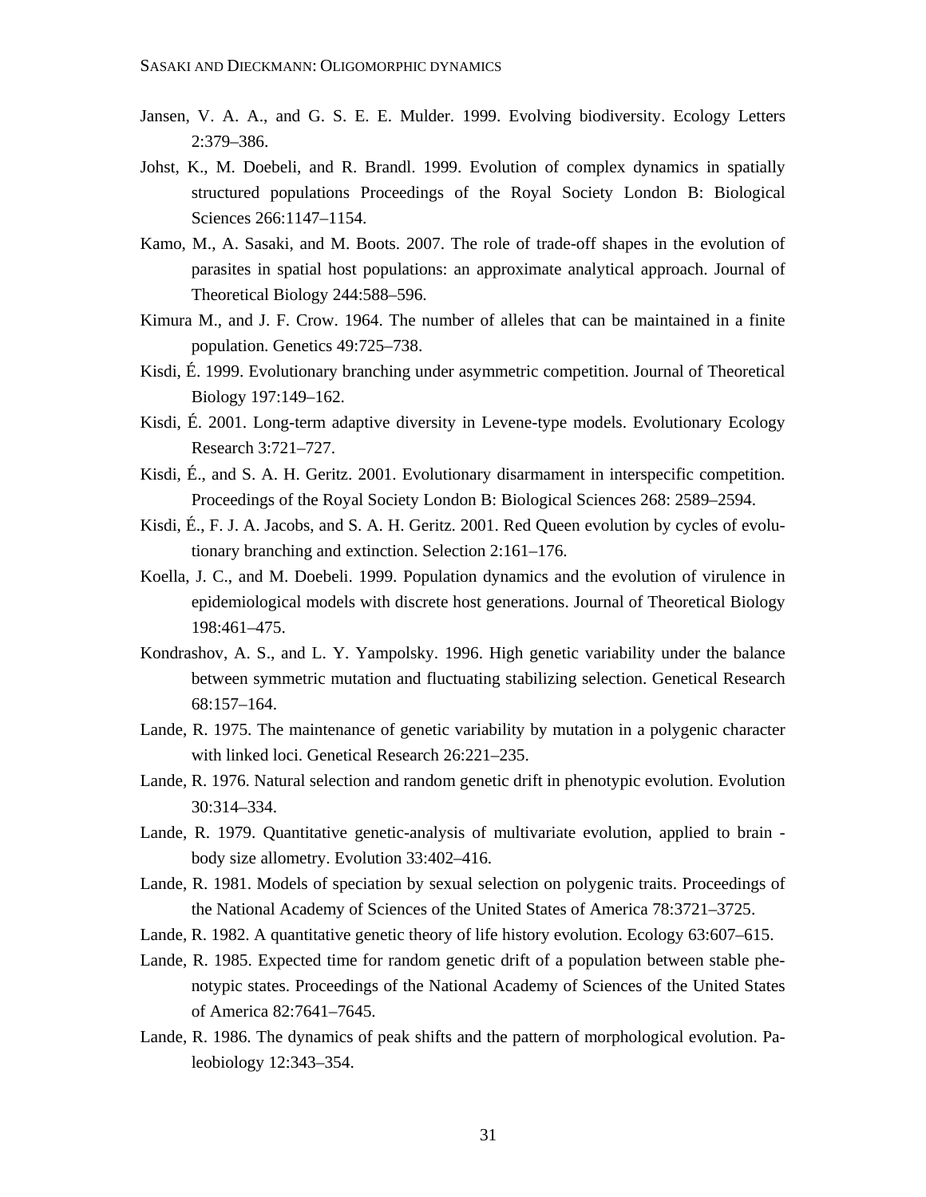Jansen, V. A. A., and G. S. E. E. Mulder. 1999. Evolving biodiversity. Ecology Letters 2:379–386.

Johst, K., M. Doebeli, and R. Brandl. 1999. Evolution of complex dynamics in spatially structured populations Proceedings of the Royal Society London B: Biological Sciences 266:1147–1154.

Kamo, M., A. Sasaki, and M. Boots. 2007. The role of trade-off shapes in the evolution of parasites in spatial host populations: an approximate analytical approach. Journal of Theoretical Biology 244:588–596.

Kimura M., and J. F. Crow. 1964. The number of alleles that can be maintained in a finite population. Genetics 49:725–738.

Kisdi, É. 1999. Evolutionary branching under asymmetric competition. Journal of Theoretical Biology 197:149–162.

Kisdi, É. 2001. Long-term adaptive diversity in Levene-type models. Evolutionary Ecology Research 3:721–727.

Kisdi, É., and S. A. H. Geritz. 2001. Evolutionary disarmament in interspecific competition. Proceedings of the Royal Society London B: Biological Sciences 268: 2589–2594.

Kisdi, É., F. J. A. Jacobs, and S. A. H. Geritz. 2001. Red Queen evolution by cycles of evolutionary branching and extinction. Selection 2:161–176.

Koella, J. C., and M. Doebeli. 1999. Population dynamics and the evolution of virulence in epidemiological models with discrete host generations. Journal of Theoretical Biology 198:461–475.

Kondrashov, A. S., and L. Y. Yampolsky. 1996. High genetic variability under the balance between symmetric mutation and fluctuating stabilizing selection. Genetical Research 68:157–164.

Lande, R. 1975. The maintenance of genetic variability by mutation in a polygenic character with linked loci. Genetical Research 26:221–235.

Lande, R. 1976. Natural selection and random genetic drift in phenotypic evolution. Evolution 30:314–334.

Lande, R. 1979. Quantitative genetic-analysis of multivariate evolution, applied to brain - body size allometry. Evolution 33:402–416.

Lande, R. 1981. Models of speciation by sexual selection on polygenic traits. Proceedings of the National Academy of Sciences of the United States of America 78:3721–3725.

Lande, R. 1982. A quantitative genetic theory of life history evolution. Ecology 63:607–615.

Lande, R. 1985. Expected time for random genetic drift of a population between stable phenotypic states. Proceedings of the National Academy of Sciences of the United States of America 82:7641–7645.

Lande, R. 1986. The dynamics of peak shifts and the pattern of morphological evolution. Paleobiology 12:343–354.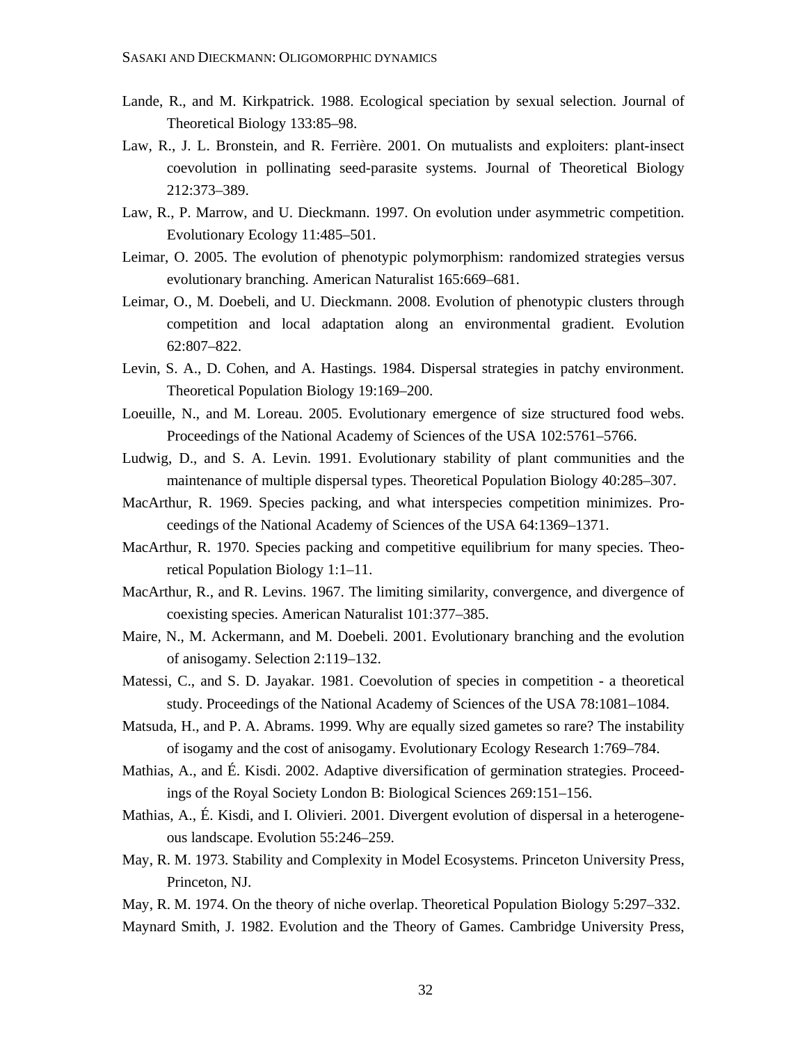Lande, R., and M. Kirkpatrick. 1988. Ecological speciation by sexual selection. Journal of Theoretical Biology 133:85–98.

Law, R., J. L. Bronstein, and R. Ferrière. 2001. On mutualists and exploiters: plant-insect coevolution in pollinating seed-parasite systems. Journal of Theoretical Biology 212:373–389.

Law, R., P. Marrow, and U. Dieckmann. 1997. On evolution under asymmetric competition. Evolutionary Ecology 11:485–501.

Leimar, O. 2005. The evolution of phenotypic polymorphism: randomized strategies versus evolutionary branching. American Naturalist 165:669–681.

Leimar, O., M. Doebeli, and U. Dieckmann. 2008. Evolution of phenotypic clusters through competition and local adaptation along an environmental gradient. Evolution 62:807–822.

Levin, S. A., D. Cohen, and A. Hastings. 1984. Dispersal strategies in patchy environment. Theoretical Population Biology 19:169–200.

Loeuille, N., and M. Loreau. 2005. Evolutionary emergence of size structured food webs. Proceedings of the National Academy of Sciences of the USA 102:5761–5766.

Ludwig, D., and S. A. Levin. 1991. Evolutionary stability of plant communities and the maintenance of multiple dispersal types. Theoretical Population Biology 40:285–307.

MacArthur, R. 1969. Species packing, and what interspecies competition minimizes. Proceedings of the National Academy of Sciences of the USA 64:1369–1371.

MacArthur, R. 1970. Species packing and competitive equilibrium for many species. Theoretical Population Biology 1:1–11.

MacArthur, R., and R. Levins. 1967. The limiting similarity, convergence, and divergence of coexisting species. American Naturalist 101:377–385.

Maire, N., M. Ackermann, and M. Doebeli. 2001. Evolutionary branching and the evolution of anisogamy. Selection 2:119–132.

Matessi, C., and S. D. Jayakar. 1981. Coevolution of species in competition - a theoretical study. Proceedings of the National Academy of Sciences of the USA 78:1081–1084.

Matsuda, H., and P. A. Abrams. 1999. Why are equally sized gametes so rare? The instability of isogamy and the cost of anisogamy. Evolutionary Ecology Research 1:769–784.

Mathias, A., and É. Kisdi. 2002. Adaptive diversification of germination strategies. Proceedings of the Royal Society London B: Biological Sciences 269:151–156.

Mathias, A., É. Kisdi, and I. Olivieri. 2001. Divergent evolution of dispersal in a heterogeneous landscape. Evolution 55:246–259.

May, R. M. 1973. Stability and Complexity in Model Ecosystems. Princeton University Press, Princeton, NJ.

May, R. M. 1974. On the theory of niche overlap. Theoretical Population Biology 5:297–332.

Maynard Smith, J. 1982. Evolution and the Theory of Games. Cambridge University Press,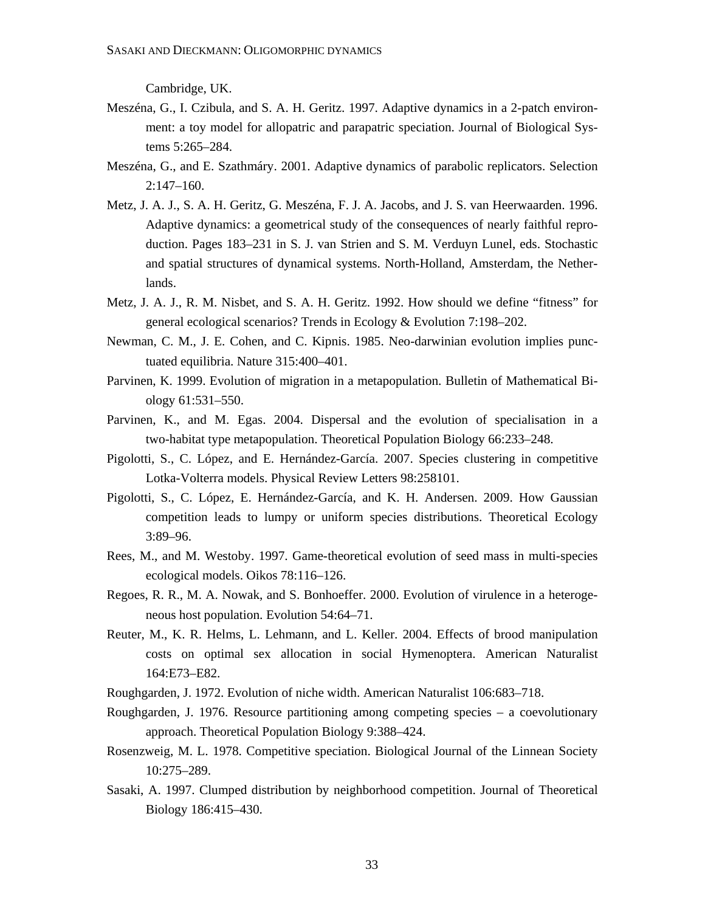Cambridge, UK.

Meszéna, G., I. Czibula, and S. A. H. Geritz. 1997. Adaptive dynamics in a 2-patch environment: a toy model for allopatric and parapatric speciation. Journal of Biological Systems 5:265–284.

Meszéna, G., and E. Szathmáry. 2001. Adaptive dynamics of parabolic replicators. Selection 2:147–160.

Metz, J. A. J., S. A. H. Geritz, G. Meszéna, F. J. A. Jacobs, and J. S. van Heerwaarden. 1996. Adaptive dynamics: a geometrical study of the consequences of nearly faithful reproduction. Pages 183–231 in S. J. van Strien and S. M. Verduyn Lunel, eds. Stochastic and spatial structures of dynamical systems. North-Holland, Amsterdam, the Netherlands.

Metz, J. A. J., R. M. Nisbet, and S. A. H. Geritz. 1992. How should we define "fitness" for general ecological scenarios? Trends in Ecology & Evolution 7:198–202.

Newman, C. M., J. E. Cohen, and C. Kipnis. 1985. Neo-darwinian evolution implies punctuated equilibria. Nature 315:400–401.

Parvinen, K. 1999. Evolution of migration in a metapopulation. Bulletin of Mathematical Biology 61:531–550.

Parvinen, K., and M. Egas. 2004. Dispersal and the evolution of specialisation in a two-habitat type metapopulation. Theoretical Population Biology 66:233–248.

Pigolotti, S., C. López, and E. Hernández-García. 2007. Species clustering in competitive Lotka-Volterra models. Physical Review Letters 98:258101.

Pigolotti, S., C. López, E. Hernández-García, and K. H. Andersen. 2009. How Gaussian competition leads to lumpy or uniform species distributions. Theoretical Ecology 3:89–96.

Rees, M., and M. Westoby. 1997. Game-theoretical evolution of seed mass in multi-species ecological models. Oikos 78:116–126.

Regoes, R. R., M. A. Nowak, and S. Bonhoeffer. 2000. Evolution of virulence in a heterogeneous host population. Evolution 54:64–71.

Reuter, M., K. R. Helms, L. Lehmann, and L. Keller. 2004. Effects of brood manipulation costs on optimal sex allocation in social Hymenoptera. American Naturalist 164:E73–E82.

Roughgarden, J. 1972. Evolution of niche width. American Naturalist 106:683–718.

Roughgarden, J. 1976. Resource partitioning among competing species – a coevolutionary approach. Theoretical Population Biology 9:388–424.

Rosenzweig, M. L. 1978. Competitive speciation. Biological Journal of the Linnean Society 10:275–289.

Sasaki, A. 1997. Clumped distribution by neighborhood competition. Journal of Theoretical Biology 186:415–430.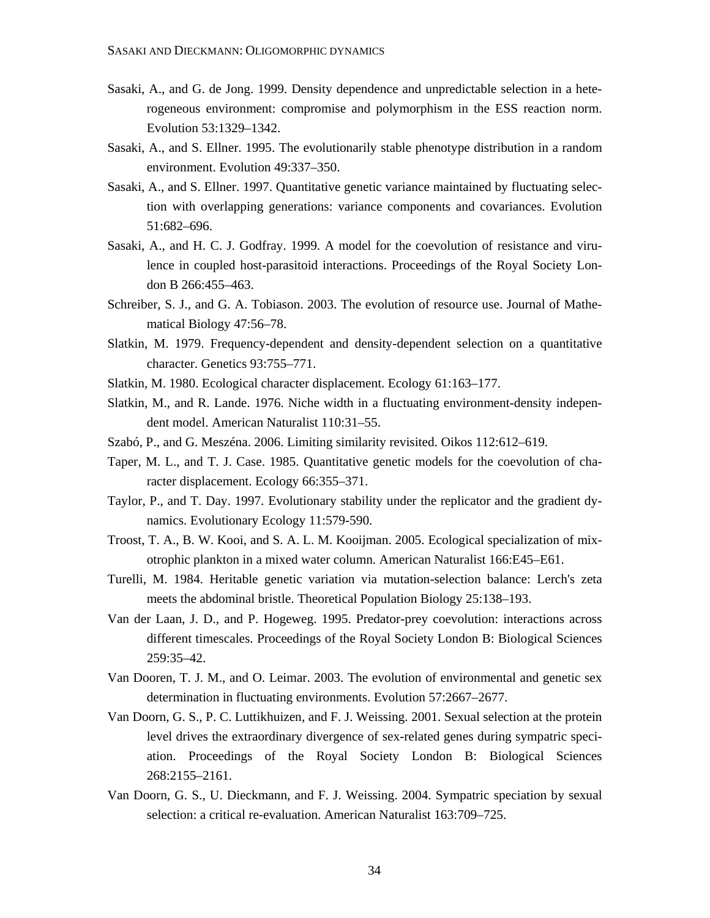Sasaki, A., and G. de Jong. 1999. Density dependence and unpredictable selection in a heterogeneous environment: compromise and polymorphism in the ESS reaction norm. Evolution 53:1329–1342.

Sasaki, A., and S. Ellner. 1995. The evolutionarily stable phenotype distribution in a random environment. Evolution 49:337–350.

Sasaki, A., and S. Ellner. 1997. Quantitative genetic variance maintained by fluctuating selection with overlapping generations: variance components and covariances. Evolution 51:682–696.

Sasaki, A., and H. C. J. Godfray. 1999. A model for the coevolution of resistance and virulence in coupled host-parasitoid interactions. Proceedings of the Royal Society London B 266:455–463.

Schreiber, S. J., and G. A. Tobiason. 2003. The evolution of resource use. Journal of Mathematical Biology 47:56–78.

Slatkin, M. 1979. Frequency-dependent and density-dependent selection on a quantitative character. Genetics 93:755–771.

Slatkin, M. 1980. Ecological character displacement. Ecology 61:163–177.

Slatkin, M., and R. Lande. 1976. Niche width in a fluctuating environment-density independent model. American Naturalist 110:31–55.

Szabó, P., and G. Meszéna. 2006. Limiting similarity revisited. Oikos 112:612–619.

Taper, M. L., and T. J. Case. 1985. Quantitative genetic models for the coevolution of character displacement. Ecology 66:355–371.

Taylor, P., and T. Day. 1997. Evolutionary stability under the replicator and the gradient dynamics. Evolutionary Ecology 11:579-590.

Troost, T. A., B. W. Kooi, and S. A. L. M. Kooijman. 2005. Ecological specialization of mixotrophic plankton in a mixed water column. American Naturalist 166:E45–E61.

Turelli, M. 1984. Heritable genetic variation via mutation-selection balance: Lerch's zeta meets the abdominal bristle. Theoretical Population Biology 25:138–193.

Van der Laan, J. D., and P. Hogeweg. 1995. Predator-prey coevolution: interactions across different timescales. Proceedings of the Royal Society London B: Biological Sciences 259:35–42.

Van Dooren, T. J. M., and O. Leimar. 2003. The evolution of environmental and genetic sex determination in fluctuating environments. Evolution 57:2667–2677.

Van Doorn, G. S., P. C. Luttikhuizen, and F. J. Weissing. 2001. Sexual selection at the protein level drives the extraordinary divergence of sex-related genes during sympatric speciation. Proceedings of the Royal Society London B: Biological Sciences 268:2155–2161.

Van Doorn, G. S., U. Dieckmann, and F. J. Weissing. 2004. Sympatric speciation by sexual selection: a critical re-evaluation. American Naturalist 163:709–725.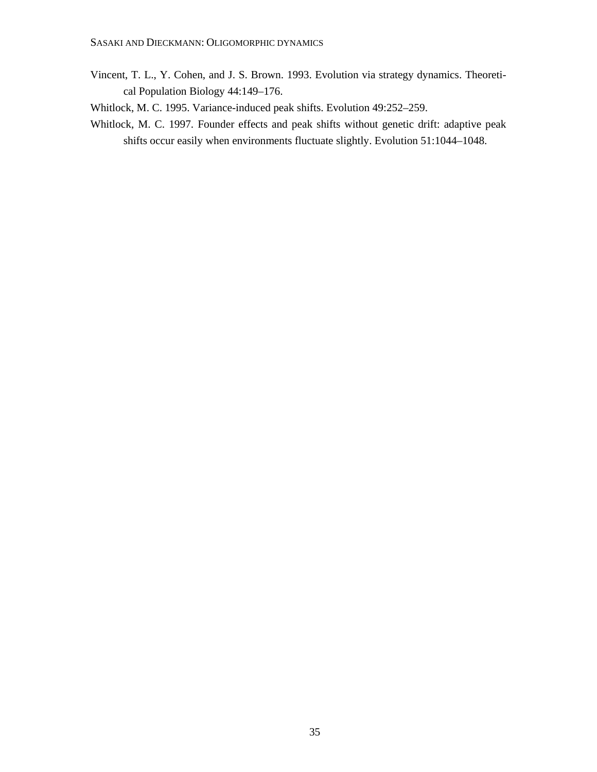Vincent, T. L., Y. Cohen, and J. S. Brown. 1993. Evolution via strategy dynamics. Theoretical Population Biology 44:149–176.

Whitlock, M. C. 1995. Variance-induced peak shifts. Evolution 49:252–259.

Whitlock, M. C. 1997. Founder effects and peak shifts without genetic drift: adaptive peak shifts occur easily when environments fluctuate slightly. Evolution 51:1044–1048.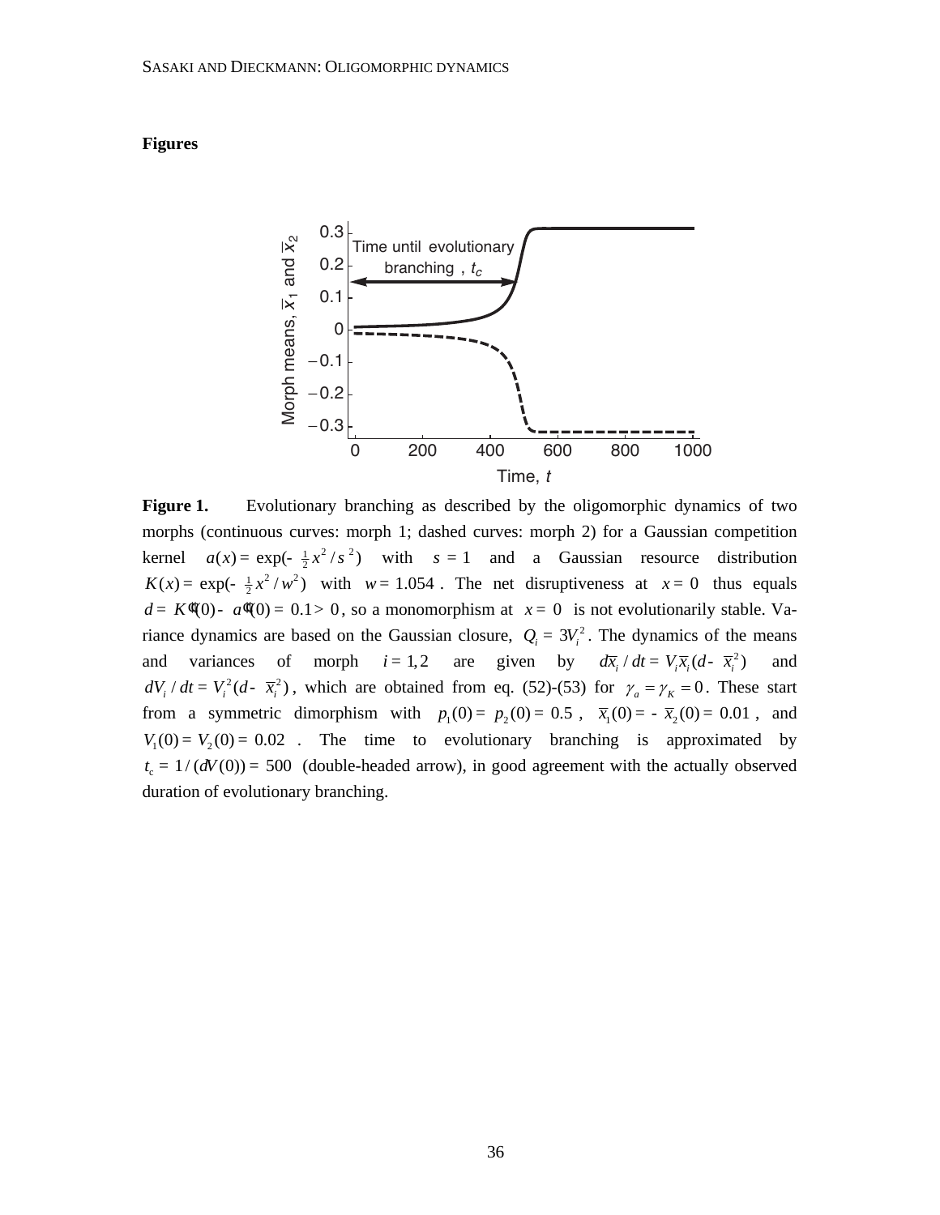**Figures**

**Figure 1.** Evolutionary branching as described by the oligomorphic dynamics of two morphs (continuous curves: morph 1; dashed curves: morph 2) for a Gaussian competition kernel $a(x) = \exp(-\frac{1}{2}x^2/s^2)$ with $s = 1$ and a Gaussian resource distribution $K(x) = \exp(-\frac{1}{2}x^2/w^2)$ with $w = 1.054$. The net disruptiveness at $x = 0$ thus equals $d = K''(0) - a''(0) = 0.1 > 0$, so a monomorphism at $x = 0$ is not evolutionarily stable. Variance dynamics are based on the Gaussian closure, $Q_i = 3V_i^2$. The dynamics of the means and variances of morph $i = 1, 2$ are given by $d\bar{x}_i / dt = V_i \bar{x}_i (d - \bar{x}_i^2)$ and $dV_i / dt = V_i^2 (d - \bar{x}_i^2)$, which are obtained from eq. (52)-(53) for $\gamma_a = \gamma_K = 0$. These start from a symmetric dimorphism with $p_1(0) = p_2(0) = 0.5$, $\bar{x}_1(0) = -\bar{x}_2(0) = 0.01$, and $V_1(0) = V_2(0) = 0.02$. The time to evolutionary branching is approximated by $t_c = 1/(dV(0)) = 500$ (double-headed arrow), in good agreement with the actually observed duration of evolutionary branching.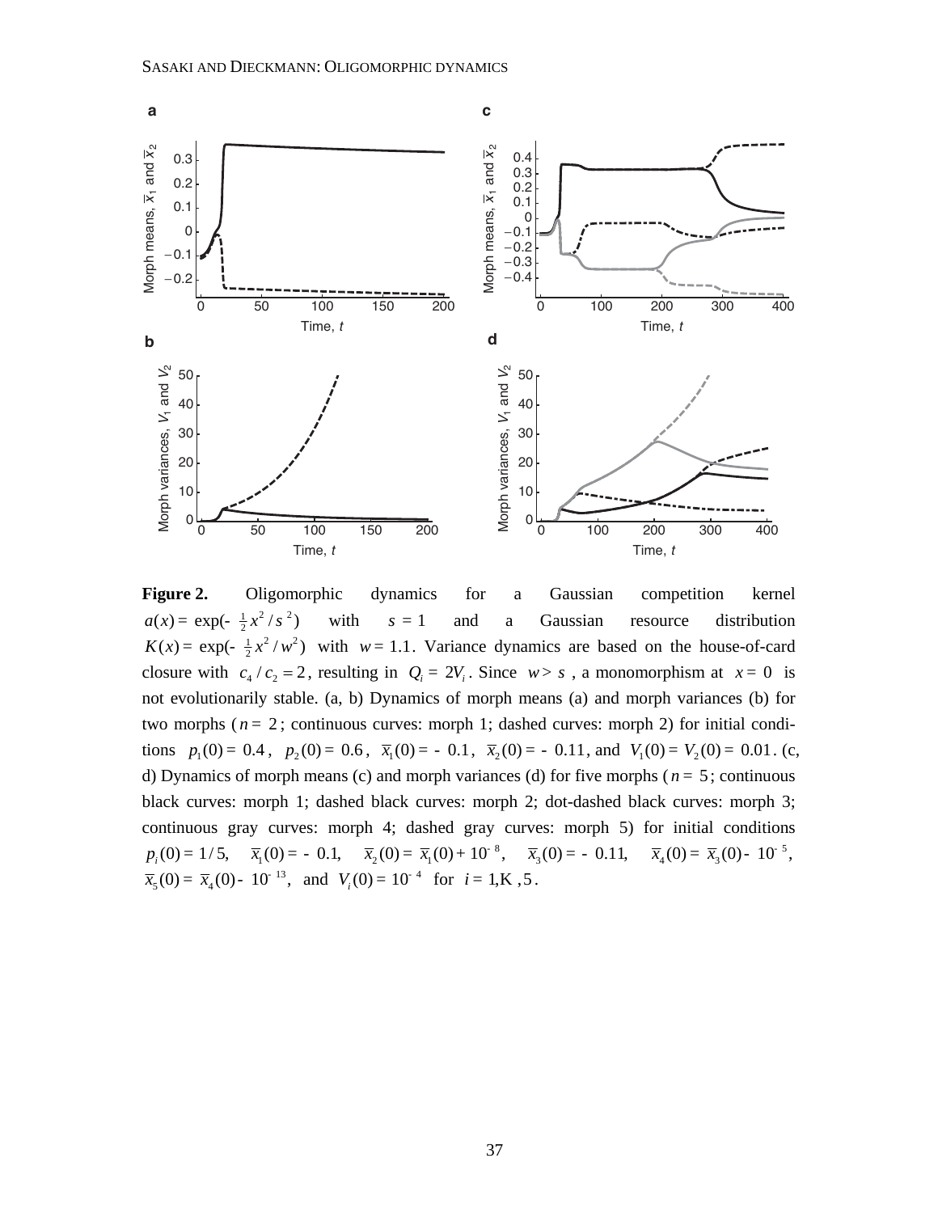**Figure 2.** Oligomorphic dynamics for a Gaussian competition kernel $a(x) = \exp(-\frac{1}{2}x^2/s^2)$ with $s = 1$ and a Gaussian resource distribution $K(x) = \exp(-\frac{1}{2}x^2/w^2)$ with $w = 1.1$. Variance dynamics are based on the house-of-card closure with $c_4/c_2 = 2$, resulting in $Q_i = 2V_i$. Since $w > s$, a monomorphism at $x = 0$ is not evolutionarily stable. (a, b) Dynamics of morph means (a) and morph variances (b) for two morphs ($n = 2$; continuous curves: morph 1; dashed curves: morph 2) for initial conditions $p_1(0) = 0.4$, $p_2(0) = 0.6$, $\bar{x}_1(0) = -0.1$, $\bar{x}_2(0) = -0.11$, and $V_1(0) = V_2(0) = 0.01$. (c, d) Dynamics of morph means (c) and morph variances (d) for five morphs ($n = 5$; continuous black curves: morph 1; dashed black curves: morph 2; dot-dashed black curves: morph 3; continuous gray curves: morph 4; dashed gray curves: morph 5) for initial conditions $p_i(0) = 1/5$, $\bar{x}_1(0) = -0.1$, $\bar{x}_2(0) = \bar{x}_1(0) + 10^{-8}$, $\bar{x}_3(0) = -0.11$, $\bar{x}_4(0) = \bar{x}_3(0) - 10^{-5}$, $\bar{x}_5(0) = \bar{x}_4(0) - 10^{-13}$, and $V_i(0) = 10^{-4}$ for $i = 1, \ldots, 5$.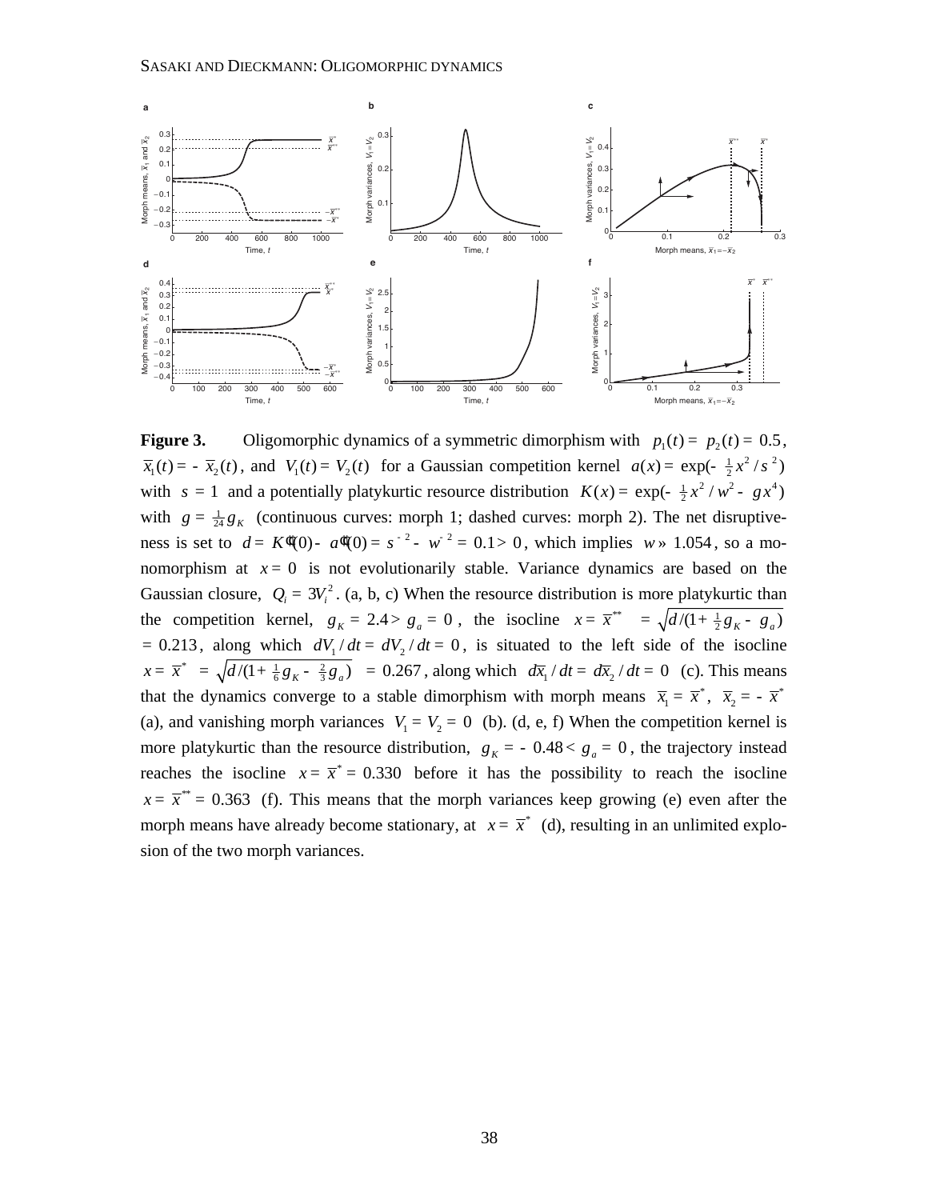**Figure 3.** Oligomorphic dynamics of a symmetric dimorphism with $p_1(t) = p_2(t) = 0.5$, $\overline{x}_1(t) = -\overline{x}_2(t)$, and $V_1(t) = V_2(t)$ for a Gaussian competition kernel $a(x) = \exp(-\frac{1}{2}x^2/s^2)$ with $s = 1$ and a potentially platykurtic resource distribution $K(x) = \exp(-\frac{1}{2}x^2/w^2 - gx^4)$ with $g = \frac{1}{24}g_K$ (continuous curves: morph 1; dashed curves: morph 2). The net disruptiveness is set to $d = K''(0) - a''(0) = s^{-2} - w^{-2} = 0.1 > 0$, which implies $w \approx 1.054$, so a monomorphism at $x = 0$ is not evolutionarily stable. Variance dynamics are based on the Gaussian closure, $Q_i = 3V_i^2$. (a, b, c) When the resource distribution is more platykurtic than the competition kernel, $g_K = 2.4 > g_a = 0$, the isocline $x = \overline{x}^{**} = \sqrt{d/(1+\frac{1}{2}g_K - g_a)} = 0.213$, along which $dV_1/dt = dV_2/dt = 0$, is situated to the left side of the isocline $x = \overline{x}^{*} = \sqrt{d/(1+\frac{1}{6}g_K - \frac{2}{3}g_a)} = 0.267$, along which $d\overline{x}_1/dt = d\overline{x}_2/dt = 0$ (c). This means that the dynamics converge to a stable dimorphism with morph means $\overline{x}_1 = \overline{x}^{*}$, $\overline{x}_2 = -\overline{x}^{*}$ (a), and vanishing morph variances $V_1 = V_2 = 0$ (b). (d, e, f) When the competition kernel is more platykurtic than the resource distribution, $g_K = -0.48 < g_a = 0$, the trajectory instead reaches the isocline $x = \overline{x}^{*} = 0.330$ before it has the possibility to reach the isocline $x = \overline{x}^{**} = 0.363$ (f). This means that the morph variances keep growing (e) even after the morph means have already become stationary, at $x = \overline{x}^{*}$ (d), resulting in an unlimited explosion of the two morph variances.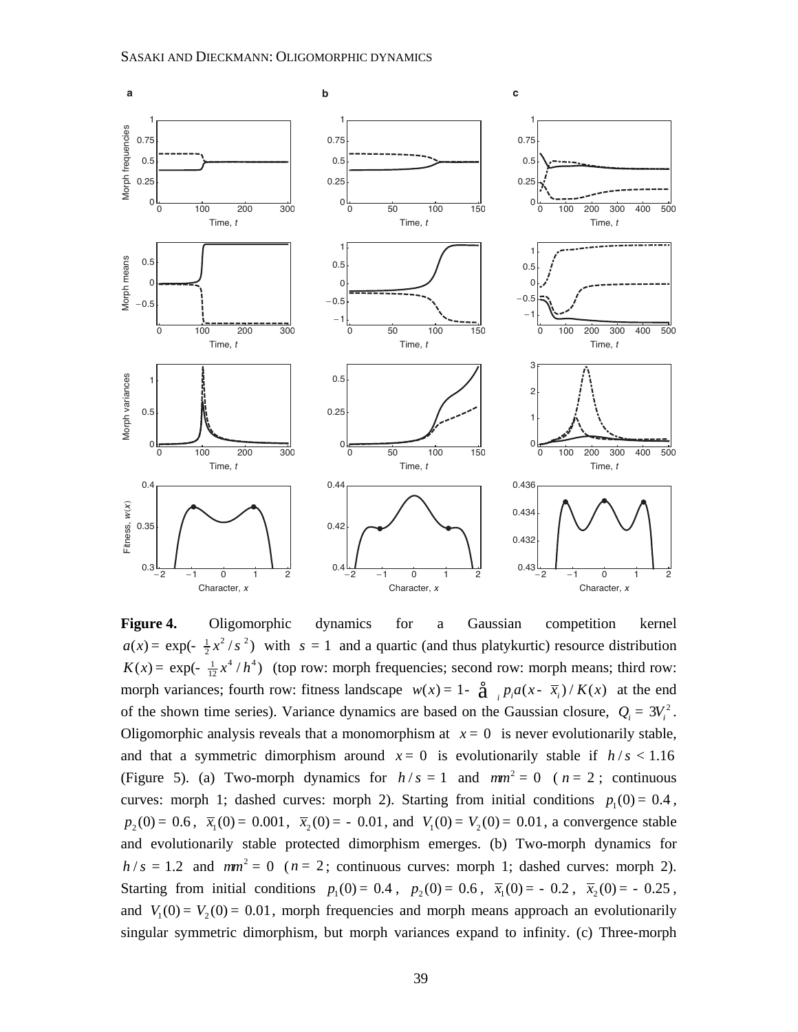**Figure 4.** Oligomorphic dynamics for a Gaussian competition kernel $a(x) = \exp(-\frac{1}{2}x^2/s^2)$ with $s = 1$ and a quartic (and thus platykurtic) resource distribution $K(x) = \exp(-\frac{1}{12}x^4/h^4)$ (top row: morph frequencies; second row: morph means; third row: morph variances; fourth row: fitness landscape $w(x) = 1 - \sum_i p_i a(x - \bar{x}_i)/K(x)$ at the end of the shown time series). Variance dynamics are based on the Gaussian closure, $Q_i = 3V_i^2$. Oligomorphic analysis reveals that a monomorphism at $x = 0$ is never evolutionarily stable, and that a symmetric dimorphism around $x = 0$ is evolutionarily stable if $h/s < 1.16$ (Figure 5). (a) Two-morph dynamics for $h/s = 1$ and $mm^2 = 0$ ($n = 2$; continuous curves: morph 1; dashed curves: morph 2). Starting from initial conditions $p_1(0) = 0.4$, $p_2(0) = 0.6$, $\bar{x}_1(0) = 0.001$, $\bar{x}_2(0) = -0.01$, and $V_1(0) = V_2(0) = 0.01$, a convergence stable and evolutionarily stable protected dimorphism emerges. (b) Two-morph dynamics for $h/s = 1.2$ and $mm^2 = 0$ ($n = 2$; continuous curves: morph 1; dashed curves: morph 2). Starting from initial conditions $p_1(0) = 0.4$, $p_2(0) = 0.6$, $\bar{x}_1(0) = -0.2$, $\bar{x}_2(0) = -0.25$, and $V_1(0) = V_2(0) = 0.01$, morph frequencies and morph means approach an evolutionarily singular symmetric dimorphism, but morph variances expand to infinity. (c) Three-morph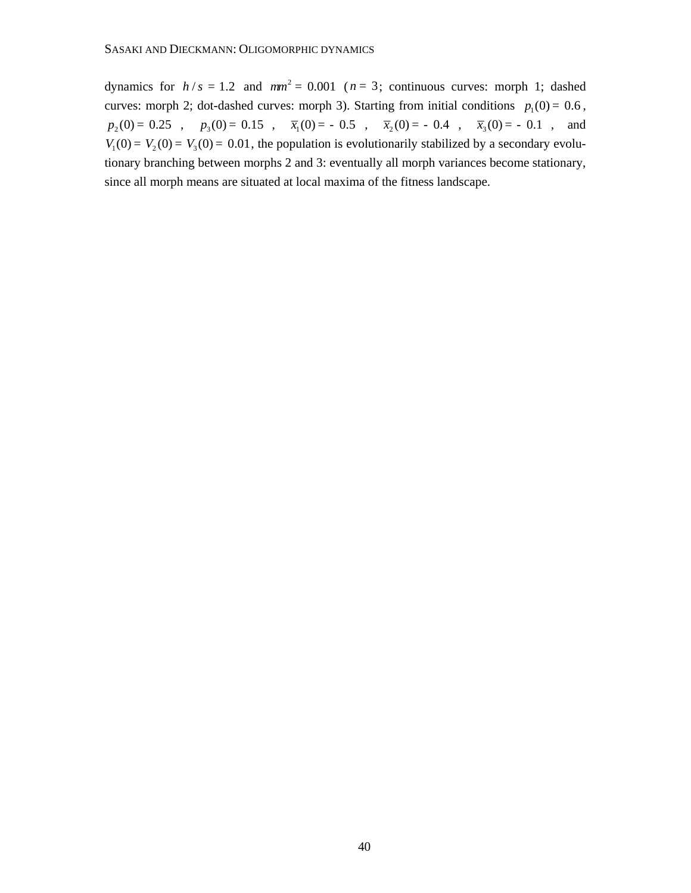dynamics for $h/s = 1.2$ and $mm^2 = 0.001$ ($n = 3$; continuous curves: morph 1; dashed curves: morph 2; dot-dashed curves: morph 3). Starting from initial conditions $p_1(0) = 0.6$, $p_2(0) = 0.25$, $p_3(0) = 0.15$, $\bar{x}_1(0) = -0.5$, $\bar{x}_2(0) = -0.4$, $\bar{x}_3(0) = -0.1$, and $V_1(0) = V_2(0) = V_3(0) = 0.01$, the population is evolutionarily stabilized by a secondary evolutionary branching between morphs 2 and 3: eventually all morph variances become stationary, since all morph means are situated at local maxima of the fitness landscape.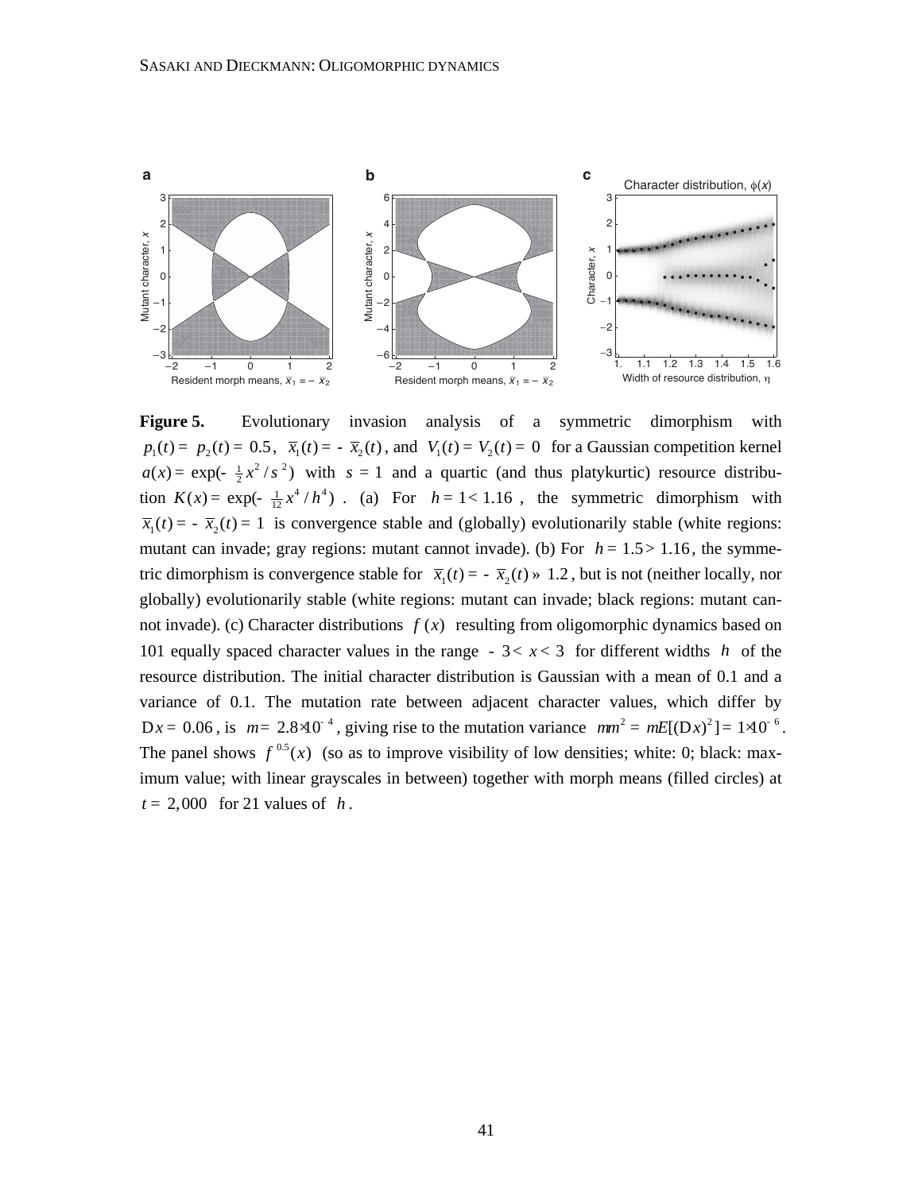**Figure 5.** Evolutionary invasion analysis of a symmetric dimorphism with $p_1(t) = p_2(t) = 0.5$, $\bar{x}_1(t) = -\bar{x}_2(t)$, and $V_1(t) = V_2(t) = 0$ for a Gaussian competition kernel $a(x) = \exp(-\frac{1}{2}x^2/s^2)$ with $s = 1$ and a quartic (and thus platykurtic) resource distribution $K(x) = \exp(-\frac{1}{12}x^4/h^4)$. (a) For $h = 1 < 1.16$, the symmetric dimorphism with $\bar{x}_1(t) = -\bar{x}_2(t) = 1$ is convergence stable and (globally) evolutionarily stable (white regions: mutant can invade; gray regions: mutant cannot invade). (b) For $h = 1.5 > 1.16$, the symmetric dimorphism is convergence stable for $\bar{x}_1(t) = -\bar{x}_2(t) \approx 1.2$, but is not (neither locally, nor globally) evolutionarily stable (white regions: mutant can invade; black regions: mutant cannot invade). (c) Character distributions $f(x)$ resulting from oligomorphic dynamics based on 101 equally spaced character values in the range $-3 < x < 3$ for different widths $h$ of the resource distribution. The initial character distribution is Gaussian with a mean of 0.1 and a variance of 0.1. The mutation rate between adjacent character values, which differ by $\Delta x = 0.06$, is $m = 2.8 \times 10^{-4}$, giving rise to the mutation variance $m m^2 = m E[(\Delta x)^2] = 1 \times 10^{-6}$. The panel shows $f^{0.5}(x)$ (so as to improve visibility of low densities; white: 0; black: maximum value; with linear grayscales in between) together with morph means (filled circles) at $t = 2{,}000$ for 21 values of $h$.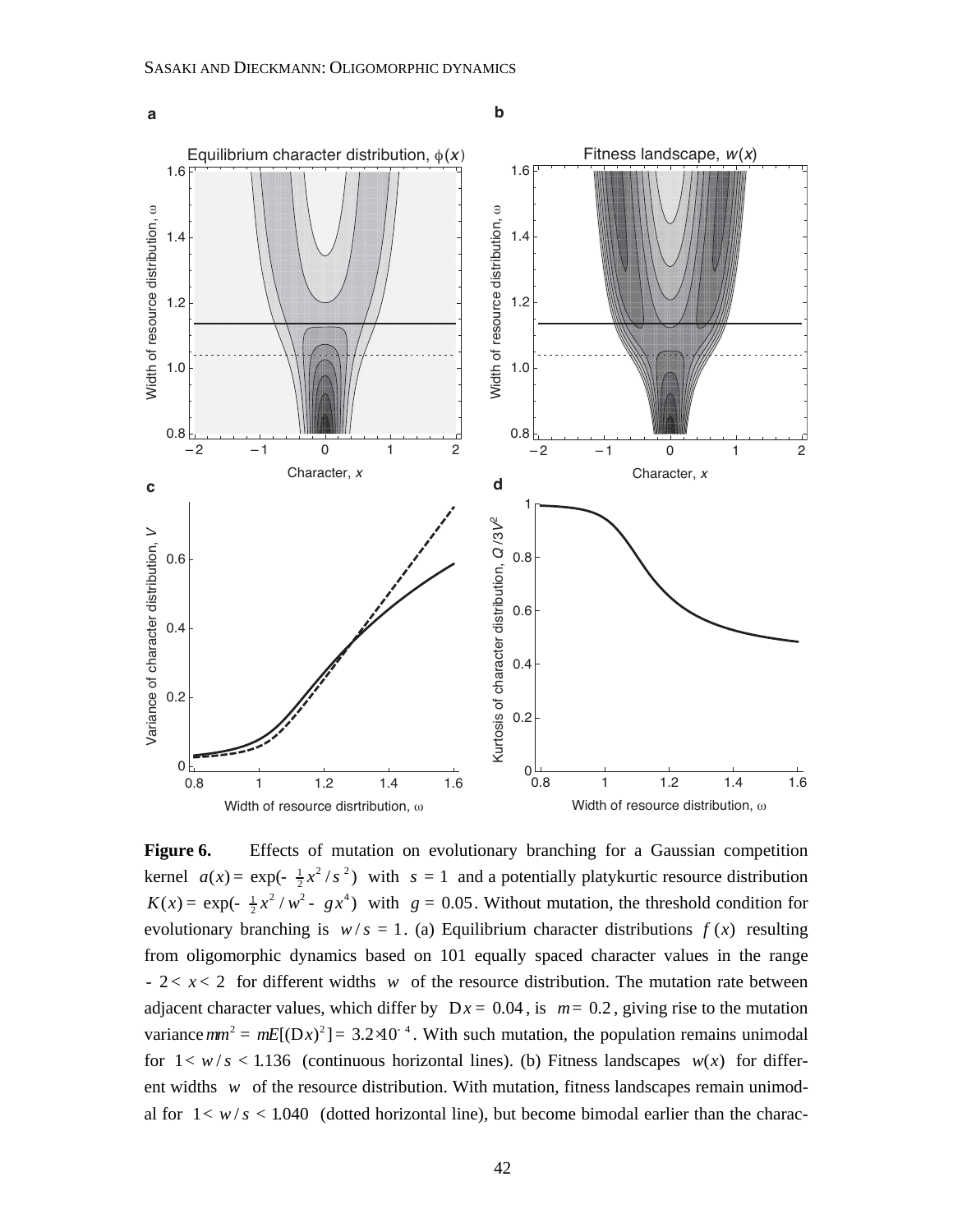**Figure 6.** Effects of mutation on evolutionary branching for a Gaussian competition kernel $a(x) = \exp(-\frac{1}{2}x^2/s^2)$ with $s = 1$ and a potentially platykurtic resource distribution $K(x) = \exp(-\frac{1}{2}x^2/w^2 - gx^4)$ with $g = 0.05$. Without mutation, the threshold condition for evolutionary branching is $w/s = 1$. (a) Equilibrium character distributions $f(x)$ resulting from oligomorphic dynamics based on 101 equally spaced character values in the range $-2 < x < 2$ for different widths $w$ of the resource distribution. The mutation rate between adjacent character values, which differ by $\Delta x = 0.04$, is $m = 0.2$, giving rise to the mutation variance $m\mu^2 = mE[(\Delta x)^2] = 3.2 \times 10^{-4}$. With such mutation, the population remains unimodal for $1 < w/s < 1.136$ (continuous horizontal lines). (b) Fitness landscapes $w(x)$ for different widths $w$ of the resource distribution. With mutation, fitness landscapes remain unimodal for $1 < w/s < 1.040$ (dotted horizontal line), but become bimodal earlier than the charac-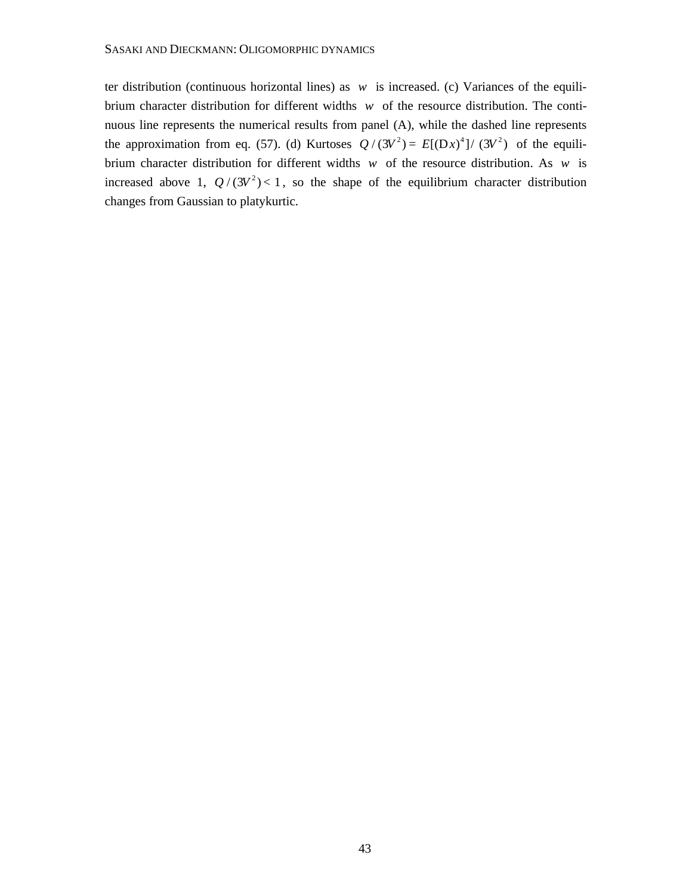ter distribution (continuous horizontal lines) as $w$ is increased. (c) Variances of the equilibrium character distribution for different widths $w$ of the resource distribution. The continuous line represents the numerical results from panel (A), while the dashed line represents the approximation from eq. (57). (d) Kurtoses $Q/(3V^2) = E[(\Delta x)^4]/(3V^2)$ of the equilibrium character distribution for different widths $w$ of the resource distribution. As $w$ is increased above 1, $Q/(3V^2) < 1$, so the shape of the equilibrium character distribution changes from Gaussian to platykurtic.